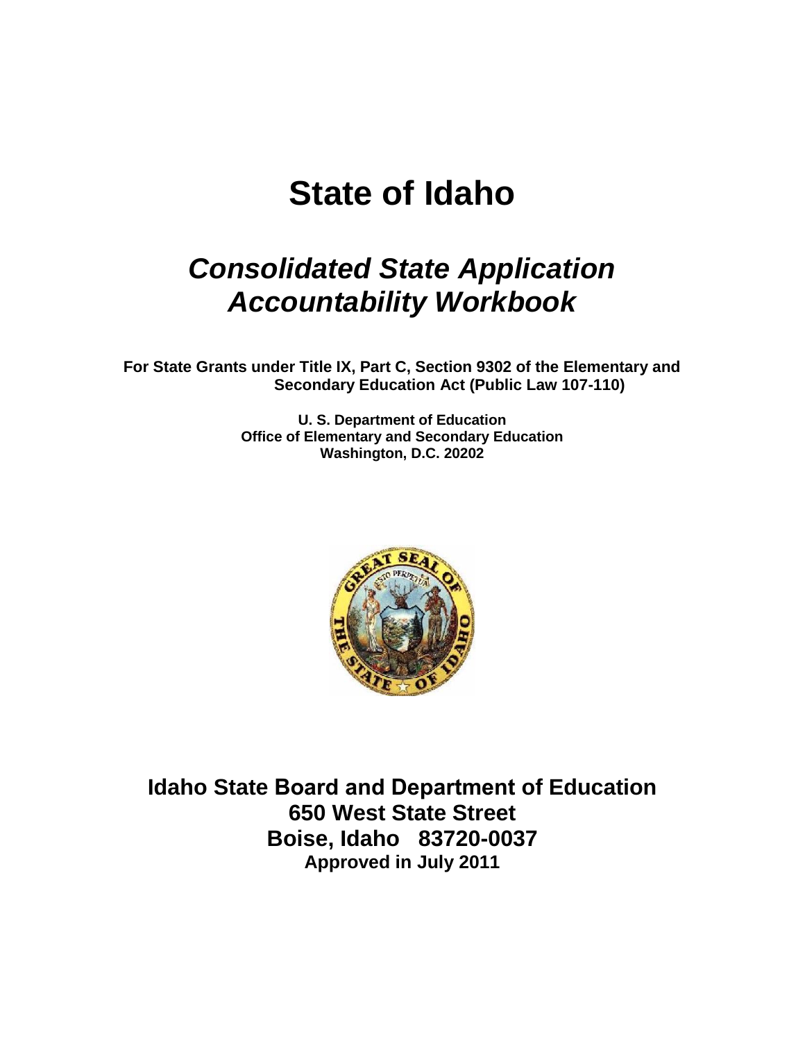# State of Idaho

## *Consolidated State Application Accountability Workbook*

**For State Grants under Title IX, Part C, Section 9302 of the Elementary and Secondary Education Act (Public Law 107-110)**

**U. S. Department of Education**
**Office of Elementary and Secondary Education**
**Washington, D.C. 20202**

**Idaho State Board and Department of Education**
**650 West State Street**
**Boise, Idaho 83720-0037**
**Approved in July 2011**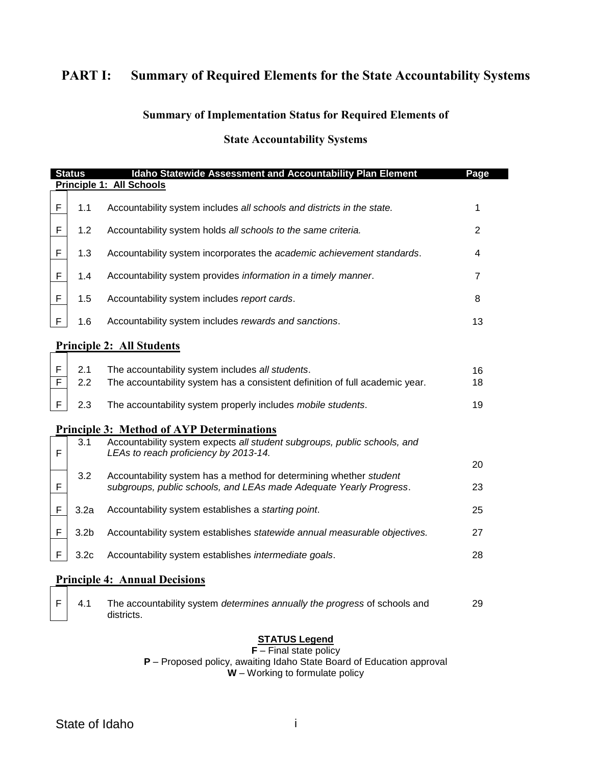# PART I: Summary of Required Elements for the State Accountability Systems

## Summary of Implementation Status for Required Elements of

## State Accountability Systems

| Status | | Idaho Statewide Assessment and Accountability Plan Element | Page |
|---|---|---|---|
| **Principle 1: All Schools** | | | |
| F | 1.1 | Accountability system includes *all schools and districts in the state.* | 1 |
| F | 1.2 | Accountability system holds *all schools to the same criteria.* | 2 |
| F | 1.3 | Accountability system incorporates the *academic achievement standards*. | 4 |
| F | 1.4 | Accountability system provides *information in a timely manner*. | 7 |
| F | 1.5 | Accountability system includes *report cards*. | 8 |
| F | 1.6 | Accountability system includes *rewards and sanctions*. | 13 |
| **Principle 2: All Students** | | | |
| F | 2.1 | The accountability system includes *all students*. | 16 |
| F | 2.2 | The accountability system has a consistent definition of full academic year. | 18 |
| F | 2.3 | The accountability system properly includes *mobile students*. | 19 |
| **Principle 3: Method of AYP Determinations** | | | |
| F | 3.1 | Accountability system expects *all student subgroups, public schools, and LEAs to reach proficiency by 2013-14.* | 20 |
| F | 3.2 | Accountability system has a method for determining whether *student subgroups, public schools, and LEAs made Adequate Yearly Progress*. | 23 |
| F | 3.2a | Accountability system establishes a *starting point*. | 25 |
| F | 3.2b | Accountability system establishes *statewide annual measurable objectives.* | 27 |
| F | 3.2c | Accountability system establishes *intermediate goals*. | 28 |
| **Principle 4: Annual Decisions** | | | |
| F | 4.1 | The accountability system *determines annually the progress* of schools and districts. | 29 |

**STATUS Legend**

**F** – Final state policy
**P** – Proposed policy, awaiting Idaho State Board of Education approval
**W** – Working to formulate policy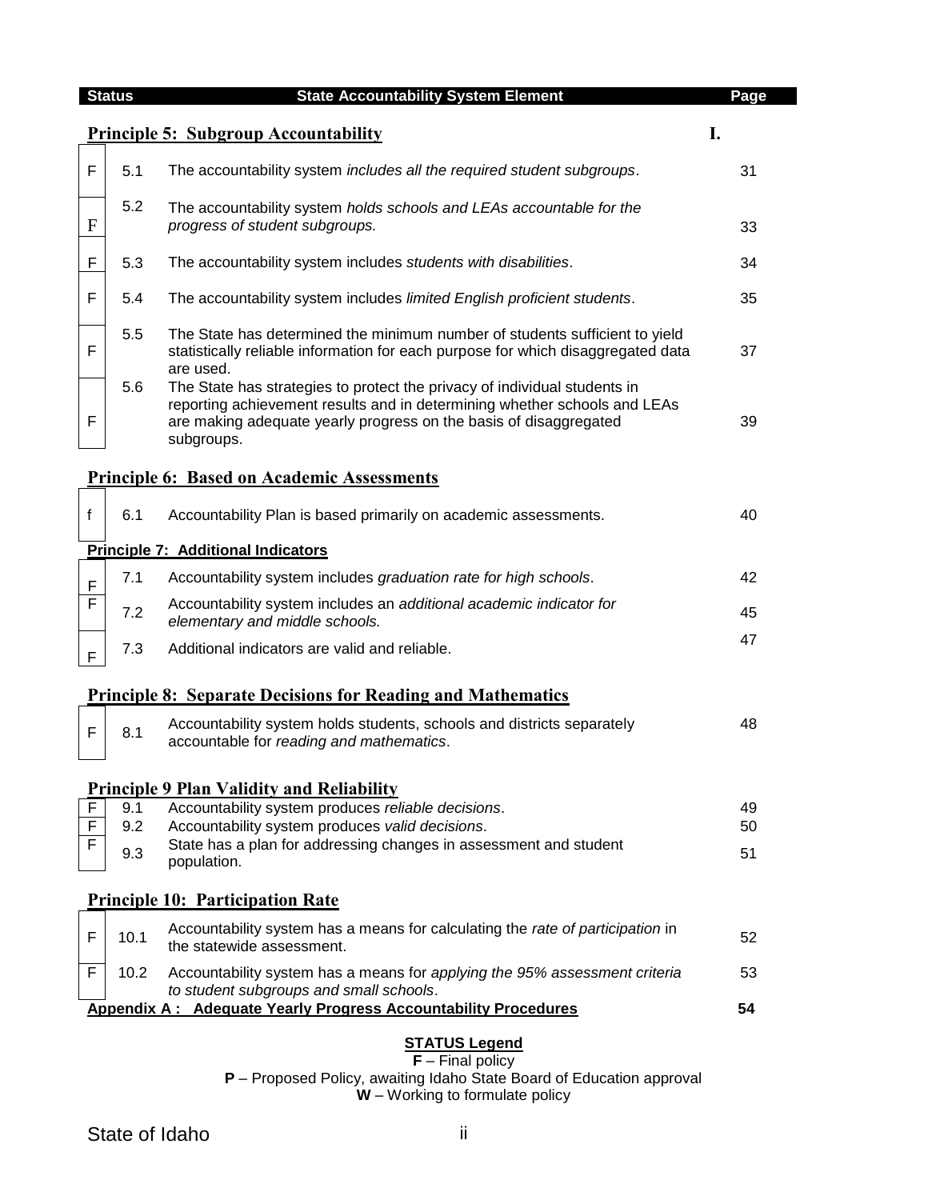| Status | | State Accountability System Element | Page |
|---|---|---|---|
| | | **Principle 5: Subgroup Accountability** | I. |
| F | 5.1 | The accountability system *includes all the required student subgroups*. | 31 |
| F | 5.2 | The accountability system *holds schools and LEAs accountable for the progress of student subgroups.* | 33 |
| F | 5.3 | The accountability system includes *students with disabilities*. | 34 |
| F | 5.4 | The accountability system includes *limited English proficient students*. | 35 |
| F | 5.5 | The State has determined the minimum number of students sufficient to yield statistically reliable information for each purpose for which disaggregated data are used. | 37 |
| F | 5.6 | The State has strategies to protect the privacy of individual students in reporting achievement results and in determining whether schools and LEAs are making adequate yearly progress on the basis of disaggregated subgroups. | 39 |
| | | **Principle 6: Based on Academic Assessments** | |
| f | 6.1 | Accountability Plan is based primarily on academic assessments. | 40 |
| | | **Principle 7: Additional Indicators** | |
| F | 7.1 | Accountability system includes *graduation rate for high schools*. | 42 |
| F | 7.2 | Accountability system includes an *additional academic indicator for elementary and middle schools.* | 45 |
| F | 7.3 | Additional indicators are valid and reliable. | 47 |
| | | **Principle 8: Separate Decisions for Reading and Mathematics** | |
| F | 8.1 | Accountability system holds students, schools and districts separately accountable for *reading and mathematics*. | 48 |
| | | **Principle 9 Plan Validity and Reliability** | |
| F | 9.1 | Accountability system produces *reliable decisions*. | 49 |
| F | 9.2 | Accountability system produces *valid decisions*. | 50 |
| F | 9.3 | State has a plan for addressing changes in assessment and student population. | 51 |
| | | **Principle 10: Participation Rate** | |
| F | 10.1 | Accountability system has a means for calculating the *rate of participation* in the statewide assessment. | 52 |
| F | 10.2 | Accountability system has a means for *applying the 95% assessment criteria* to student subgroups and small schools. | 53 |
| | | **Appendix A : Adequate Yearly Progress Accountability Procedures** | **54** |

**STATUS Legend**

**F** – Final policy

**P** – Proposed Policy, awaiting Idaho State Board of Education approval

**W** – Working to formulate policy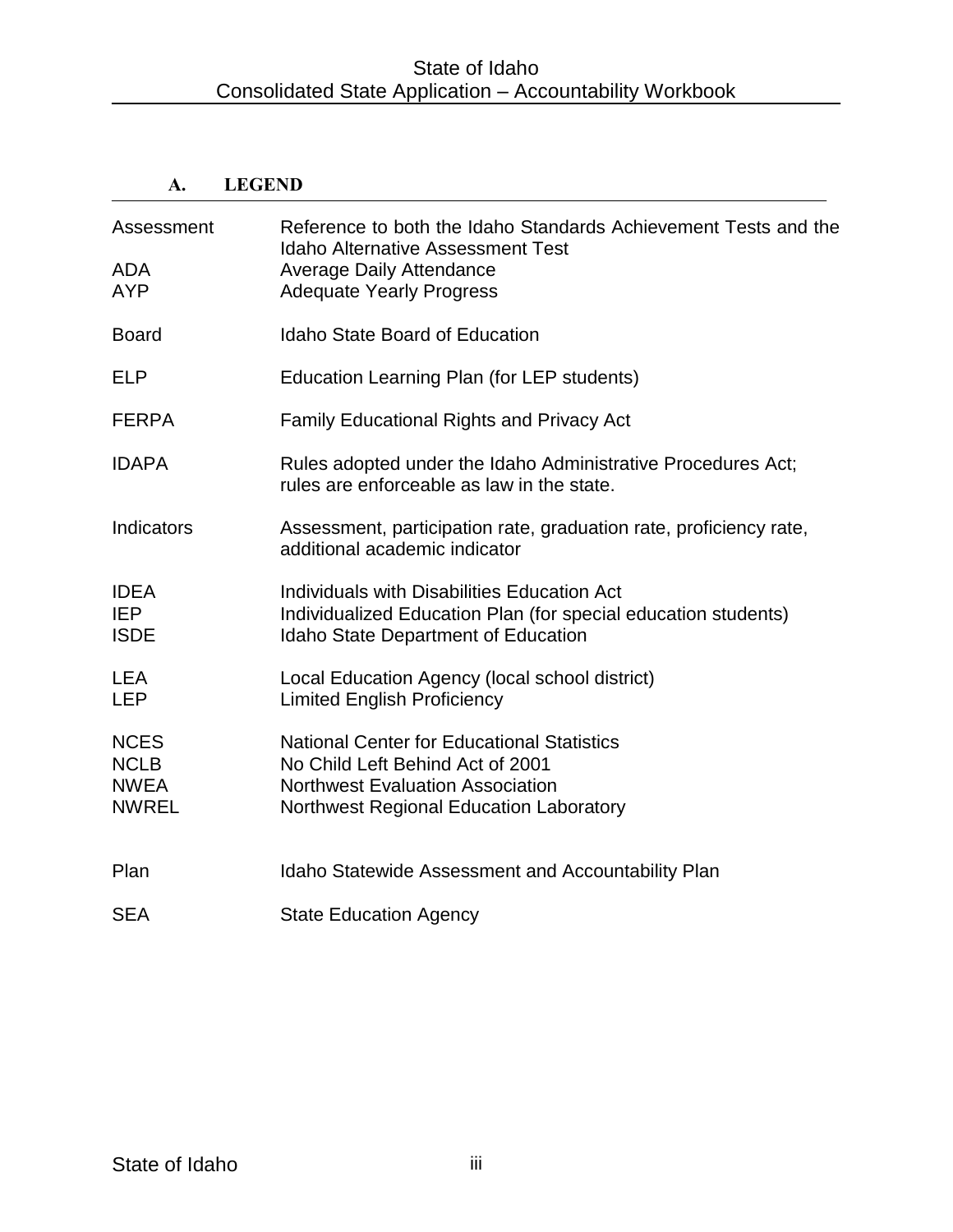## A. LEGEND

| | |
|---|---|
| Assessment | Reference to both the Idaho Standards Achievement Tests and the Idaho Alternative Assessment Test |
| ADA | Average Daily Attendance |
| AYP | Adequate Yearly Progress |
| Board | Idaho State Board of Education |
| ELP | Education Learning Plan (for LEP students) |
| FERPA | Family Educational Rights and Privacy Act |
| IDAPA | Rules adopted under the Idaho Administrative Procedures Act; rules are enforceable as law in the state. |
| Indicators | Assessment, participation rate, graduation rate, proficiency rate, additional academic indicator |
| IDEA | Individuals with Disabilities Education Act |
| IEP | Individualized Education Plan (for special education students) |
| ISDE | Idaho State Department of Education |
| LEA | Local Education Agency (local school district) |
| LEP | Limited English Proficiency |
| NCES | National Center for Educational Statistics |
| NCLB | No Child Left Behind Act of 2001 |
| NWEA | Northwest Evaluation Association |
| NWREL | Northwest Regional Education Laboratory |
| Plan | Idaho Statewide Assessment and Accountability Plan |
| SEA | State Education Agency |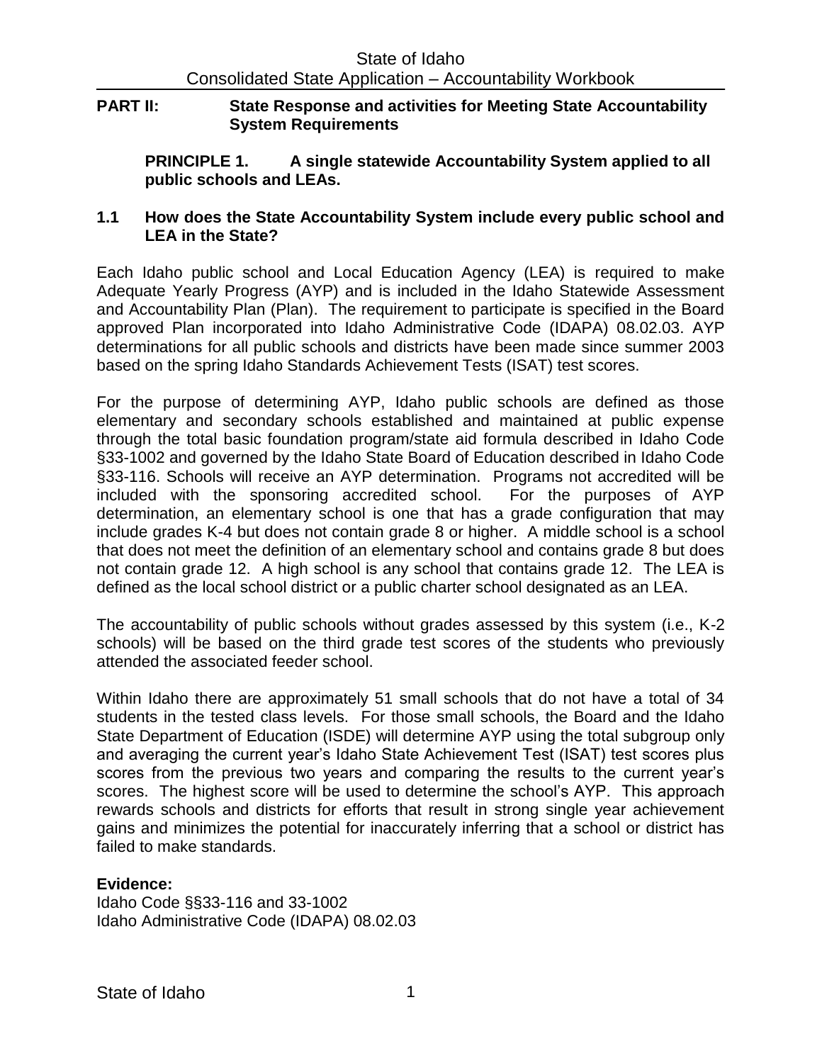## PART II: State Response and activities for Meeting State Accountability System Requirements

### PRINCIPLE 1. A single statewide Accountability System applied to all public schools and LEAs.

**1.1 How does the State Accountability System include every public school and LEA in the State?**

Each Idaho public school and Local Education Agency (LEA) is required to make Adequate Yearly Progress (AYP) and is included in the Idaho Statewide Assessment and Accountability Plan (Plan). The requirement to participate is specified in the Board approved Plan incorporated into Idaho Administrative Code (IDAPA) 08.02.03. AYP determinations for all public schools and districts have been made since summer 2003 based on the spring Idaho Standards Achievement Tests (ISAT) test scores.

For the purpose of determining AYP, Idaho public schools are defined as those elementary and secondary schools established and maintained at public expense through the total basic foundation program/state aid formula described in Idaho Code §33-1002 and governed by the Idaho State Board of Education described in Idaho Code §33-116. Schools will receive an AYP determination. Programs not accredited will be included with the sponsoring accredited school. For the purposes of AYP determination, an elementary school is one that has a grade configuration that may include grades K-4 but does not contain grade 8 or higher. A middle school is a school that does not meet the definition of an elementary school and contains grade 8 but does not contain grade 12. A high school is any school that contains grade 12. The LEA is defined as the local school district or a public charter school designated as an LEA.

The accountability of public schools without grades assessed by this system (i.e., K-2 schools) will be based on the third grade test scores of the students who previously attended the associated feeder school.

Within Idaho there are approximately 51 small schools that do not have a total of 34 students in the tested class levels. For those small schools, the Board and the Idaho State Department of Education (ISDE) will determine AYP using the total subgroup only and averaging the current year's Idaho State Achievement Test (ISAT) test scores plus scores from the previous two years and comparing the results to the current year's scores. The highest score will be used to determine the school's AYP. This approach rewards schools and districts for efforts that result in strong single year achievement gains and minimizes the potential for inaccurately inferring that a school or district has failed to make standards.

**Evidence:**
Idaho Code §§33-116 and 33-1002
Idaho Administrative Code (IDAPA) 08.02.03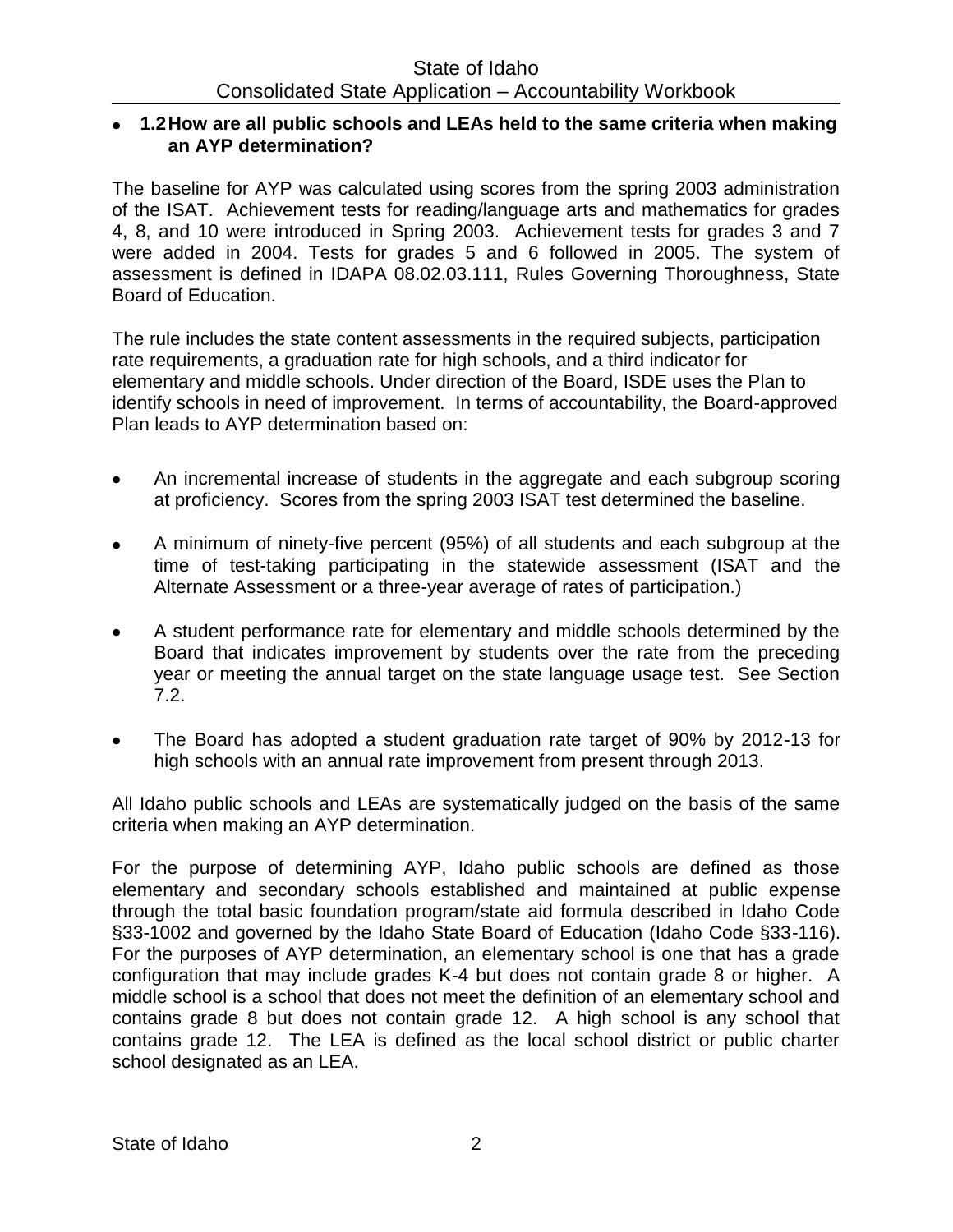- **1.2 How are all public schools and LEAs held to the same criteria when making an AYP determination?**

The baseline for AYP was calculated using scores from the spring 2003 administration of the ISAT. Achievement tests for reading/language arts and mathematics for grades 4, 8, and 10 were introduced in Spring 2003. Achievement tests for grades 3 and 7 were added in 2004. Tests for grades 5 and 6 followed in 2005. The system of assessment is defined in IDAPA 08.02.03.111, Rules Governing Thoroughness, State Board of Education.

The rule includes the state content assessments in the required subjects, participation rate requirements, a graduation rate for high schools, and a third indicator for elementary and middle schools. Under direction of the Board, ISDE uses the Plan to identify schools in need of improvement. In terms of accountability, the Board-approved Plan leads to AYP determination based on:

- An incremental increase of students in the aggregate and each subgroup scoring at proficiency. Scores from the spring 2003 ISAT test determined the baseline.
- A minimum of ninety-five percent (95%) of all students and each subgroup at the time of test-taking participating in the statewide assessment (ISAT and the Alternate Assessment or a three-year average of rates of participation.)
- A student performance rate for elementary and middle schools determined by the Board that indicates improvement by students over the rate from the preceding year or meeting the annual target on the state language usage test. See Section 7.2.
- The Board has adopted a student graduation rate target of 90% by 2012-13 for high schools with an annual rate improvement from present through 2013.

All Idaho public schools and LEAs are systematically judged on the basis of the same criteria when making an AYP determination.

For the purpose of determining AYP, Idaho public schools are defined as those elementary and secondary schools established and maintained at public expense through the total basic foundation program/state aid formula described in Idaho Code §33-1002 and governed by the Idaho State Board of Education (Idaho Code §33-116). For the purposes of AYP determination, an elementary school is one that has a grade configuration that may include grades K-4 but does not contain grade 8 or higher. A middle school is a school that does not meet the definition of an elementary school and contains grade 8 but does not contain grade 12. A high school is any school that contains grade 12. The LEA is defined as the local school district or public charter school designated as an LEA.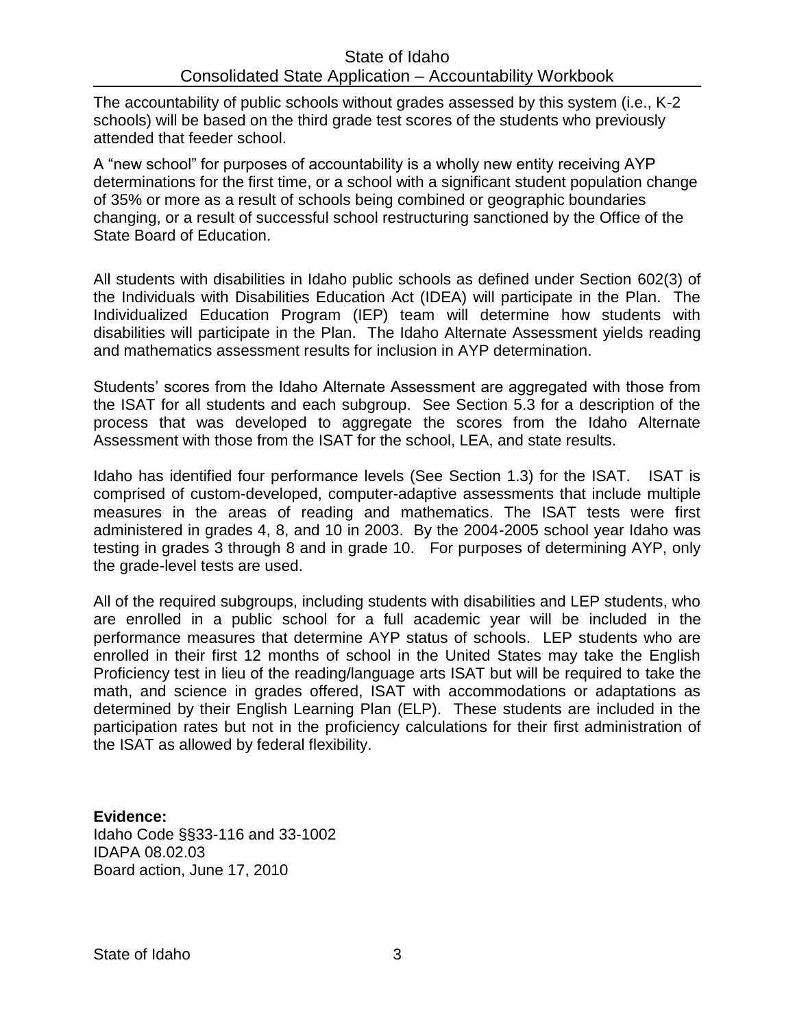The accountability of public schools without grades assessed by this system (i.e., K-2 schools) will be based on the third grade test scores of the students who previously attended that feeder school.

A "new school" for purposes of accountability is a wholly new entity receiving AYP determinations for the first time, or a school with a significant student population change of 35% or more as a result of schools being combined or geographic boundaries changing, or a result of successful school restructuring sanctioned by the Office of the State Board of Education.

All students with disabilities in Idaho public schools as defined under Section 602(3) of the Individuals with Disabilities Education Act (IDEA) will participate in the Plan. The Individualized Education Program (IEP) team will determine how students with disabilities will participate in the Plan. The Idaho Alternate Assessment yields reading and mathematics assessment results for inclusion in AYP determination.

Students' scores from the Idaho Alternate Assessment are aggregated with those from the ISAT for all students and each subgroup. See Section 5.3 for a description of the process that was developed to aggregate the scores from the Idaho Alternate Assessment with those from the ISAT for the school, LEA, and state results.

Idaho has identified four performance levels (See Section 1.3) for the ISAT. ISAT is comprised of custom-developed, computer-adaptive assessments that include multiple measures in the areas of reading and mathematics. The ISAT tests were first administered in grades 4, 8, and 10 in 2003. By the 2004-2005 school year Idaho was testing in grades 3 through 8 and in grade 10. For purposes of determining AYP, only the grade-level tests are used.

All of the required subgroups, including students with disabilities and LEP students, who are enrolled in a public school for a full academic year will be included in the performance measures that determine AYP status of schools. LEP students who are enrolled in their first 12 months of school in the United States may take the English Proficiency test in lieu of the reading/language arts ISAT but will be required to take the math, and science in grades offered, ISAT with accommodations or adaptations as determined by their English Learning Plan (ELP). These students are included in the participation rates but not in the proficiency calculations for their first administration of the ISAT as allowed by federal flexibility.

**Evidence:**
Idaho Code §§33-116 and 33-1002
IDAPA 08.02.03
Board action, June 17, 2010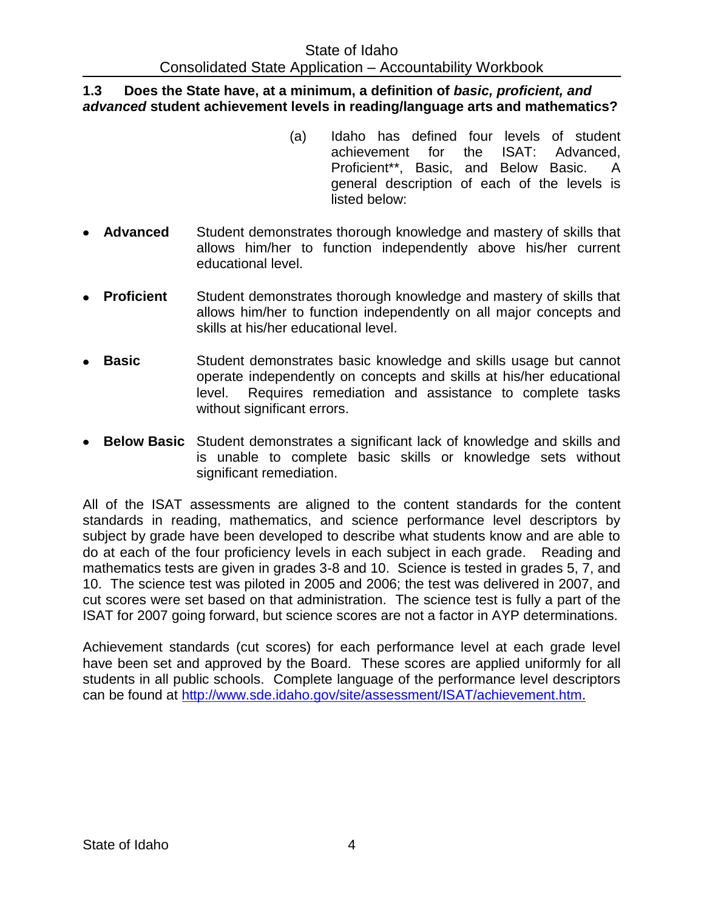**1.3 Does the State have, at a minimum, a definition of *basic, proficient, and advanced* student achievement levels in reading/language arts and mathematics?**

(a) Idaho has defined four levels of student achievement for the ISAT: Advanced, Proficient**, Basic, and Below Basic. A general description of each of the levels is listed below:

- **Advanced** Student demonstrates thorough knowledge and mastery of skills that allows him/her to function independently above his/her current educational level.
- **Proficient** Student demonstrates thorough knowledge and mastery of skills that allows him/her to function independently on all major concepts and skills at his/her educational level.
- **Basic** Student demonstrates basic knowledge and skills usage but cannot operate independently on concepts and skills at his/her educational level. Requires remediation and assistance to complete tasks without significant errors.
- **Below Basic** Student demonstrates a significant lack of knowledge and skills and is unable to complete basic skills or knowledge sets without significant remediation.

All of the ISAT assessments are aligned to the content standards for the content standards in reading, mathematics, and science performance level descriptors by subject by grade have been developed to describe what students know and are able to do at each of the four proficiency levels in each subject in each grade. Reading and mathematics tests are given in grades 3-8 and 10. Science is tested in grades 5, 7, and 10. The science test was piloted in 2005 and 2006; the test was delivered in 2007, and cut scores were set based on that administration. The science test is fully a part of the ISAT for 2007 going forward, but science scores are not a factor in AYP determinations.

Achievement standards (cut scores) for each performance level at each grade level have been set and approved by the Board. These scores are applied uniformly for all students in all public schools. Complete language of the performance level descriptors can be found at http://www.sde.idaho.gov/site/assessment/ISAT/achievement.htm.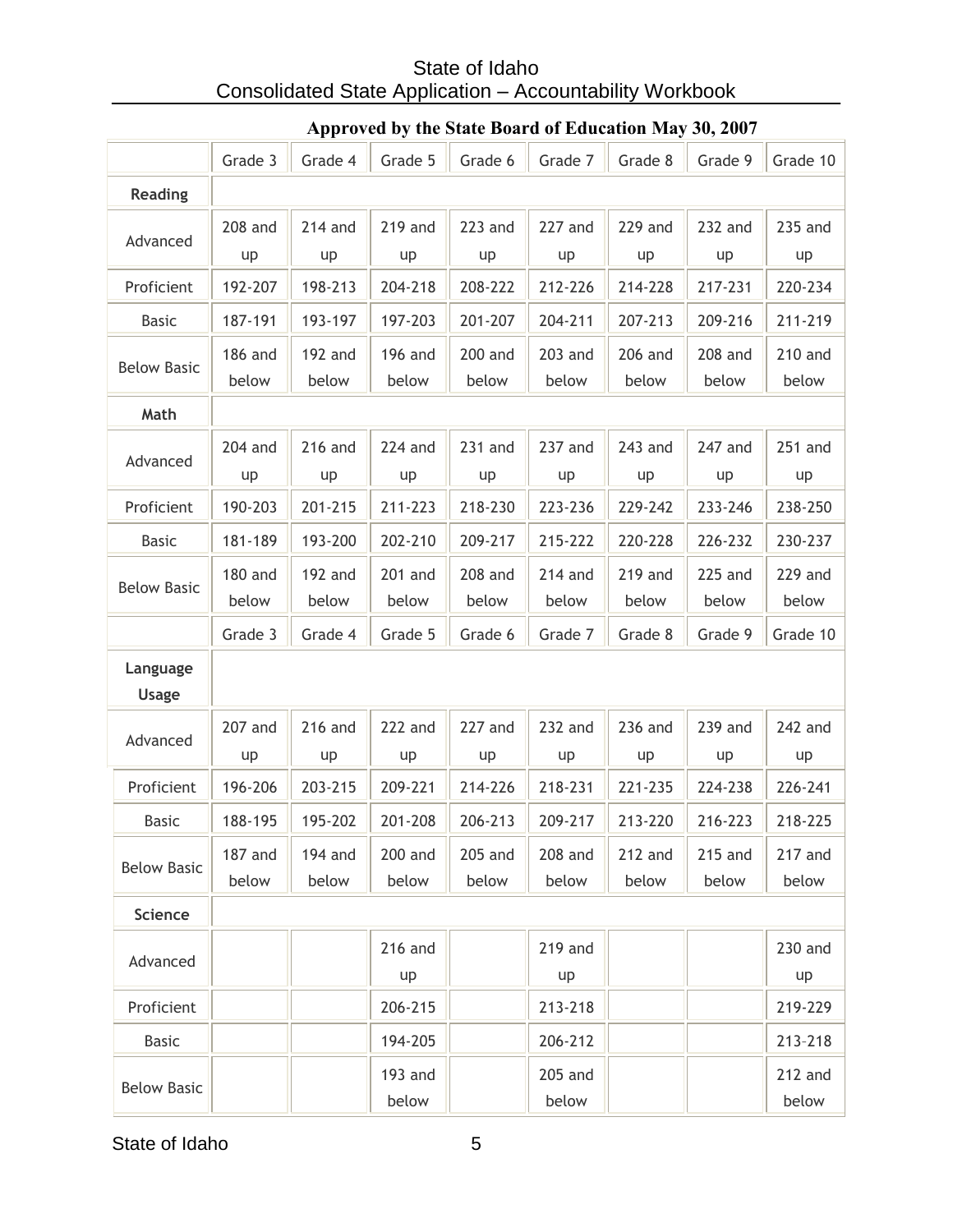**Approved by the State Board of Education May 30, 2007**

| | Grade 3 | Grade 4 | Grade 5 | Grade 6 | Grade 7 | Grade 8 | Grade 9 | Grade 10 |
|---|---|---|---|---|---|---|---|---|
| **Reading** | | | | | | | | |
| Advanced | 208 and up | 214 and up | 219 and up | 223 and up | 227 and up | 229 and up | 232 and up | 235 and up |
| Proficient | 192-207 | 198-213 | 204-218 | 208-222 | 212-226 | 214-228 | 217-231 | 220-234 |
| Basic | 187-191 | 193-197 | 197-203 | 201-207 | 204-211 | 207-213 | 209-216 | 211-219 |
| Below Basic | 186 and below | 192 and below | 196 and below | 200 and below | 203 and below | 206 and below | 208 and below | 210 and below |
| **Math** | | | | | | | | |
| Advanced | 204 and up | 216 and up | 224 and up | 231 and up | 237 and up | 243 and up | 247 and up | 251 and up |
| Proficient | 190-203 | 201-215 | 211-223 | 218-230 | 223-236 | 229-242 | 233-246 | 238-250 |
| Basic | 181-189 | 193-200 | 202-210 | 209-217 | 215-222 | 220-228 | 226-232 | 230-237 |
| Below Basic | 180 and below | 192 and below | 201 and below | 208 and below | 214 and below | 219 and below | 225 and below | 229 and below |
| | Grade 3 | Grade 4 | Grade 5 | Grade 6 | Grade 7 | Grade 8 | Grade 9 | Grade 10 |
| **Language Usage** | | | | | | | | |
| Advanced | 207 and up | 216 and up | 222 and up | 227 and up | 232 and up | 236 and up | 239 and up | 242 and up |
| Proficient | 196-206 | 203-215 | 209-221 | 214-226 | 218-231 | 221-235 | 224-238 | 226-241 |
| Basic | 188-195 | 195-202 | 201-208 | 206-213 | 209-217 | 213-220 | 216-223 | 218-225 |
| Below Basic | 187 and below | 194 and below | 200 and below | 205 and below | 208 and below | 212 and below | 215 and below | 217 and below |
| **Science** | | | | | | | | |
| Advanced | | | 216 and up | | 219 and up | | | 230 and up |
| Proficient | | | 206-215 | | 213-218 | | | 219-229 |
| Basic | | | 194-205 | | 206-212 | | | 213-218 |
| Below Basic | | | 193 and below | | 205 and below | | | 212 and below |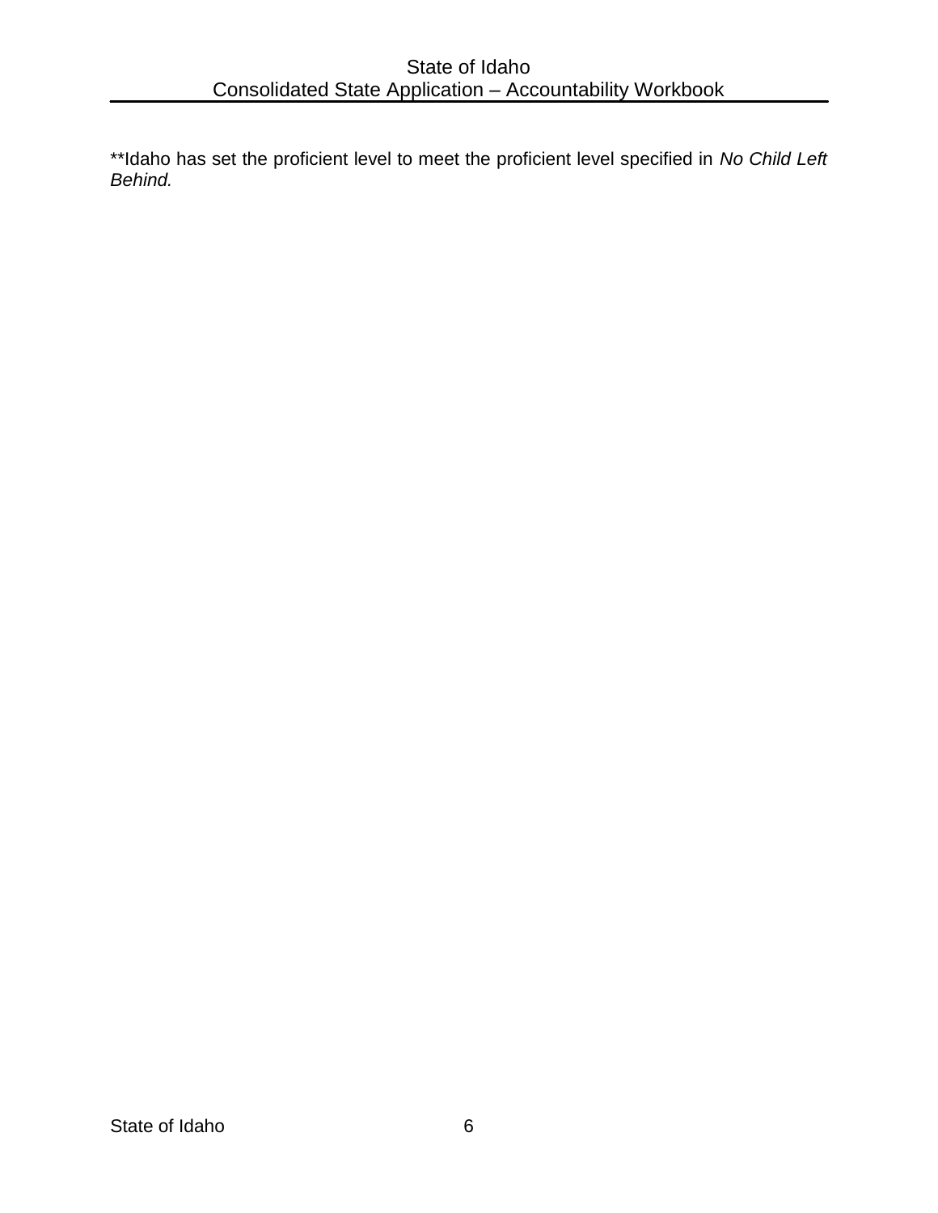**Idaho has set the proficient level to meet the proficient level specified in *No Child Left Behind.*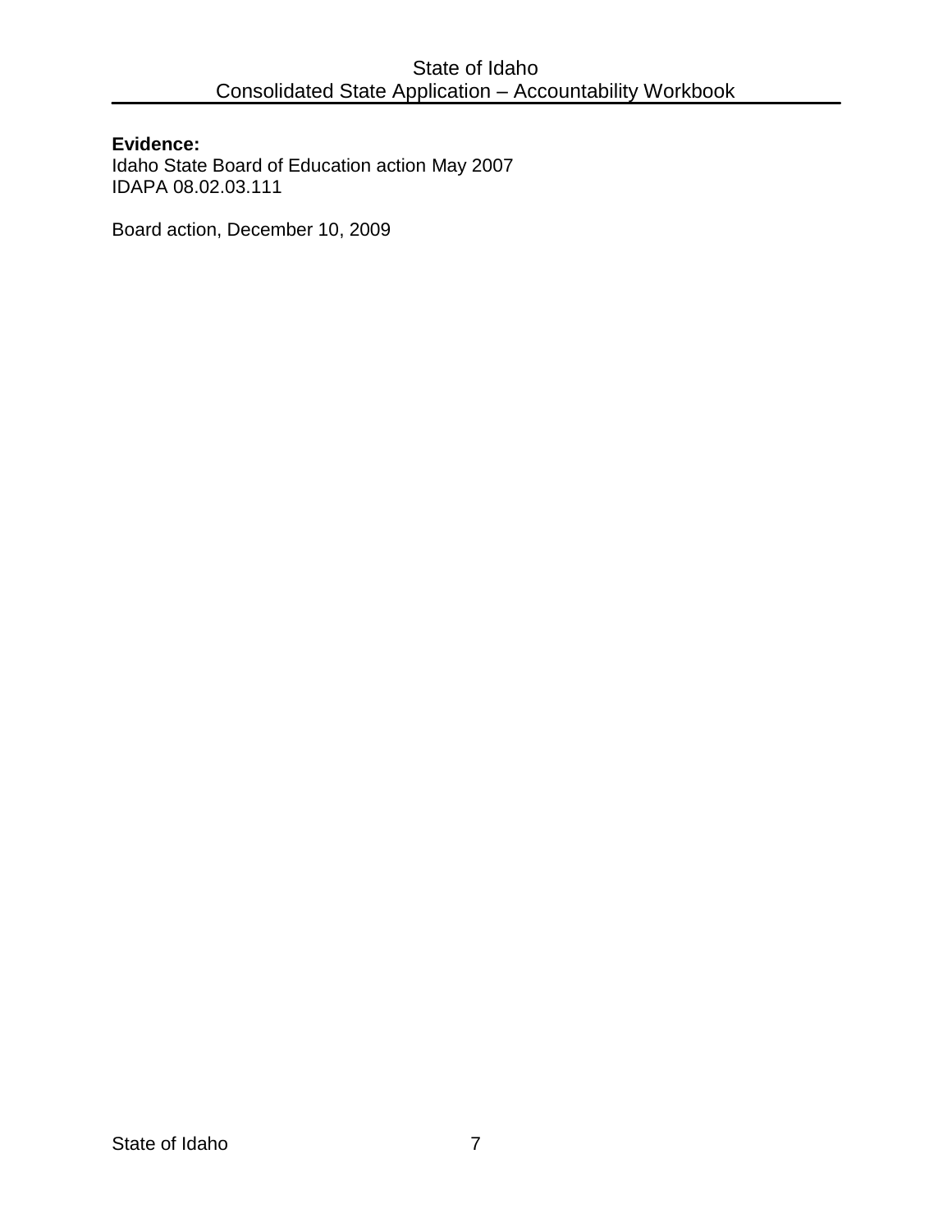**Evidence:**
Idaho State Board of Education action May 2007
IDAPA 08.02.03.111

Board action, December 10, 2009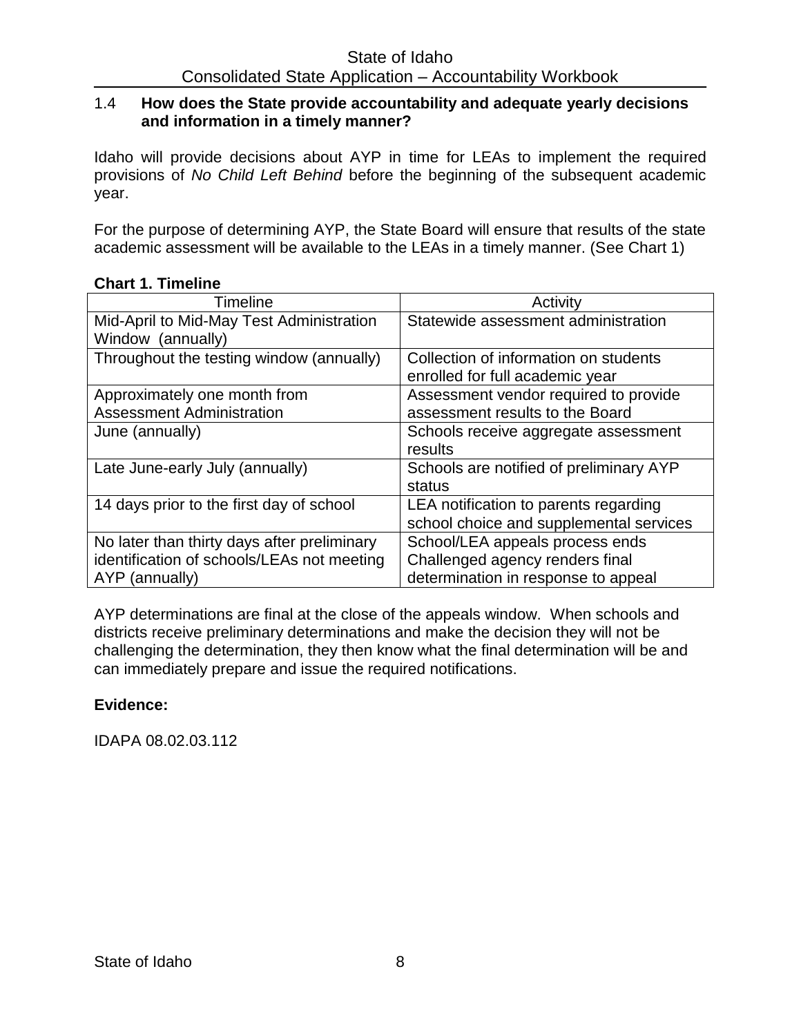### 1.4 How does the State provide accountability and adequate yearly decisions and information in a timely manner?

Idaho will provide decisions about AYP in time for LEAs to implement the required provisions of *No Child Left Behind* before the beginning of the subsequent academic year.

For the purpose of determining AYP, the State Board will ensure that results of the state academic assessment will be available to the LEAs in a timely manner. (See Chart 1)

**Chart 1. Timeline**

| Timeline | Activity |
|---|---|
| Mid-April to Mid-May Test Administration Window (annually) | Statewide assessment administration |
| Throughout the testing window (annually) | Collection of information on students enrolled for full academic year |
| Approximately one month from Assessment Administration | Assessment vendor required to provide assessment results to the Board |
| June (annually) | Schools receive aggregate assessment results |
| Late June-early July (annually) | Schools are notified of preliminary AYP status |
| 14 days prior to the first day of school | LEA notification to parents regarding school choice and supplemental services |
| No later than thirty days after preliminary identification of schools/LEAs not meeting AYP (annually) | School/LEA appeals process ends Challenged agency renders final determination in response to appeal |

AYP determinations are final at the close of the appeals window. When schools and districts receive preliminary determinations and make the decision they will not be challenging the determination, they then know what the final determination will be and can immediately prepare and issue the required notifications.

**Evidence:**

IDAPA 08.02.03.112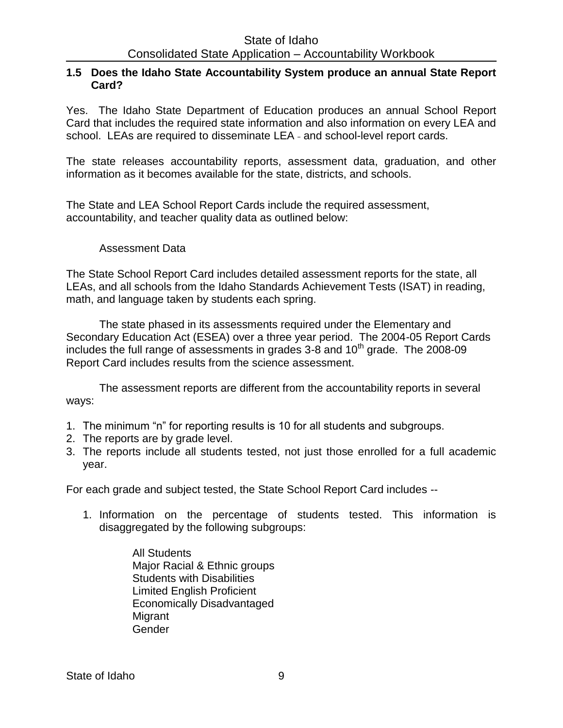### 1.5 Does the Idaho State Accountability System produce an annual State Report Card?

Yes. The Idaho State Department of Education produces an annual School Report Card that includes the required state information and also information on every LEA and school. LEAs are required to disseminate LEA - and school-level report cards.

The state releases accountability reports, assessment data, graduation, and other information as it becomes available for the state, districts, and schools.

The State and LEA School Report Cards include the required assessment, accountability, and teacher quality data as outlined below:

Assessment Data

The State School Report Card includes detailed assessment reports for the state, all LEAs, and all schools from the Idaho Standards Achievement Tests (ISAT) in reading, math, and language taken by students each spring.

The state phased in its assessments required under the Elementary and Secondary Education Act (ESEA) over a three year period. The 2004-05 Report Cards includes the full range of assessments in grades 3-8 and 10$^{th}$ grade. The 2008-09 Report Card includes results from the science assessment.

The assessment reports are different from the accountability reports in several ways:

1. The minimum "n" for reporting results is 10 for all students and subgroups.
2. The reports are by grade level.
3. The reports include all students tested, not just those enrolled for a full academic year.

For each grade and subject tested, the State School Report Card includes --

1. Information on the percentage of students tested. This information is disaggregated by the following subgroups:

   All Students
   Major Racial & Ethnic groups
   Students with Disabilities
   Limited English Proficient
   Economically Disadvantaged
   Migrant
   Gender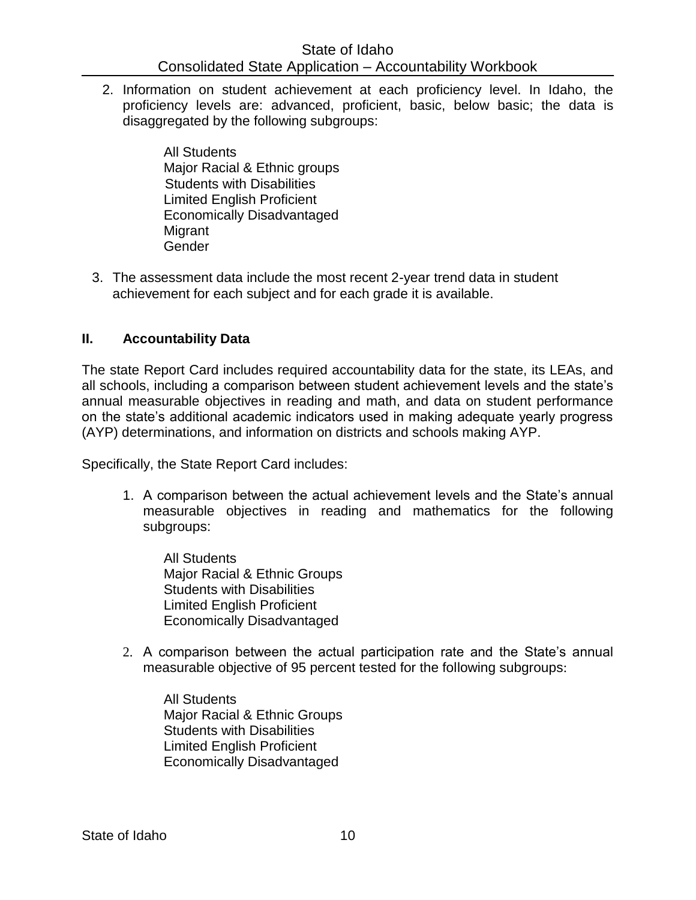2. Information on student achievement at each proficiency level. In Idaho, the proficiency levels are: advanced, proficient, basic, below basic; the data is disaggregated by the following subgroups:

   All Students
   Major Racial & Ethnic groups
   Students with Disabilities
   Limited English Proficient
   Economically Disadvantaged
   Migrant
   Gender

3. The assessment data include the most recent 2-year trend data in student achievement for each subject and for each grade it is available.

## II. Accountability Data

The state Report Card includes required accountability data for the state, its LEAs, and all schools, including a comparison between student achievement levels and the state's annual measurable objectives in reading and math, and data on student performance on the state's additional academic indicators used in making adequate yearly progress (AYP) determinations, and information on districts and schools making AYP.

Specifically, the State Report Card includes:

1. A comparison between the actual achievement levels and the State's annual measurable objectives in reading and mathematics for the following subgroups:

   All Students
   Major Racial & Ethnic Groups
   Students with Disabilities
   Limited English Proficient
   Economically Disadvantaged

2. A comparison between the actual participation rate and the State's annual measurable objective of 95 percent tested for the following subgroups:

   All Students
   Major Racial & Ethnic Groups
   Students with Disabilities
   Limited English Proficient
   Economically Disadvantaged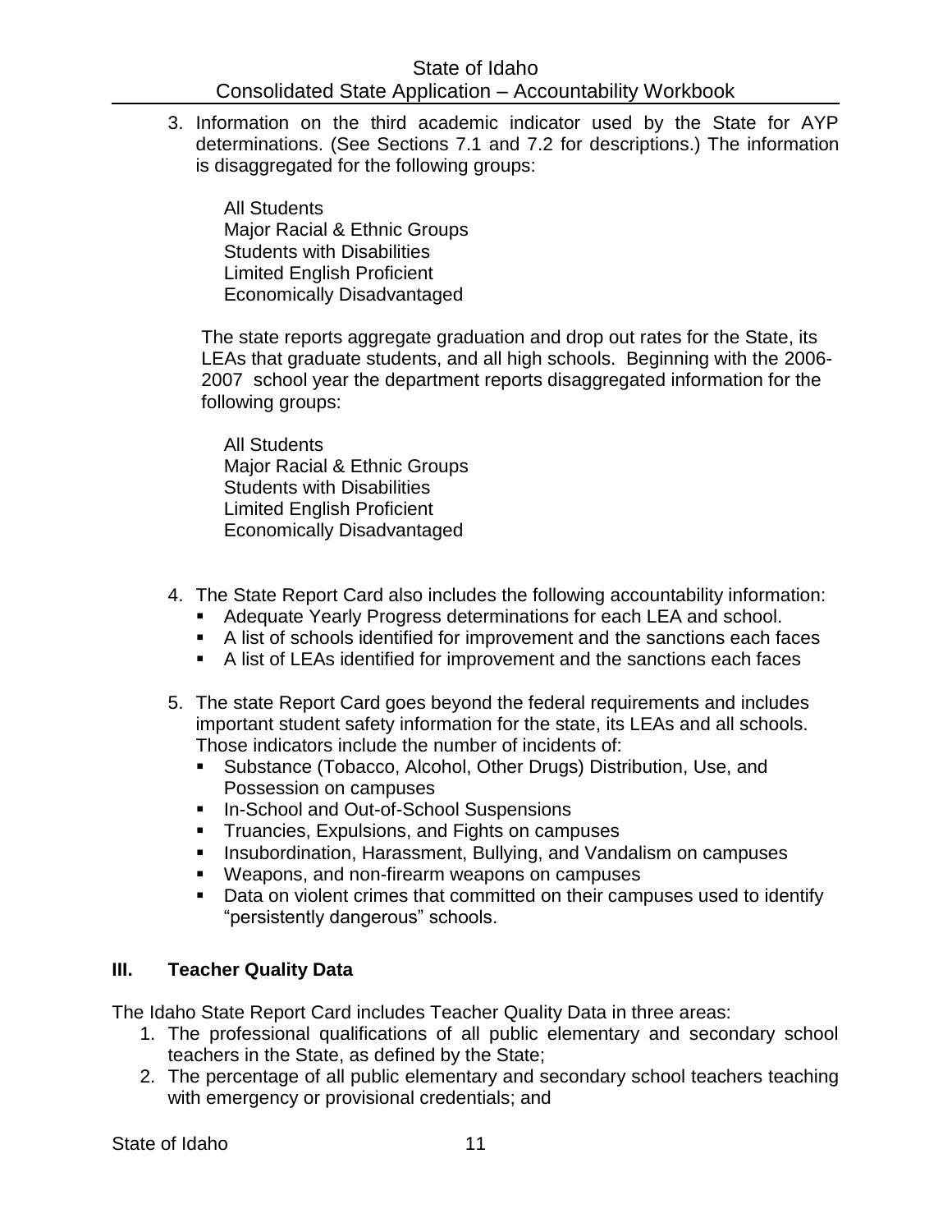3. Information on the third academic indicator used by the State for AYP determinations. (See Sections 7.1 and 7.2 for descriptions.) The information is disaggregated for the following groups:

   All Students
   Major Racial & Ethnic Groups
   Students with Disabilities
   Limited English Proficient
   Economically Disadvantaged

   The state reports aggregate graduation and drop out rates for the State, its LEAs that graduate students, and all high schools. Beginning with the 2006-2007 school year the department reports disaggregated information for the following groups:

   All Students
   Major Racial & Ethnic Groups
   Students with Disabilities
   Limited English Proficient
   Economically Disadvantaged

4. The State Report Card also includes the following accountability information:
   - Adequate Yearly Progress determinations for each LEA and school.
   - A list of schools identified for improvement and the sanctions each faces
   - A list of LEAs identified for improvement and the sanctions each faces

5. The state Report Card goes beyond the federal requirements and includes important student safety information for the state, its LEAs and all schools. Those indicators include the number of incidents of:
   - Substance (Tobacco, Alcohol, Other Drugs) Distribution, Use, and Possession on campuses
   - In-School and Out-of-School Suspensions
   - Truancies, Expulsions, and Fights on campuses
   - Insubordination, Harassment, Bullying, and Vandalism on campuses
   - Weapons, and non-firearm weapons on campuses
   - Data on violent crimes that committed on their campuses used to identify "persistently dangerous" schools.

## III. Teacher Quality Data

The Idaho State Report Card includes Teacher Quality Data in three areas:

1. The professional qualifications of all public elementary and secondary school teachers in the State, as defined by the State;
2. The percentage of all public elementary and secondary school teachers teaching with emergency or provisional credentials; and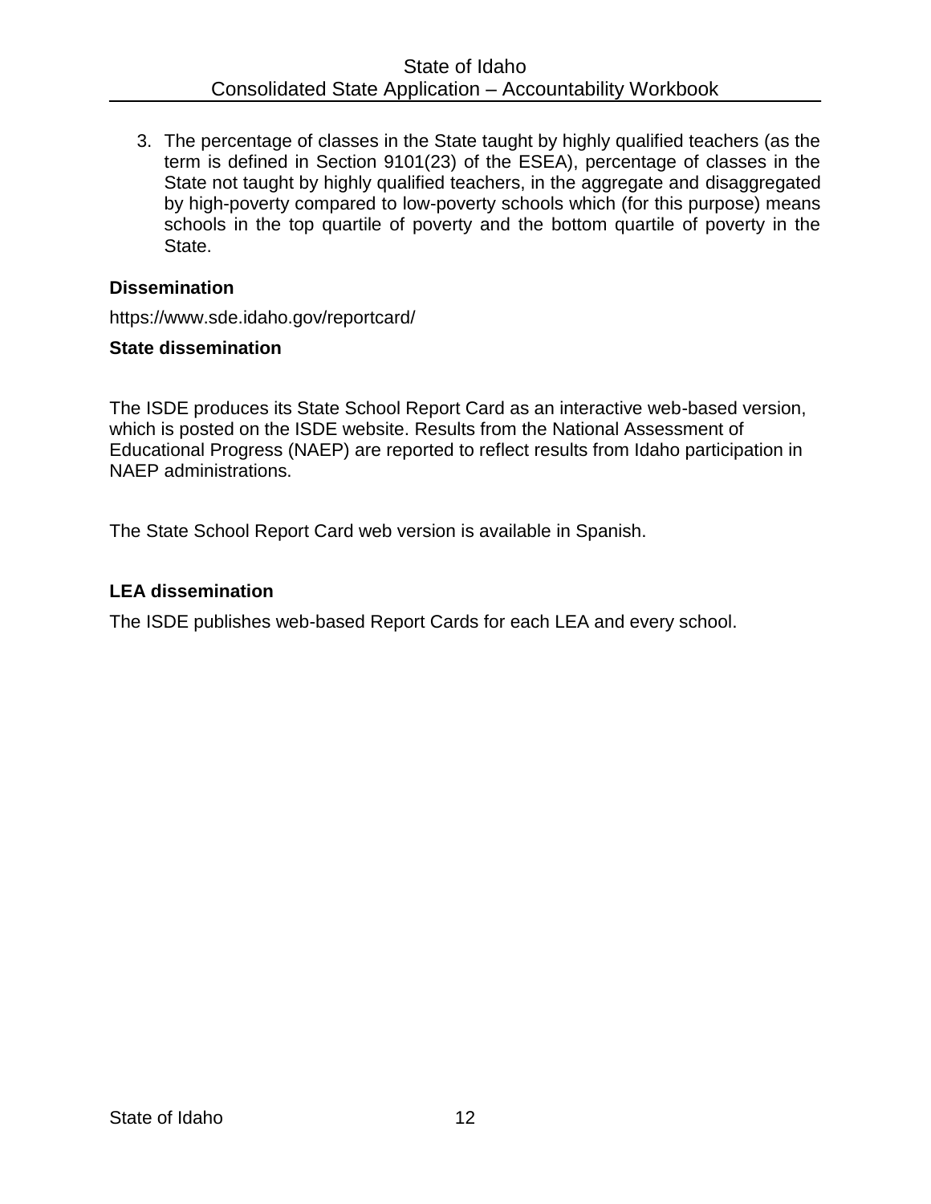3. The percentage of classes in the State taught by highly qualified teachers (as the term is defined in Section 9101(23) of the ESEA), percentage of classes in the State not taught by highly qualified teachers, in the aggregate and disaggregated by high-poverty compared to low-poverty schools which (for this purpose) means schools in the top quartile of poverty and the bottom quartile of poverty in the State.

**Dissemination**

https://www.sde.idaho.gov/reportcard/

**State dissemination**

The ISDE produces its State School Report Card as an interactive web-based version, which is posted on the ISDE website. Results from the National Assessment of Educational Progress (NAEP) are reported to reflect results from Idaho participation in NAEP administrations.

The State School Report Card web version is available in Spanish.

**LEA dissemination**

The ISDE publishes web-based Report Cards for each LEA and every school.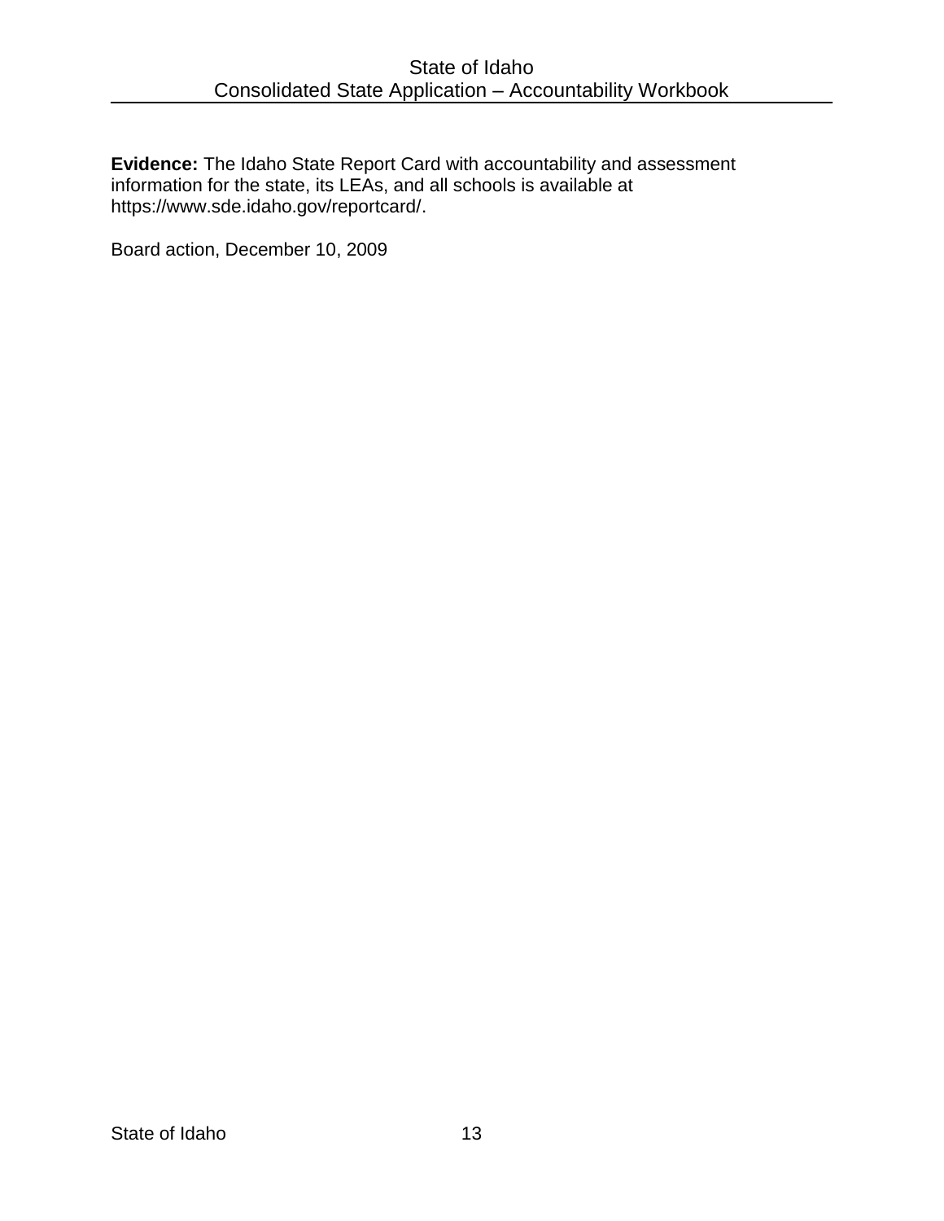**Evidence:** The Idaho State Report Card with accountability and assessment information for the state, its LEAs, and all schools is available at https://www.sde.idaho.gov/reportcard/.

Board action, December 10, 2009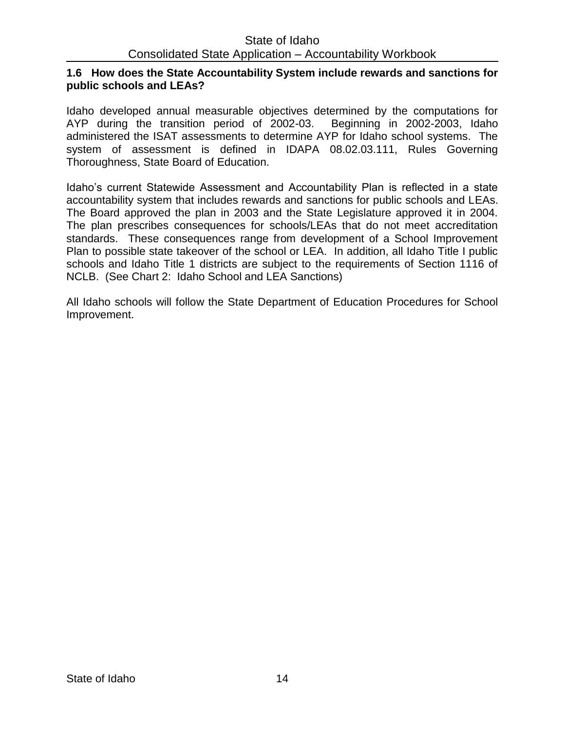**1.6 How does the State Accountability System include rewards and sanctions for public schools and LEAs?**

Idaho developed annual measurable objectives determined by the computations for AYP during the transition period of 2002-03. Beginning in 2002-2003, Idaho administered the ISAT assessments to determine AYP for Idaho school systems. The system of assessment is defined in IDAPA 08.02.03.111, Rules Governing Thoroughness, State Board of Education.

Idaho's current Statewide Assessment and Accountability Plan is reflected in a state accountability system that includes rewards and sanctions for public schools and LEAs. The Board approved the plan in 2003 and the State Legislature approved it in 2004. The plan prescribes consequences for schools/LEAs that do not meet accreditation standards. These consequences range from development of a School Improvement Plan to possible state takeover of the school or LEA. In addition, all Idaho Title I public schools and Idaho Title 1 districts are subject to the requirements of Section 1116 of NCLB. (See Chart 2: Idaho School and LEA Sanctions)

All Idaho schools will follow the State Department of Education Procedures for School Improvement.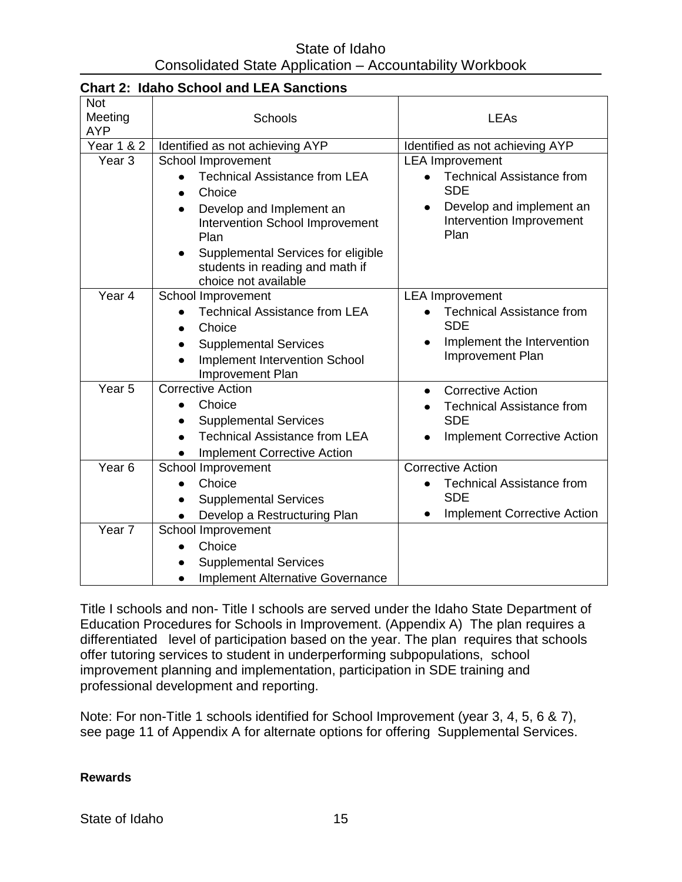**Chart 2: Idaho School and LEA Sanctions**

| Not Meeting AYP | Schools | LEAs |
|---|---|---|
| Year 1 & 2 | Identified as not achieving AYP | Identified as not achieving AYP |
| Year 3 | School Improvement<br>• Technical Assistance from LEA<br>• Choice<br>• Develop and Implement an Intervention School Improvement Plan<br>• Supplemental Services for eligible students in reading and math if choice not available | LEA Improvement<br>• Technical Assistance from SDE<br>• Develop and implement an Intervention Improvement Plan |
| Year 4 | School Improvement<br>• Technical Assistance from LEA<br>• Choice<br>• Supplemental Services<br>• Implement Intervention School Improvement Plan | LEA Improvement<br>• Technical Assistance from SDE<br>• Implement the Intervention Improvement Plan |
| Year 5 | Corrective Action<br>• Choice<br>• Supplemental Services<br>• Technical Assistance from LEA<br>• Implement Corrective Action | • Corrective Action<br>• Technical Assistance from SDE<br>• Implement Corrective Action |
| Year 6 | School Improvement<br>• Choice<br>• Supplemental Services<br>• Develop a Restructuring Plan | Corrective Action<br>• Technical Assistance from SDE<br>• Implement Corrective Action |
| Year 7 | School Improvement<br>• Choice<br>• Supplemental Services<br>• Implement Alternative Governance | |

Title I schools and non- Title I schools are served under the Idaho State Department of Education Procedures for Schools in Improvement. (Appendix A) The plan requires a differentiated level of participation based on the year. The plan requires that schools offer tutoring services to student in underperforming subpopulations, school improvement planning and implementation, participation in SDE training and professional development and reporting.

Note: For non-Title 1 schools identified for School Improvement (year 3, 4, 5, 6 & 7), see page 11 of Appendix A for alternate options for offering Supplemental Services.

**Rewards**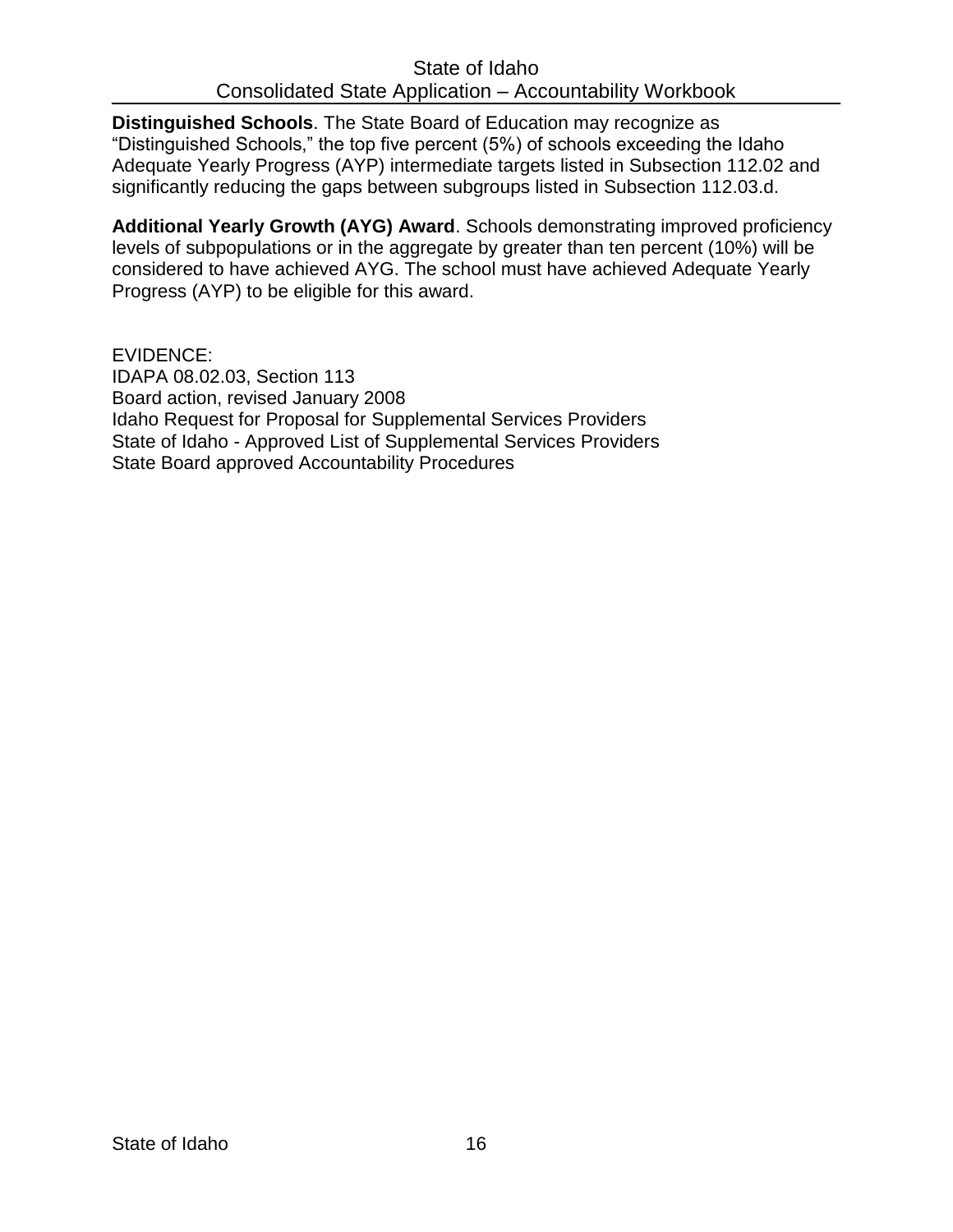**Distinguished Schools**. The State Board of Education may recognize as "Distinguished Schools," the top five percent (5%) of schools exceeding the Idaho Adequate Yearly Progress (AYP) intermediate targets listed in Subsection 112.02 and significantly reducing the gaps between subgroups listed in Subsection 112.03.d.

**Additional Yearly Growth (AYG) Award**. Schools demonstrating improved proficiency levels of subpopulations or in the aggregate by greater than ten percent (10%) will be considered to have achieved AYG. The school must have achieved Adequate Yearly Progress (AYP) to be eligible for this award.

EVIDENCE:
IDAPA 08.02.03, Section 113
Board action, revised January 2008
Idaho Request for Proposal for Supplemental Services Providers
State of Idaho - Approved List of Supplemental Services Providers
State Board approved Accountability Procedures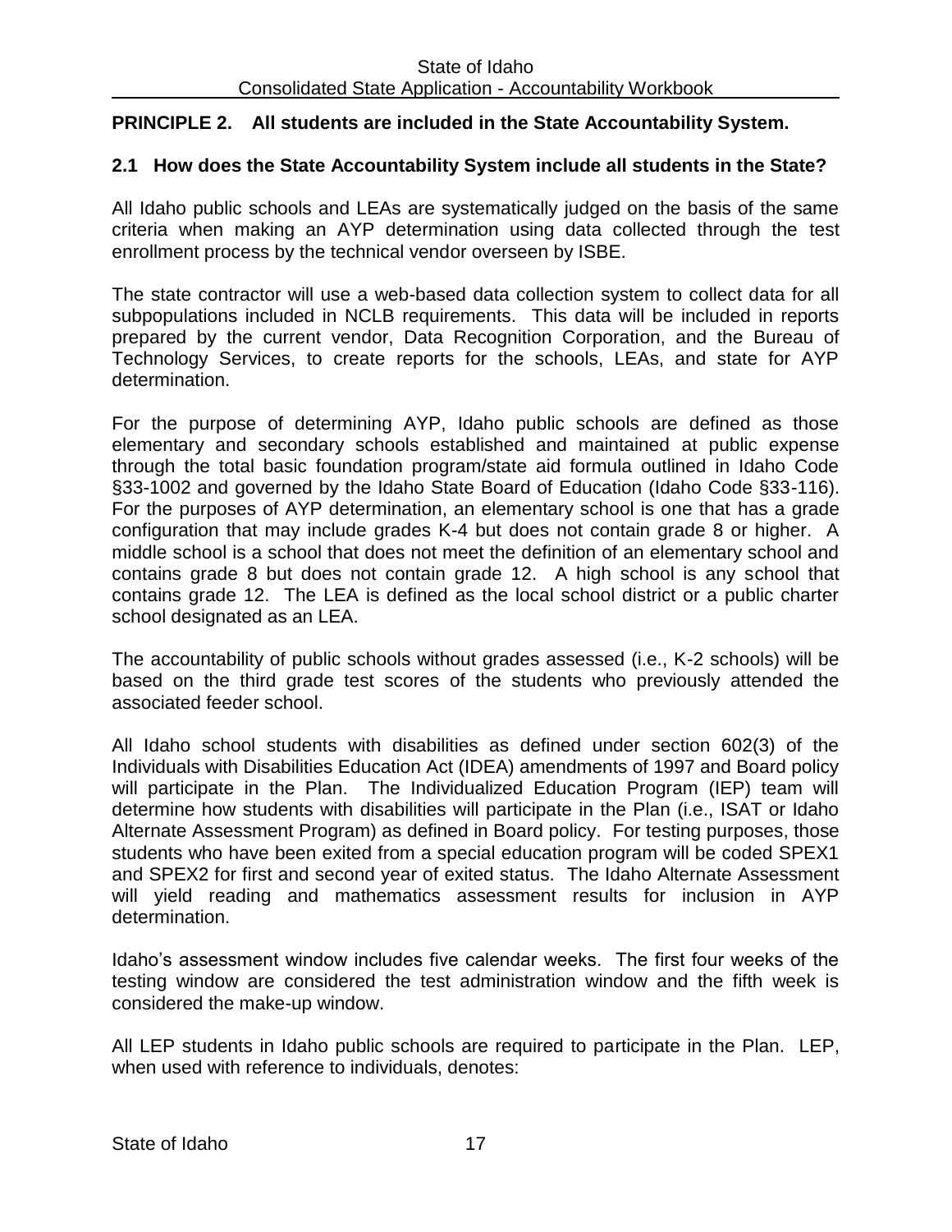## PRINCIPLE 2. All students are included in the State Accountability System.

### 2.1 How does the State Accountability System include all students in the State?

All Idaho public schools and LEAs are systematically judged on the basis of the same criteria when making an AYP determination using data collected through the test enrollment process by the technical vendor overseen by ISBE.

The state contractor will use a web-based data collection system to collect data for all subpopulations included in NCLB requirements. This data will be included in reports prepared by the current vendor, Data Recognition Corporation, and the Bureau of Technology Services, to create reports for the schools, LEAs, and state for AYP determination.

For the purpose of determining AYP, Idaho public schools are defined as those elementary and secondary schools established and maintained at public expense through the total basic foundation program/state aid formula outlined in Idaho Code §33-1002 and governed by the Idaho State Board of Education (Idaho Code §33-116). For the purposes of AYP determination, an elementary school is one that has a grade configuration that may include grades K-4 but does not contain grade 8 or higher. A middle school is a school that does not meet the definition of an elementary school and contains grade 8 but does not contain grade 12. A high school is any school that contains grade 12. The LEA is defined as the local school district or a public charter school designated as an LEA.

The accountability of public schools without grades assessed (i.e., K-2 schools) will be based on the third grade test scores of the students who previously attended the associated feeder school.

All Idaho school students with disabilities as defined under section 602(3) of the Individuals with Disabilities Education Act (IDEA) amendments of 1997 and Board policy will participate in the Plan. The Individualized Education Program (IEP) team will determine how students with disabilities will participate in the Plan (i.e., ISAT or Idaho Alternate Assessment Program) as defined in Board policy. For testing purposes, those students who have been exited from a special education program will be coded SPEX1 and SPEX2 for first and second year of exited status. The Idaho Alternate Assessment will yield reading and mathematics assessment results for inclusion in AYP determination.

Idaho's assessment window includes five calendar weeks. The first four weeks of the testing window are considered the test administration window and the fifth week is considered the make-up window.

All LEP students in Idaho public schools are required to participate in the Plan. LEP, when used with reference to individuals, denotes: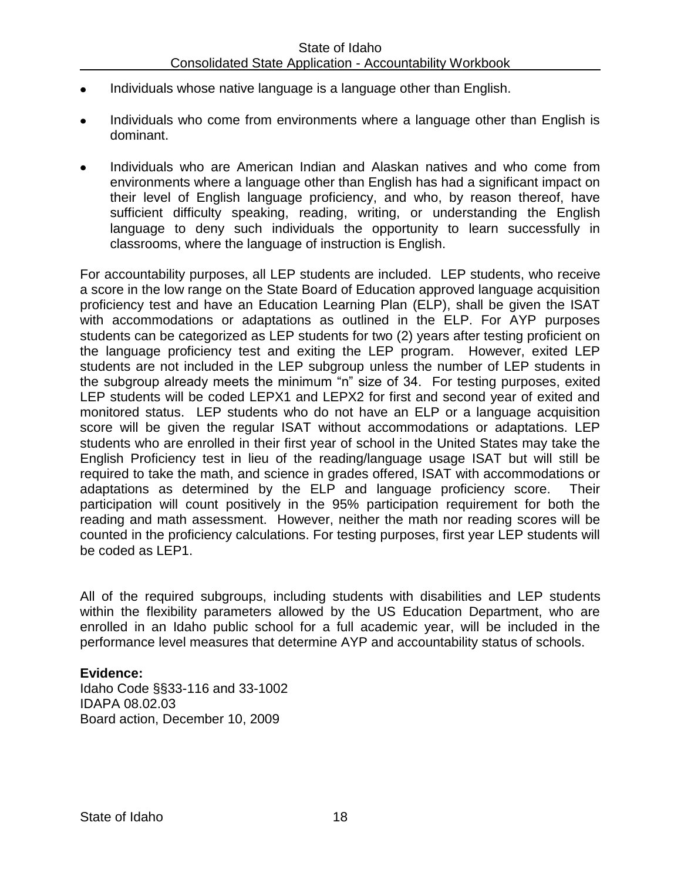- Individuals whose native language is a language other than English.
- Individuals who come from environments where a language other than English is dominant.
- Individuals who are American Indian and Alaskan natives and who come from environments where a language other than English has had a significant impact on their level of English language proficiency, and who, by reason thereof, have sufficient difficulty speaking, reading, writing, or understanding the English language to deny such individuals the opportunity to learn successfully in classrooms, where the language of instruction is English.

For accountability purposes, all LEP students are included. LEP students, who receive a score in the low range on the State Board of Education approved language acquisition proficiency test and have an Education Learning Plan (ELP), shall be given the ISAT with accommodations or adaptations as outlined in the ELP. For AYP purposes students can be categorized as LEP students for two (2) years after testing proficient on the language proficiency test and exiting the LEP program. However, exited LEP students are not included in the LEP subgroup unless the number of LEP students in the subgroup already meets the minimum "n" size of 34. For testing purposes, exited LEP students will be coded LEPX1 and LEPX2 for first and second year of exited and monitored status. LEP students who do not have an ELP or a language acquisition score will be given the regular ISAT without accommodations or adaptations. LEP students who are enrolled in their first year of school in the United States may take the English Proficiency test in lieu of the reading/language usage ISAT but will still be required to take the math, and science in grades offered, ISAT with accommodations or adaptations as determined by the ELP and language proficiency score. Their participation will count positively in the 95% participation requirement for both the reading and math assessment. However, neither the math nor reading scores will be counted in the proficiency calculations. For testing purposes, first year LEP students will be coded as LEP1.

All of the required subgroups, including students with disabilities and LEP students within the flexibility parameters allowed by the US Education Department, who are enrolled in an Idaho public school for a full academic year, will be included in the performance level measures that determine AYP and accountability status of schools.

**Evidence:**
Idaho Code §§33-116 and 33-1002
IDAPA 08.02.03
Board action, December 10, 2009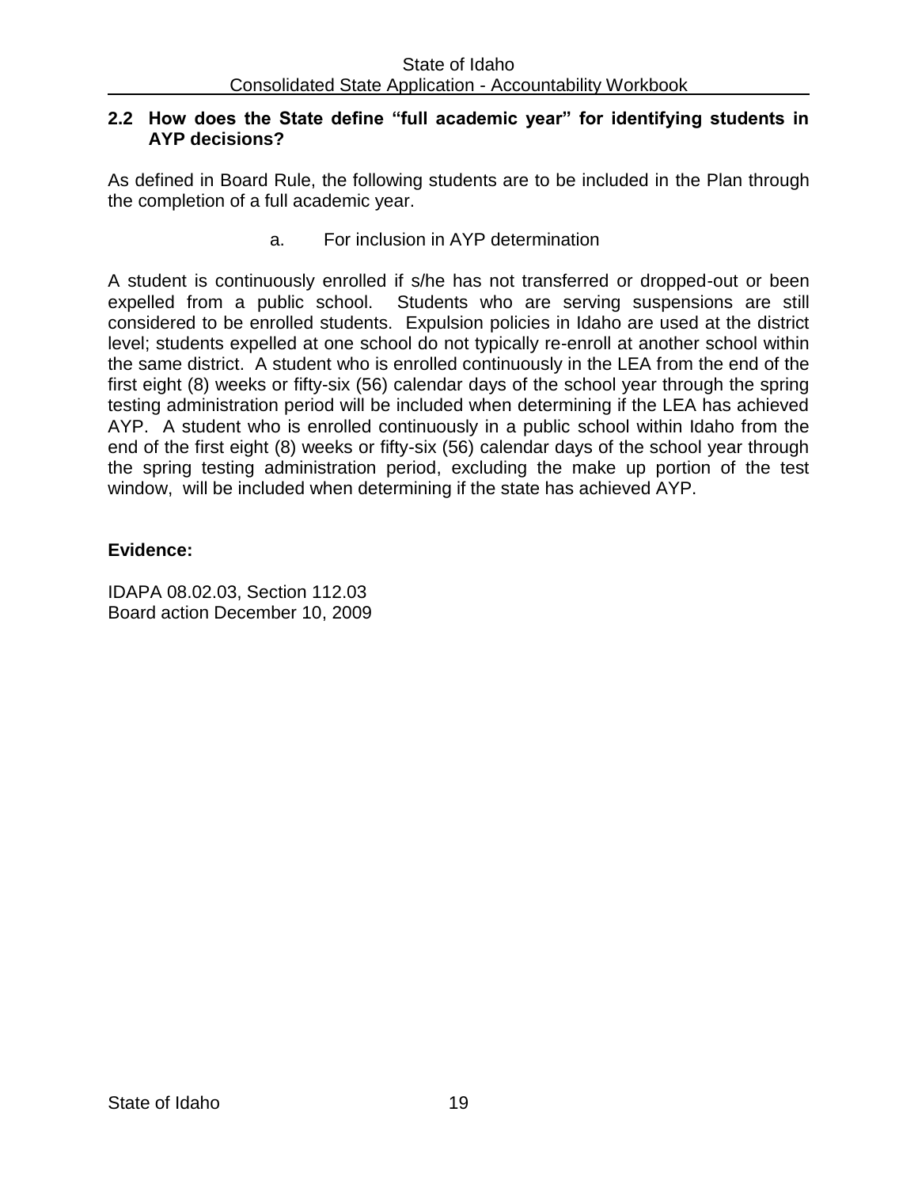## 2.2 How does the State define "full academic year" for identifying students in AYP decisions?

As defined in Board Rule, the following students are to be included in the Plan through the completion of a full academic year.

a. For inclusion in AYP determination

A student is continuously enrolled if s/he has not transferred or dropped-out or been expelled from a public school. Students who are serving suspensions are still considered to be enrolled students. Expulsion policies in Idaho are used at the district level; students expelled at one school do not typically re-enroll at another school within the same district. A student who is enrolled continuously in the LEA from the end of the first eight (8) weeks or fifty-six (56) calendar days of the school year through the spring testing administration period will be included when determining if the LEA has achieved AYP. A student who is enrolled continuously in a public school within Idaho from the end of the first eight (8) weeks or fifty-six (56) calendar days of the school year through the spring testing administration period, excluding the make up portion of the test window, will be included when determining if the state has achieved AYP.

**Evidence:**

IDAPA 08.02.03, Section 112.03
Board action December 10, 2009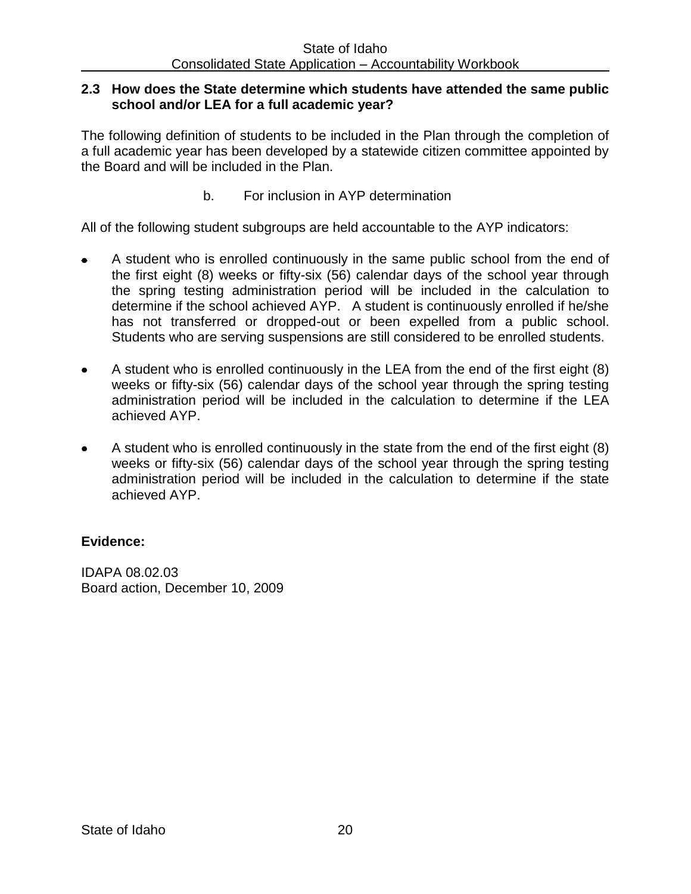**2.3 How does the State determine which students have attended the same public school and/or LEA for a full academic year?**

The following definition of students to be included in the Plan through the completion of a full academic year has been developed by a statewide citizen committee appointed by the Board and will be included in the Plan.

b. For inclusion in AYP determination

All of the following student subgroups are held accountable to the AYP indicators:

- A student who is enrolled continuously in the same public school from the end of the first eight (8) weeks or fifty-six (56) calendar days of the school year through the spring testing administration period will be included in the calculation to determine if the school achieved AYP. A student is continuously enrolled if he/she has not transferred or dropped-out or been expelled from a public school. Students who are serving suspensions are still considered to be enrolled students.

- A student who is enrolled continuously in the LEA from the end of the first eight (8) weeks or fifty-six (56) calendar days of the school year through the spring testing administration period will be included in the calculation to determine if the LEA achieved AYP.

- A student who is enrolled continuously in the state from the end of the first eight (8) weeks or fifty-six (56) calendar days of the school year through the spring testing administration period will be included in the calculation to determine if the state achieved AYP.

**Evidence:**

IDAPA 08.02.03
Board action, December 10, 2009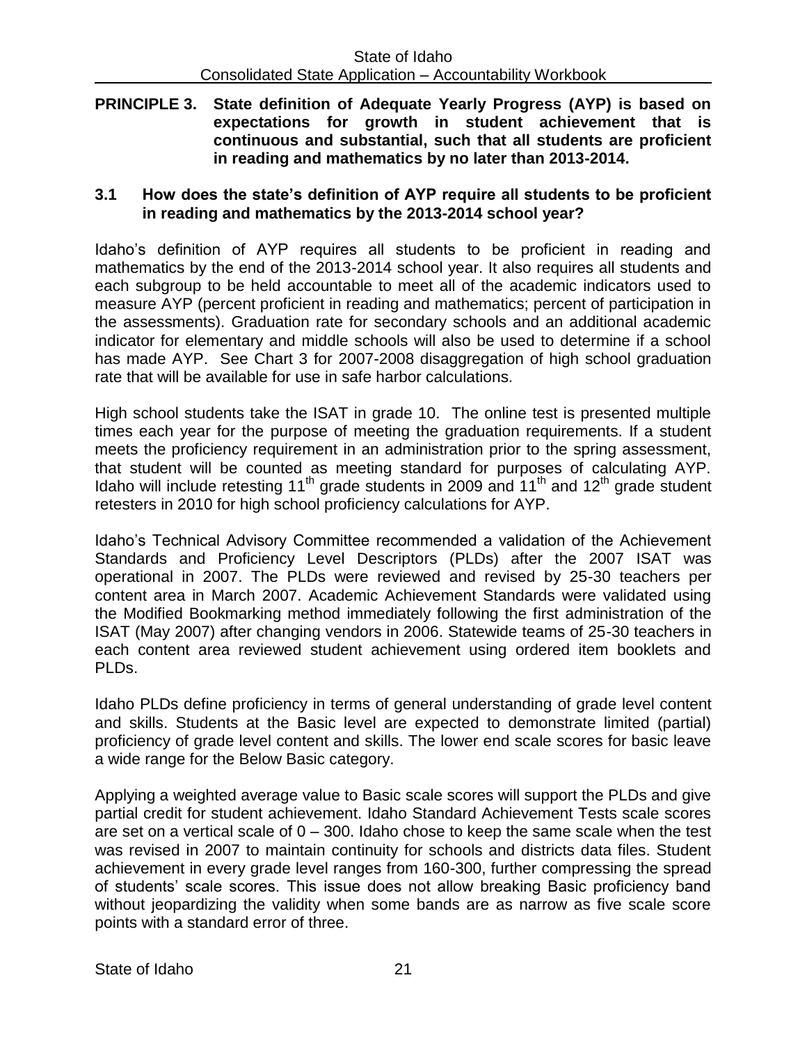## PRINCIPLE 3. State definition of Adequate Yearly Progress (AYP) is based on expectations for growth in student achievement that is continuous and substantial, such that all students are proficient in reading and mathematics by no later than 2013-2014.

### 3.1 How does the state's definition of AYP require all students to be proficient in reading and mathematics by the 2013-2014 school year?

Idaho's definition of AYP requires all students to be proficient in reading and mathematics by the end of the 2013-2014 school year. It also requires all students and each subgroup to be held accountable to meet all of the academic indicators used to measure AYP (percent proficient in reading and mathematics; percent of participation in the assessments). Graduation rate for secondary schools and an additional academic indicator for elementary and middle schools will also be used to determine if a school has made AYP. See Chart 3 for 2007-2008 disaggregation of high school graduation rate that will be available for use in safe harbor calculations.

High school students take the ISAT in grade 10. The online test is presented multiple times each year for the purpose of meeting the graduation requirements. If a student meets the proficiency requirement in an administration prior to the spring assessment, that student will be counted as meeting standard for purposes of calculating AYP. Idaho will include retesting 11th grade students in 2009 and 11th and 12th grade student retesters in 2010 for high school proficiency calculations for AYP.

Idaho's Technical Advisory Committee recommended a validation of the Achievement Standards and Proficiency Level Descriptors (PLDs) after the 2007 ISAT was operational in 2007. The PLDs were reviewed and revised by 25-30 teachers per content area in March 2007. Academic Achievement Standards were validated using the Modified Bookmarking method immediately following the first administration of the ISAT (May 2007) after changing vendors in 2006. Statewide teams of 25-30 teachers in each content area reviewed student achievement using ordered item booklets and PLDs.

Idaho PLDs define proficiency in terms of general understanding of grade level content and skills. Students at the Basic level are expected to demonstrate limited (partial) proficiency of grade level content and skills. The lower end scale scores for basic leave a wide range for the Below Basic category.

Applying a weighted average value to Basic scale scores will support the PLDs and give partial credit for student achievement. Idaho Standard Achievement Tests scale scores are set on a vertical scale of 0 – 300. Idaho chose to keep the same scale when the test was revised in 2007 to maintain continuity for schools and districts data files. Student achievement in every grade level ranges from 160-300, further compressing the spread of students' scale scores. This issue does not allow breaking Basic proficiency band without jeopardizing the validity when some bands are as narrow as five scale score points with a standard error of three.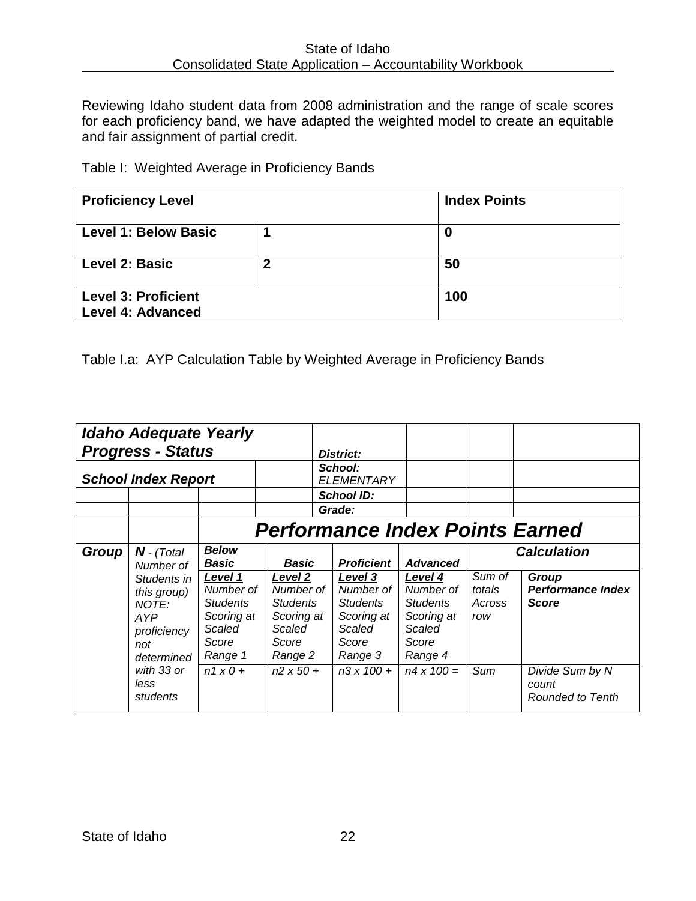Reviewing Idaho student data from 2008 administration and the range of scale scores for each proficiency band, we have adapted the weighted model to create an equitable and fair assignment of partial credit.

Table I: Weighted Average in Proficiency Bands

| **Proficiency Level** | | **Index Points** |
|---|---|---|
| **Level 1: Below Basic** | **1** | **0** |
| **Level 2: Basic** | **2** | **50** |
| **Level 3: Proficient**<br>**Level 4: Advanced** | | **100** |

Table I.a: AYP Calculation Table by Weighted Average in Proficiency Bands

| ***Idaho Adequate Yearly Progress - Status*** | | | | ***District:*** | | | |
|---|---|---|---|---|---|---|---|
| ***School Index Report*** | | | | ***School:*** *ELEMENTARY* | | | |
| | | | | ***School ID:*** | | | |
| | | | | ***Grade:*** | | | |
| | | ***Performance Index Points Earned*** | | | | | |
| ***Group*** | ***N*** *- (Total Number of Students in this group) NOTE: AYP proficiency not determined with 33 or less students* | ***Below Basic*** | ***Basic*** | ***Proficient*** | ***Advanced*** | ***Calculation*** | |
| | | ***Level 1*** *Number of Students Scoring at Scaled Score Range 1* | ***Level 2*** *Number of Students Scoring at Scaled Score Range 2* | ***Level 3*** *Number of Students Scoring at Scaled Score Range 3* | ***Level 4*** *Number of Students Scoring at Scaled Score Range 4* | *Sum of totals Across row* | ***Group Performance Index Score*** |
| | | *n1 x 0 +* | *n2 x 50 +* | *n3 x 100 +* | *n4 x 100 =* | *Sum* | *Divide Sum by N count Rounded to Tenth* |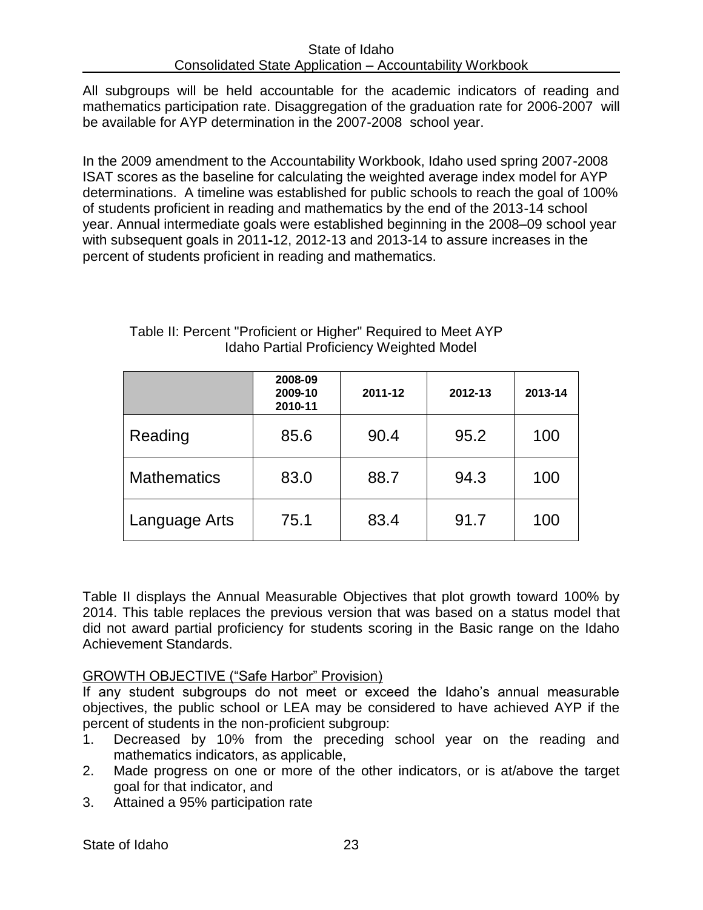All subgroups will be held accountable for the academic indicators of reading and mathematics participation rate. Disaggregation of the graduation rate for 2006-2007 will be available for AYP determination in the 2007-2008 school year.

In the 2009 amendment to the Accountability Workbook, Idaho used spring 2007-2008 ISAT scores as the baseline for calculating the weighted average index model for AYP determinations. A timeline was established for public schools to reach the goal of 100% of students proficient in reading and mathematics by the end of the 2013-14 school year. Annual intermediate goals were established beginning in the 2008–09 school year with subsequent goals in 2011-12, 2012-13 and 2013-14 to assure increases in the percent of students proficient in reading and mathematics.

Table II: Percent "Proficient or Higher" Required to Meet AYP
Idaho Partial Proficiency Weighted Model

| | 2008-09 2009-10 2010-11 | 2011-12 | 2012-13 | 2013-14 |
|---|---|---|---|---|
| Reading | 85.6 | 90.4 | 95.2 | 100 |
| Mathematics | 83.0 | 88.7 | 94.3 | 100 |
| Language Arts | 75.1 | 83.4 | 91.7 | 100 |

Table II displays the Annual Measurable Objectives that plot growth toward 100% by 2014. This table replaces the previous version that was based on a status model that did not award partial proficiency for students scoring in the Basic range on the Idaho Achievement Standards.

GROWTH OBJECTIVE ("Safe Harbor" Provision)

If any student subgroups do not meet or exceed the Idaho's annual measurable objectives, the public school or LEA may be considered to have achieved AYP if the percent of students in the non-proficient subgroup:

1. Decreased by 10% from the preceding school year on the reading and mathematics indicators, as applicable,
2. Made progress on one or more of the other indicators, or is at/above the target goal for that indicator, and
3. Attained a 95% participation rate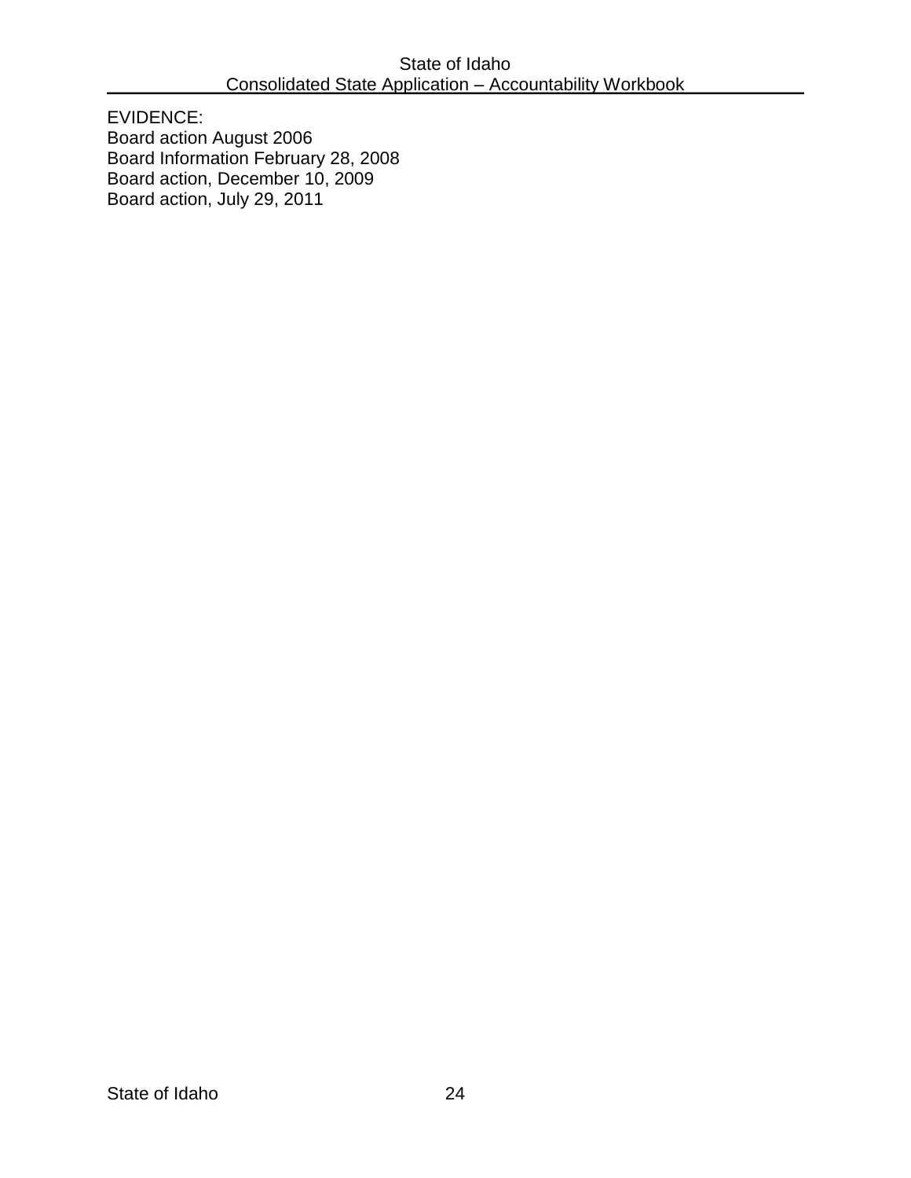EVIDENCE:
Board action August 2006
Board Information February 28, 2008
Board action, December 10, 2009
Board action, July 29, 2011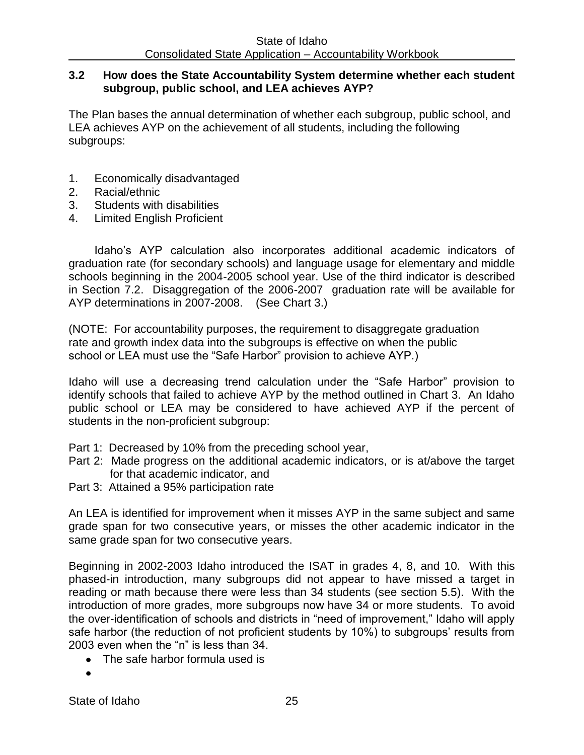### 3.2 How does the State Accountability System determine whether each student subgroup, public school, and LEA achieves AYP?

The Plan bases the annual determination of whether each subgroup, public school, and LEA achieves AYP on the achievement of all students, including the following subgroups:

1. Economically disadvantaged
2. Racial/ethnic
3. Students with disabilities
4. Limited English Proficient

Idaho's AYP calculation also incorporates additional academic indicators of graduation rate (for secondary schools) and language usage for elementary and middle schools beginning in the 2004-2005 school year. Use of the third indicator is described in Section 7.2. Disaggregation of the 2006-2007 graduation rate will be available for AYP determinations in 2007-2008. (See Chart 3.)

(NOTE: For accountability purposes, the requirement to disaggregate graduation rate and growth index data into the subgroups is effective on when the public school or LEA must use the "Safe Harbor" provision to achieve AYP.)

Idaho will use a decreasing trend calculation under the "Safe Harbor" provision to identify schools that failed to achieve AYP by the method outlined in Chart 3. An Idaho public school or LEA may be considered to have achieved AYP if the percent of students in the non-proficient subgroup:

Part 1: Decreased by 10% from the preceding school year,
Part 2: Made progress on the additional academic indicators, or is at/above the target for that academic indicator, and
Part 3: Attained a 95% participation rate

An LEA is identified for improvement when it misses AYP in the same subject and same grade span for two consecutive years, or misses the other academic indicator in the same grade span for two consecutive years.

Beginning in 2002-2003 Idaho introduced the ISAT in grades 4, 8, and 10. With this phased-in introduction, many subgroups did not appear to have missed a target in reading or math because there were less than 34 students (see section 5.5). With the introduction of more grades, more subgroups now have 34 or more students. To avoid the over-identification of schools and districts in "need of improvement," Idaho will apply safe harbor (the reduction of not proficient students by 10%) to subgroups' results from 2003 even when the "n" is less than 34.

- The safe harbor formula used is
-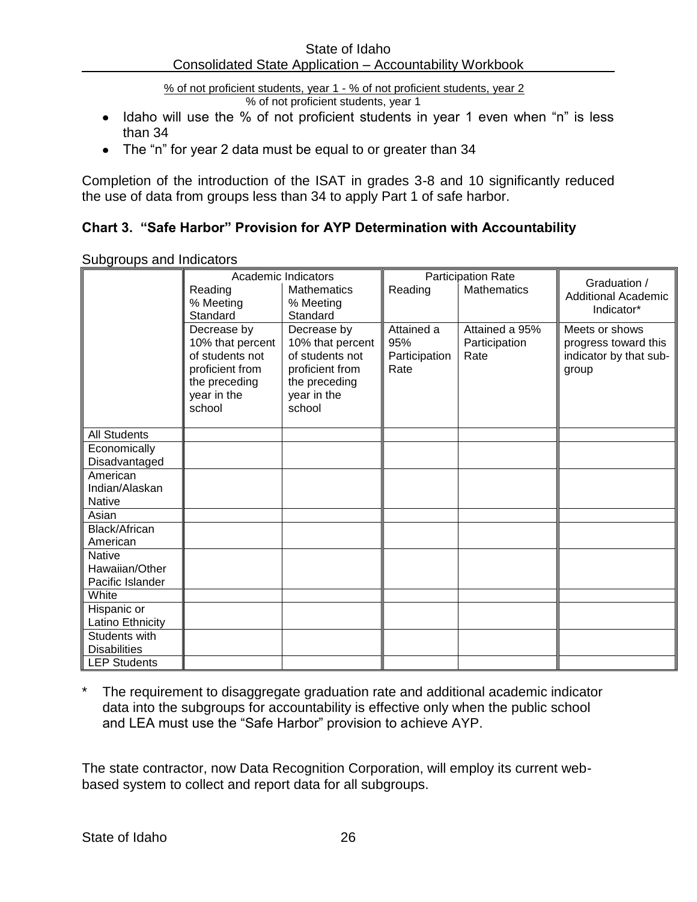$$\frac{\text{\% of not proficient students, year 1 - \% of not proficient students, year 2}}{\text{\% of not proficient students, year 1}}$$

- Idaho will use the % of not proficient students in year 1 even when "n" is less than 34
- The "n" for year 2 data must be equal to or greater than 34

Completion of the introduction of the ISAT in grades 3-8 and 10 significantly reduced the use of data from groups less than 34 to apply Part 1 of safe harbor.

### Chart 3. "Safe Harbor" Provision for AYP Determination with Accountability

Subgroups and Indicators

| | Academic Indicators | | Participation Rate | | Graduation / Additional Academic Indicator* |
|---|---|---|---|---|---|
| | Reading % Meeting Standard | Mathematics % Meeting Standard | Reading | Mathematics | |
| | Decrease by 10% that percent of students not proficient from the preceding year in the school | Decrease by 10% that percent of students not proficient from the preceding year in the school | Attained a 95% Participation Rate | Attained a 95% Participation Rate | Meets or shows progress toward this indicator by that sub-group |
| All Students | | | | | |
| Economically Disadvantaged | | | | | |
| American Indian/Alaskan Native | | | | | |
| Asian | | | | | |
| Black/African American | | | | | |
| Native Hawaiian/Other Pacific Islander | | | | | |
| White | | | | | |
| Hispanic or Latino Ethnicity | | | | | |
| Students with Disabilities | | | | | |
| LEP Students | | | | | |

\* The requirement to disaggregate graduation rate and additional academic indicator data into the subgroups for accountability is effective only when the public school and LEA must use the "Safe Harbor" provision to achieve AYP.

The state contractor, now Data Recognition Corporation, will employ its current web-based system to collect and report data for all subgroups.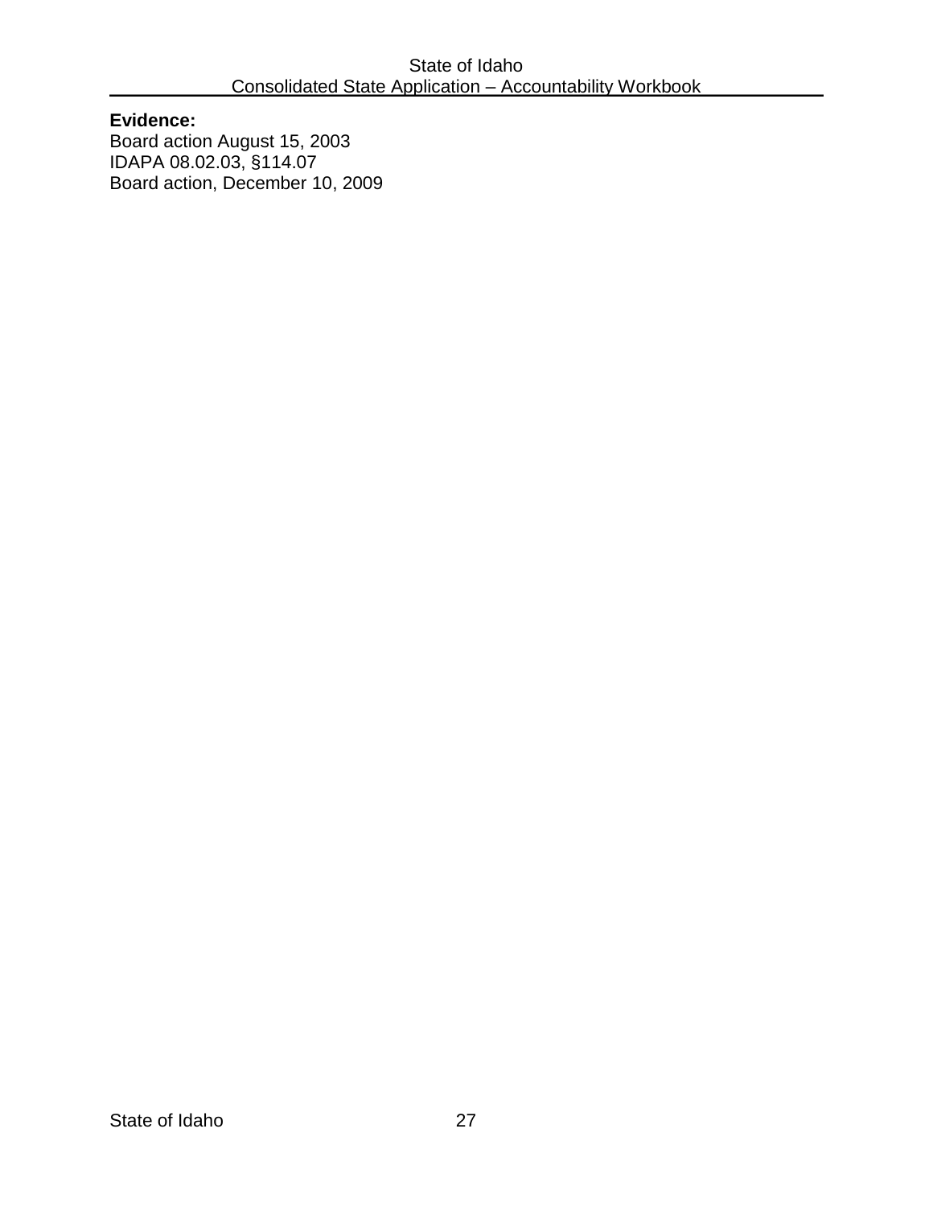**Evidence:**
Board action August 15, 2003
IDAPA 08.02.03, §114.07
Board action, December 10, 2009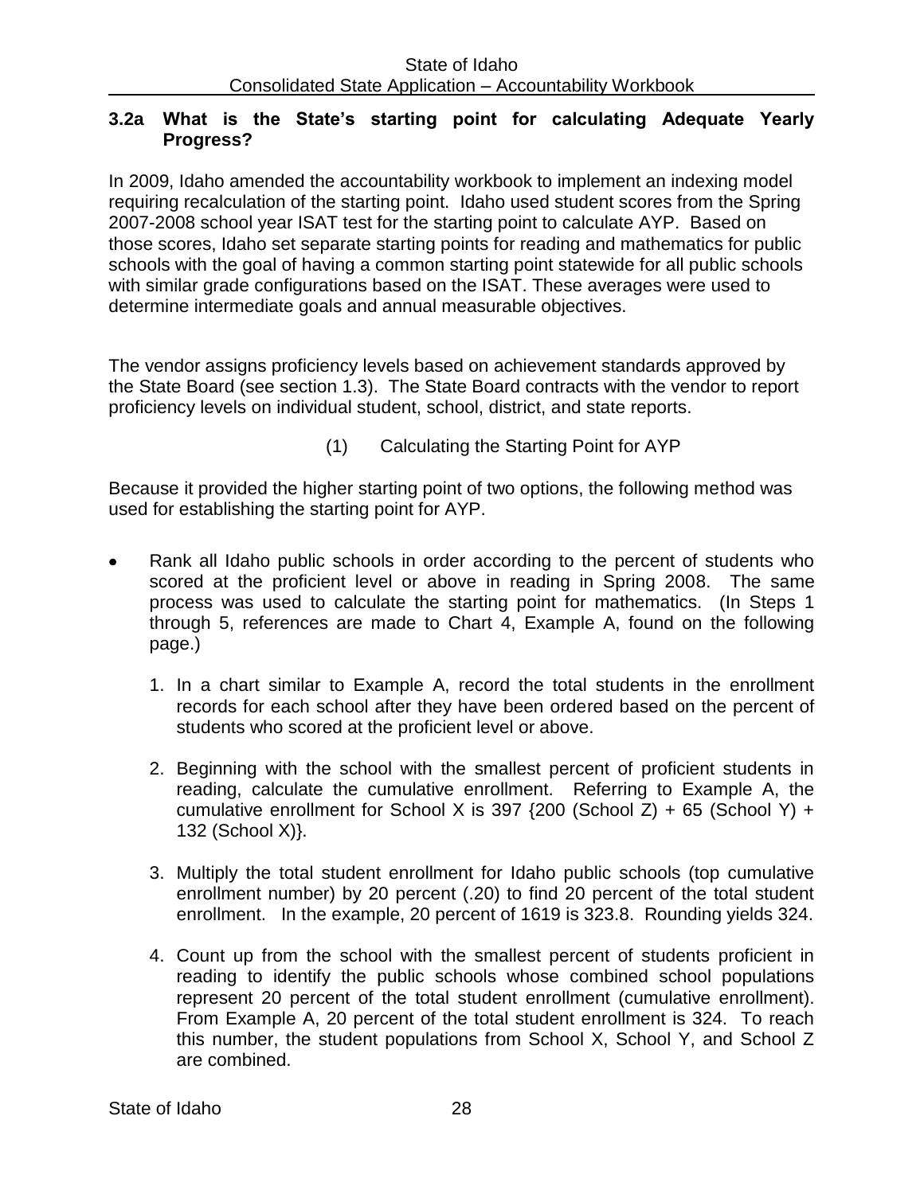### 3.2a What is the State's starting point for calculating Adequate Yearly Progress?

In 2009, Idaho amended the accountability workbook to implement an indexing model requiring recalculation of the starting point. Idaho used student scores from the Spring 2007-2008 school year ISAT test for the starting point to calculate AYP. Based on those scores, Idaho set separate starting points for reading and mathematics for public schools with the goal of having a common starting point statewide for all public schools with similar grade configurations based on the ISAT. These averages were used to determine intermediate goals and annual measurable objectives.

The vendor assigns proficiency levels based on achievement standards approved by the State Board (see section 1.3). The State Board contracts with the vendor to report proficiency levels on individual student, school, district, and state reports.

(1) Calculating the Starting Point for AYP

Because it provided the higher starting point of two options, the following method was used for establishing the starting point for AYP.

- Rank all Idaho public schools in order according to the percent of students who scored at the proficient level or above in reading in Spring 2008. The same process was used to calculate the starting point for mathematics. (In Steps 1 through 5, references are made to Chart 4, Example A, found on the following page.)

  1. In a chart similar to Example A, record the total students in the enrollment records for each school after they have been ordered based on the percent of students who scored at the proficient level or above.
  2. Beginning with the school with the smallest percent of proficient students in reading, calculate the cumulative enrollment. Referring to Example A, the cumulative enrollment for School X is 397 {200 (School Z) + 65 (School Y) + 132 (School X)}.
  3. Multiply the total student enrollment for Idaho public schools (top cumulative enrollment number) by 20 percent (.20) to find 20 percent of the total student enrollment. In the example, 20 percent of 1619 is 323.8. Rounding yields 324.
  4. Count up from the school with the smallest percent of students proficient in reading to identify the public schools whose combined school populations represent 20 percent of the total student enrollment (cumulative enrollment). From Example A, 20 percent of the total student enrollment is 324. To reach this number, the student populations from School X, School Y, and School Z are combined.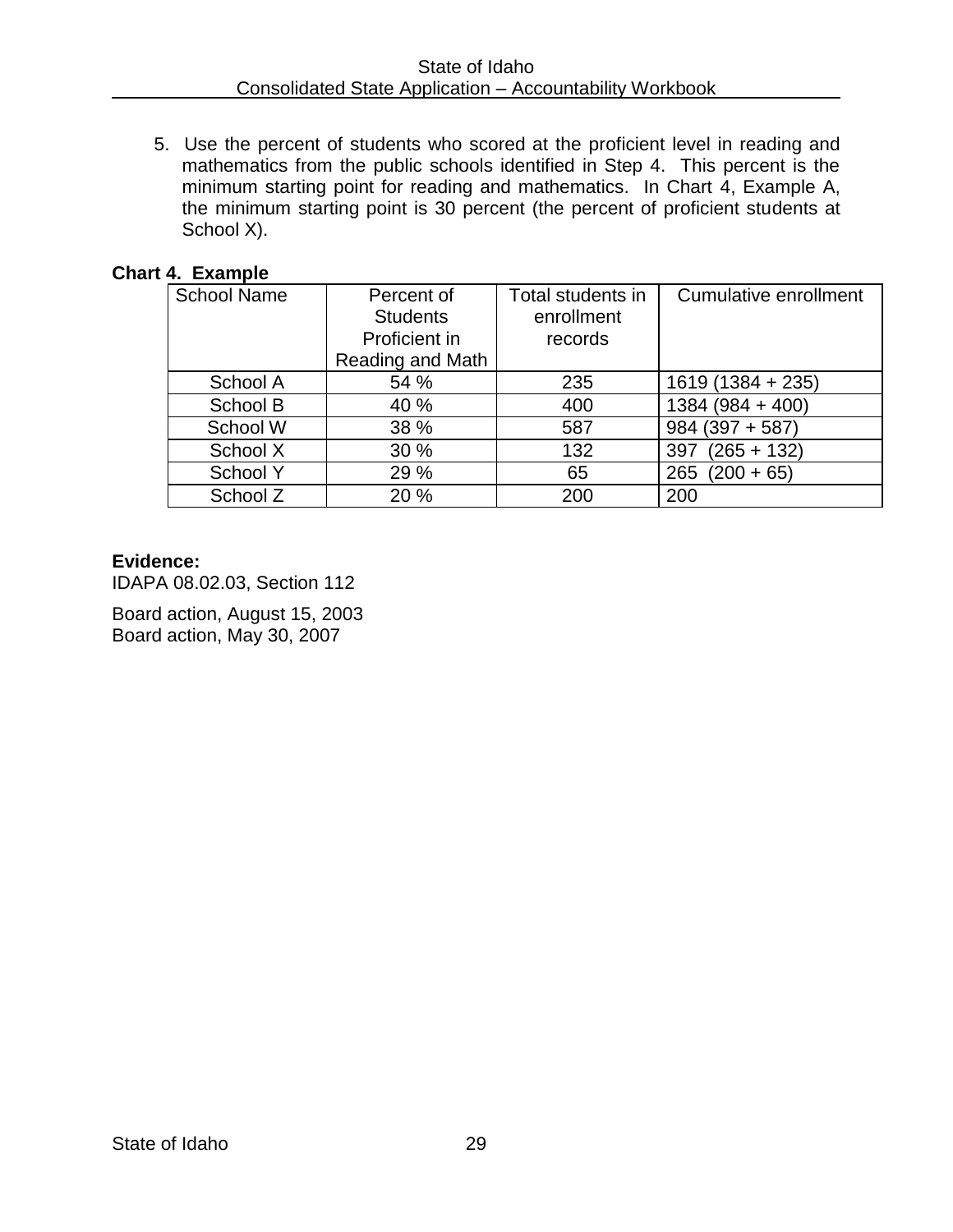5. Use the percent of students who scored at the proficient level in reading and mathematics from the public schools identified in Step 4. This percent is the minimum starting point for reading and mathematics. In Chart 4, Example A, the minimum starting point is 30 percent (the percent of proficient students at School X).

**Chart 4. Example**

| School Name | Percent of Students Proficient in Reading and Math | Total students in enrollment records | Cumulative enrollment |
|---|---|---|---|
| School A | 54 % | 235 | 1619 (1384 + 235) |
| School B | 40 % | 400 | 1384 (984 + 400) |
| School W | 38 % | 587 | 984 (397 + 587) |
| School X | 30 % | 132 | 397 (265 + 132) |
| School Y | 29 % | 65 | 265 (200 + 65) |
| School Z | 20 % | 200 | 200 |

**Evidence:**
IDAPA 08.02.03, Section 112

Board action, August 15, 2003
Board action, May 30, 2007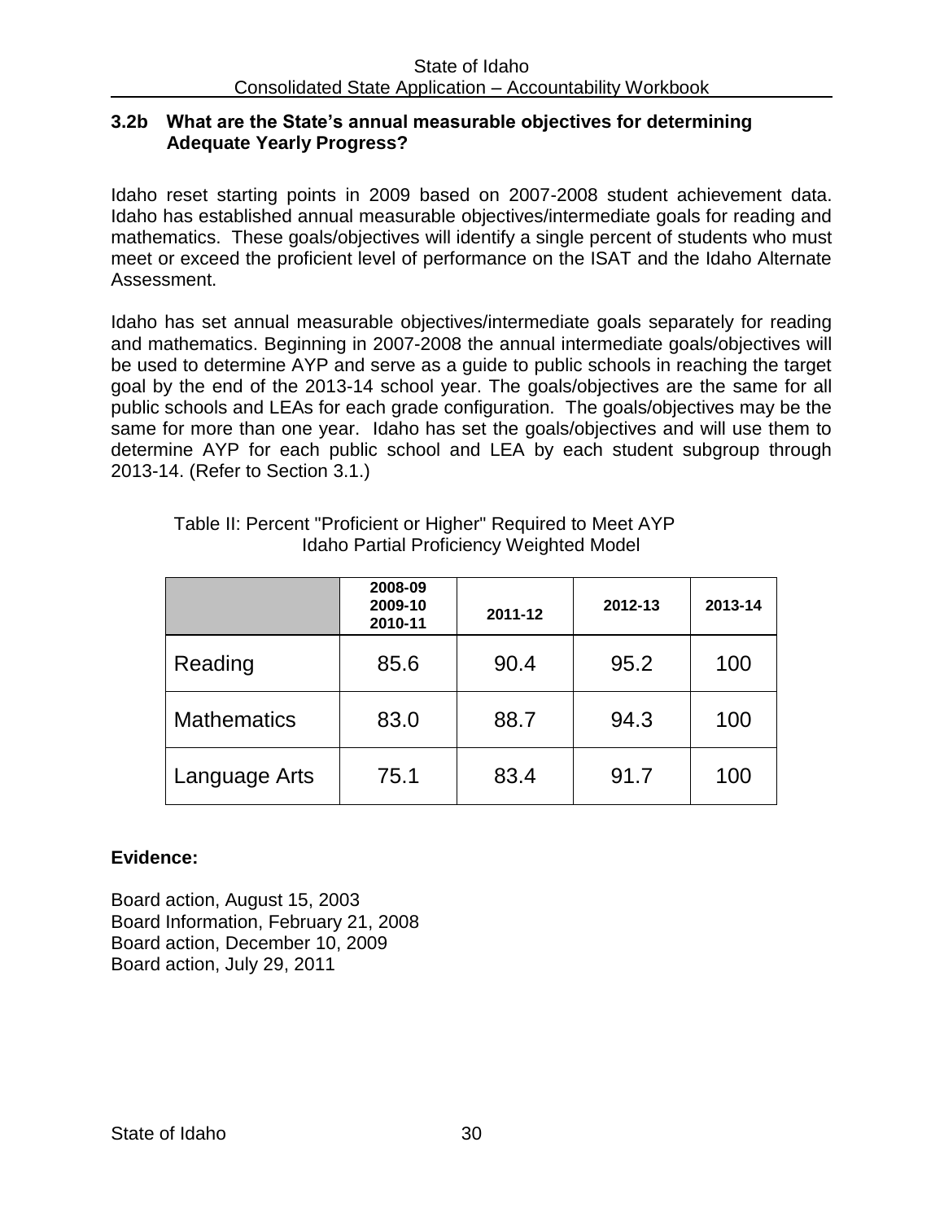### 3.2b What are the State's annual measurable objectives for determining Adequate Yearly Progress?

Idaho reset starting points in 2009 based on 2007-2008 student achievement data. Idaho has established annual measurable objectives/intermediate goals for reading and mathematics. These goals/objectives will identify a single percent of students who must meet or exceed the proficient level of performance on the ISAT and the Idaho Alternate Assessment.

Idaho has set annual measurable objectives/intermediate goals separately for reading and mathematics. Beginning in 2007-2008 the annual intermediate goals/objectives will be used to determine AYP and serve as a guide to public schools in reaching the target goal by the end of the 2013-14 school year. The goals/objectives are the same for all public schools and LEAs for each grade configuration. The goals/objectives may be the same for more than one year. Idaho has set the goals/objectives and will use them to determine AYP for each public school and LEA by each student subgroup through 2013-14. (Refer to Section 3.1.)

Table II: Percent "Proficient or Higher" Required to Meet AYP
Idaho Partial Proficiency Weighted Model

| | 2008-09 2009-10 2010-11 | 2011-12 | 2012-13 | 2013-14 |
|---|---|---|---|---|
| Reading | 85.6 | 90.4 | 95.2 | 100 |
| Mathematics | 83.0 | 88.7 | 94.3 | 100 |
| Language Arts | 75.1 | 83.4 | 91.7 | 100 |

**Evidence:**

Board action, August 15, 2003
Board Information, February 21, 2008
Board action, December 10, 2009
Board action, July 29, 2011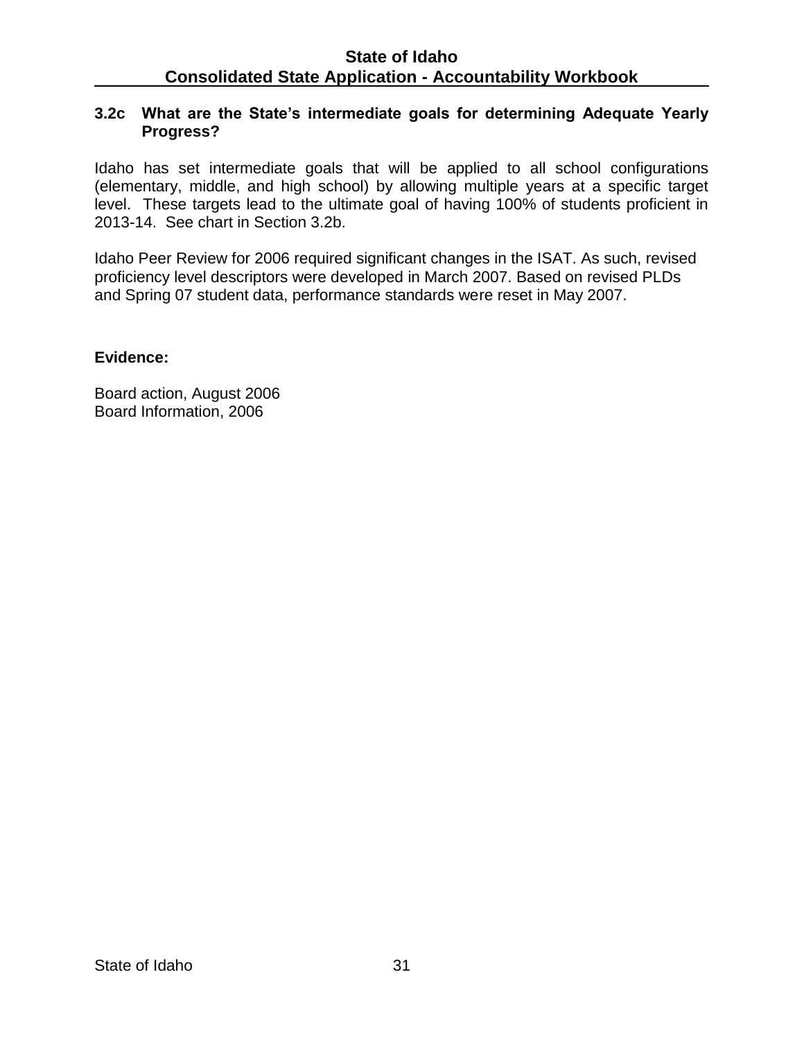### 3.2c What are the State's intermediate goals for determining Adequate Yearly Progress?

Idaho has set intermediate goals that will be applied to all school configurations (elementary, middle, and high school) by allowing multiple years at a specific target level. These targets lead to the ultimate goal of having 100% of students proficient in 2013-14. See chart in Section 3.2b.

Idaho Peer Review for 2006 required significant changes in the ISAT. As such, revised proficiency level descriptors were developed in March 2007. Based on revised PLDs and Spring 07 student data, performance standards were reset in May 2007.

**Evidence:**

Board action, August 2006
Board Information, 2006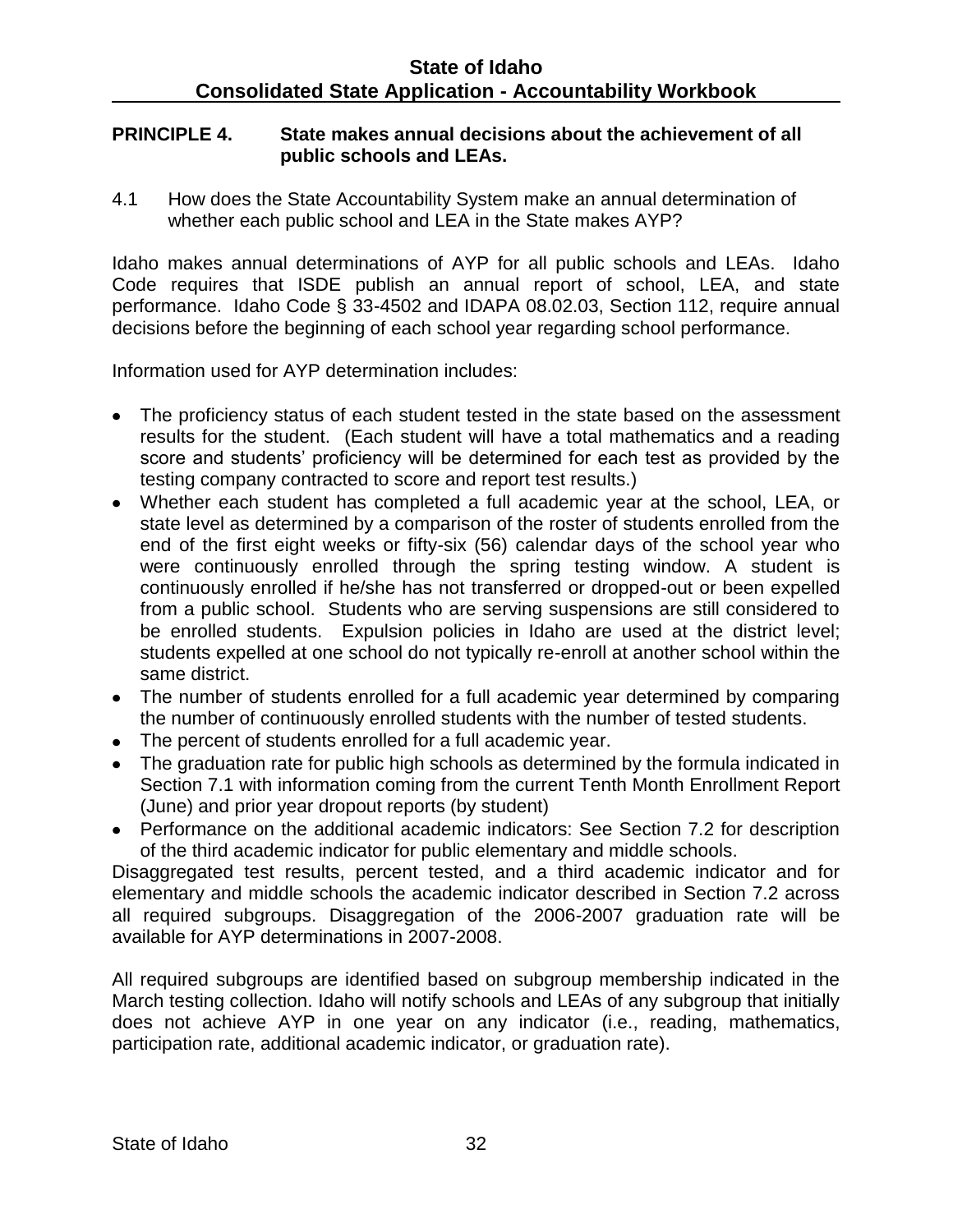**PRINCIPLE 4. State makes annual decisions about the achievement of all public schools and LEAs.**

4.1 How does the State Accountability System make an annual determination of whether each public school and LEA in the State makes AYP?

Idaho makes annual determinations of AYP for all public schools and LEAs. Idaho Code requires that ISDE publish an annual report of school, LEA, and state performance. Idaho Code § 33-4502 and IDAPA 08.02.03, Section 112, require annual decisions before the beginning of each school year regarding school performance.

Information used for AYP determination includes:

- The proficiency status of each student tested in the state based on the assessment results for the student. (Each student will have a total mathematics and a reading score and students' proficiency will be determined for each test as provided by the testing company contracted to score and report test results.)
- Whether each student has completed a full academic year at the school, LEA, or state level as determined by a comparison of the roster of students enrolled from the end of the first eight weeks or fifty-six (56) calendar days of the school year who were continuously enrolled through the spring testing window. A student is continuously enrolled if he/she has not transferred or dropped-out or been expelled from a public school. Students who are serving suspensions are still considered to be enrolled students. Expulsion policies in Idaho are used at the district level; students expelled at one school do not typically re-enroll at another school within the same district.
- The number of students enrolled for a full academic year determined by comparing the number of continuously enrolled students with the number of tested students.
- The percent of students enrolled for a full academic year.
- The graduation rate for public high schools as determined by the formula indicated in Section 7.1 with information coming from the current Tenth Month Enrollment Report (June) and prior year dropout reports (by student)
- Performance on the additional academic indicators: See Section 7.2 for description of the third academic indicator for public elementary and middle schools.

Disaggregated test results, percent tested, and a third academic indicator and for elementary and middle schools the academic indicator described in Section 7.2 across all required subgroups. Disaggregation of the 2006-2007 graduation rate will be available for AYP determinations in 2007-2008.

All required subgroups are identified based on subgroup membership indicated in the March testing collection. Idaho will notify schools and LEAs of any subgroup that initially does not achieve AYP in one year on any indicator (i.e., reading, mathematics, participation rate, additional academic indicator, or graduation rate).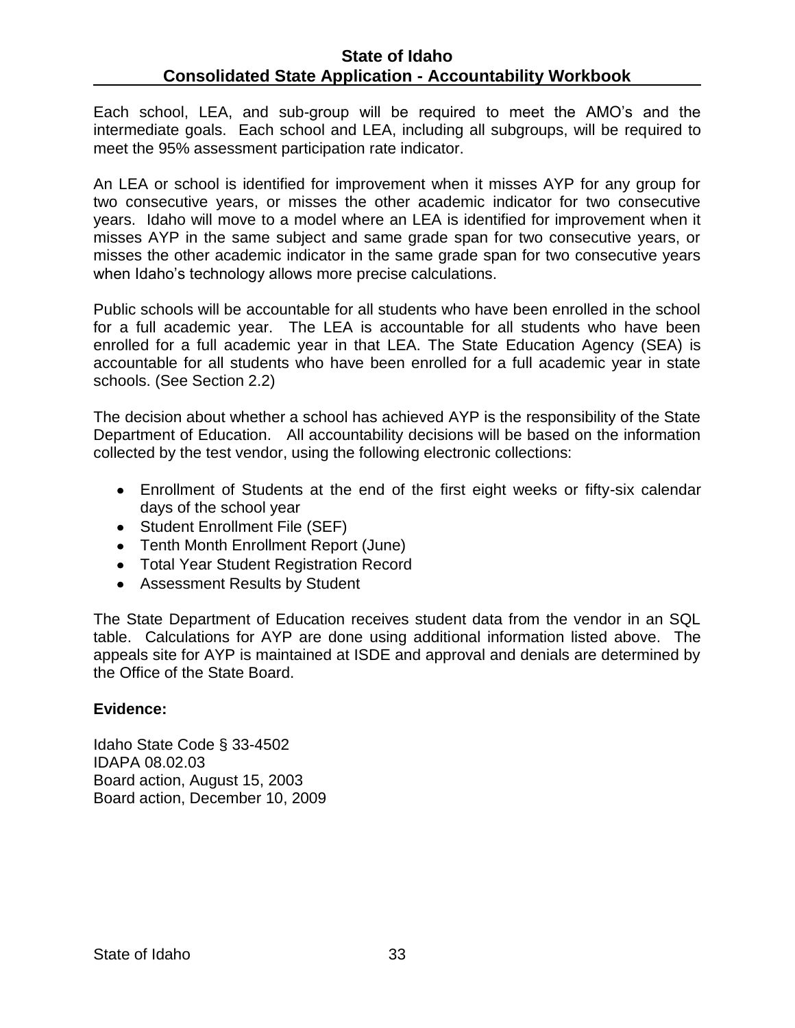Each school, LEA, and sub-group will be required to meet the AMO's and the intermediate goals. Each school and LEA, including all subgroups, will be required to meet the 95% assessment participation rate indicator.

An LEA or school is identified for improvement when it misses AYP for any group for two consecutive years, or misses the other academic indicator for two consecutive years. Idaho will move to a model where an LEA is identified for improvement when it misses AYP in the same subject and same grade span for two consecutive years, or misses the other academic indicator in the same grade span for two consecutive years when Idaho's technology allows more precise calculations.

Public schools will be accountable for all students who have been enrolled in the school for a full academic year. The LEA is accountable for all students who have been enrolled for a full academic year in that LEA. The State Education Agency (SEA) is accountable for all students who have been enrolled for a full academic year in state schools. (See Section 2.2)

The decision about whether a school has achieved AYP is the responsibility of the State Department of Education. All accountability decisions will be based on the information collected by the test vendor, using the following electronic collections:

- Enrollment of Students at the end of the first eight weeks or fifty-six calendar days of the school year
- Student Enrollment File (SEF)
- Tenth Month Enrollment Report (June)
- Total Year Student Registration Record
- Assessment Results by Student

The State Department of Education receives student data from the vendor in an SQL table. Calculations for AYP are done using additional information listed above. The appeals site for AYP is maintained at ISDE and approval and denials are determined by the Office of the State Board.

**Evidence:**

Idaho State Code § 33-4502
IDAPA 08.02.03
Board action, August 15, 2003
Board action, December 10, 2009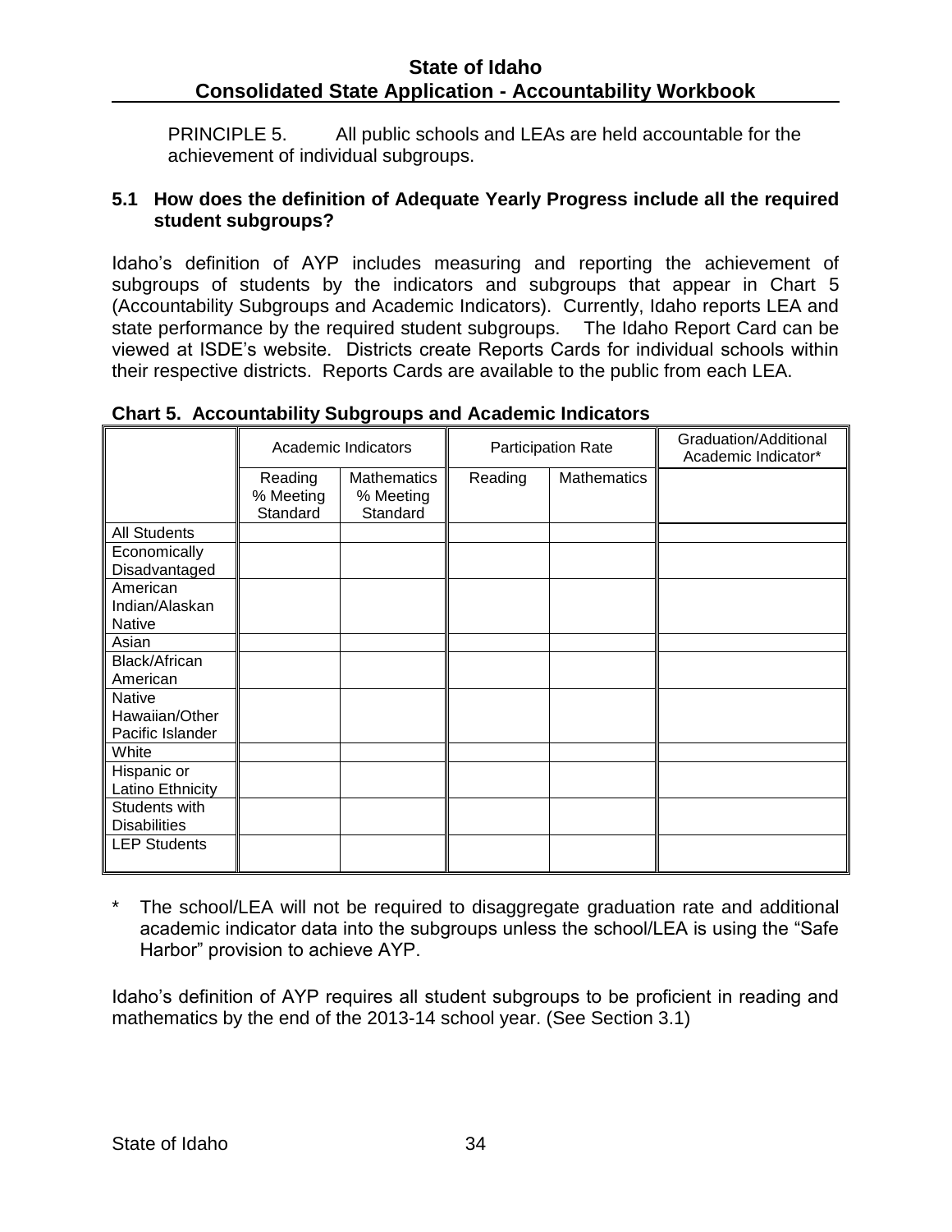PRINCIPLE 5. All public schools and LEAs are held accountable for the achievement of individual subgroups.

**5.1 How does the definition of Adequate Yearly Progress include all the required student subgroups?**

Idaho's definition of AYP includes measuring and reporting the achievement of subgroups of students by the indicators and subgroups that appear in Chart 5 (Accountability Subgroups and Academic Indicators). Currently, Idaho reports LEA and state performance by the required student subgroups. The Idaho Report Card can be viewed at ISDE's website. Districts create Reports Cards for individual schools within their respective districts. Reports Cards are available to the public from each LEA.

**Chart 5. Accountability Subgroups and Academic Indicators**

| | Academic Indicators | | Participation Rate | | Graduation/Additional Academic Indicator* |
|---|---|---|---|---|---|
| | Reading % Meeting Standard | Mathematics % Meeting Standard | Reading | Mathematics | |
| All Students | | | | | |
| Economically Disadvantaged | | | | | |
| American Indian/Alaskan Native | | | | | |
| Asian | | | | | |
| Black/African American | | | | | |
| Native Hawaiian/Other Pacific Islander | | | | | |
| White | | | | | |
| Hispanic or Latino Ethnicity | | | | | |
| Students with Disabilities | | | | | |
| LEP Students | | | | | |

\* The school/LEA will not be required to disaggregate graduation rate and additional academic indicator data into the subgroups unless the school/LEA is using the "Safe Harbor" provision to achieve AYP.

Idaho's definition of AYP requires all student subgroups to be proficient in reading and mathematics by the end of the 2013-14 school year. (See Section 3.1)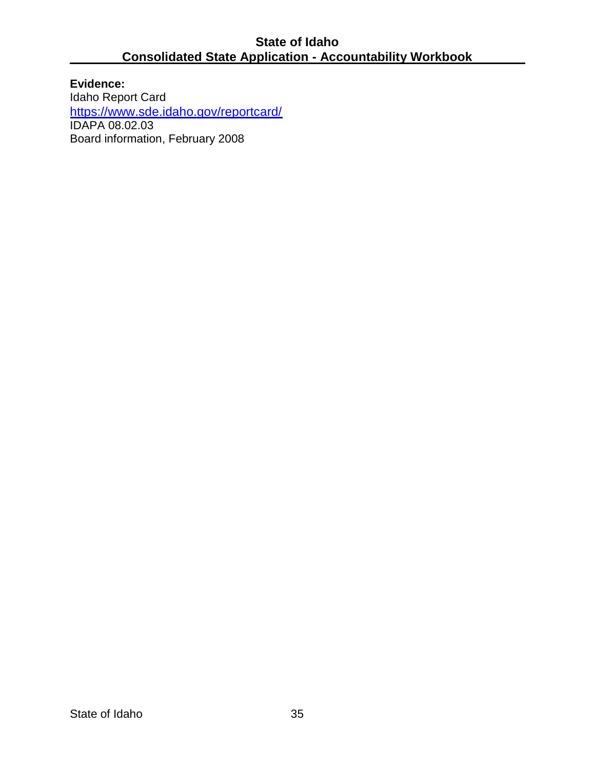**Evidence:**
Idaho Report Card
https://www.sde.idaho.gov/reportcard/
IDAPA 08.02.03
Board information, February 2008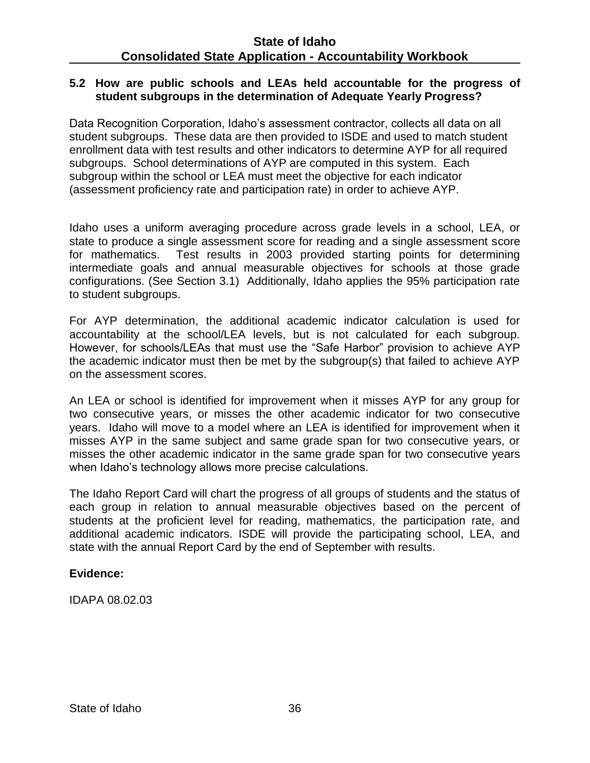### 5.2 How are public schools and LEAs held accountable for the progress of student subgroups in the determination of Adequate Yearly Progress?

Data Recognition Corporation, Idaho's assessment contractor, collects all data on all student subgroups. These data are then provided to ISDE and used to match student enrollment data with test results and other indicators to determine AYP for all required subgroups. School determinations of AYP are computed in this system. Each subgroup within the school or LEA must meet the objective for each indicator (assessment proficiency rate and participation rate) in order to achieve AYP.

Idaho uses a uniform averaging procedure across grade levels in a school, LEA, or state to produce a single assessment score for reading and a single assessment score for mathematics. Test results in 2003 provided starting points for determining intermediate goals and annual measurable objectives for schools at those grade configurations. (See Section 3.1) Additionally, Idaho applies the 95% participation rate to student subgroups.

For AYP determination, the additional academic indicator calculation is used for accountability at the school/LEA levels, but is not calculated for each subgroup. However, for schools/LEAs that must use the "Safe Harbor" provision to achieve AYP the academic indicator must then be met by the subgroup(s) that failed to achieve AYP on the assessment scores.

An LEA or school is identified for improvement when it misses AYP for any group for two consecutive years, or misses the other academic indicator for two consecutive years. Idaho will move to a model where an LEA is identified for improvement when it misses AYP in the same subject and same grade span for two consecutive years, or misses the other academic indicator in the same grade span for two consecutive years when Idaho's technology allows more precise calculations.

The Idaho Report Card will chart the progress of all groups of students and the status of each group in relation to annual measurable objectives based on the percent of students at the proficient level for reading, mathematics, the participation rate, and additional academic indicators. ISDE will provide the participating school, LEA, and state with the annual Report Card by the end of September with results.

**Evidence:**

IDAPA 08.02.03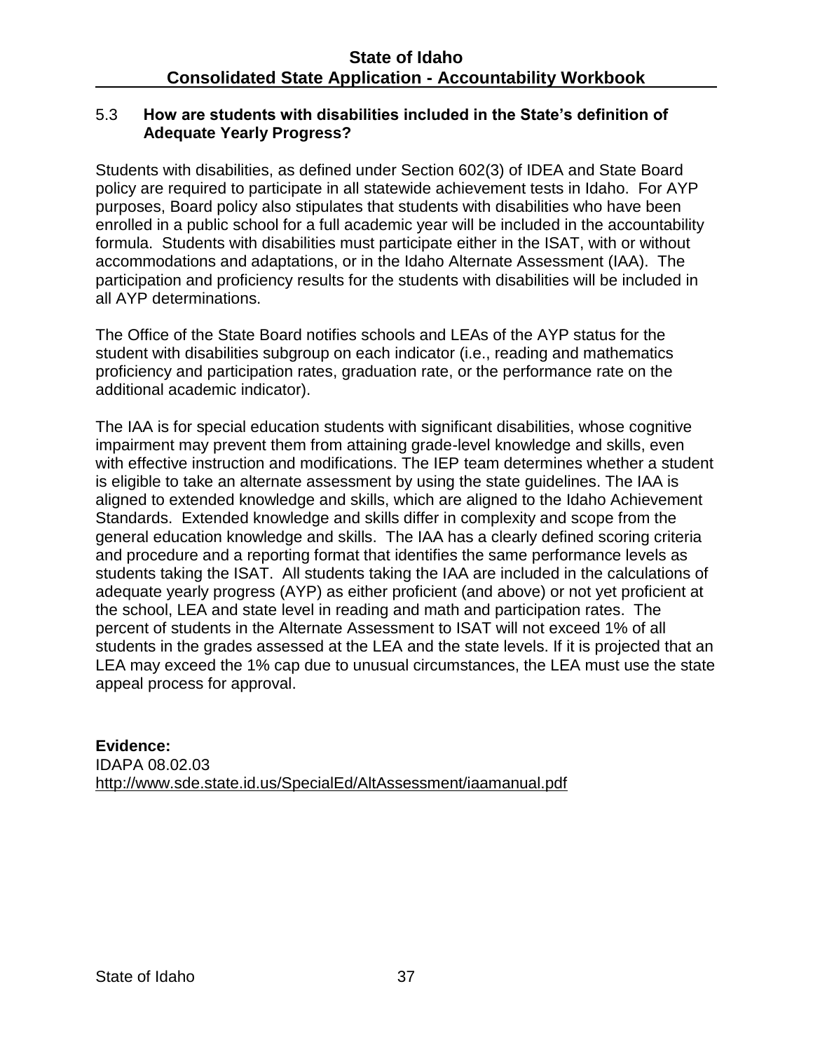### 5.3 How are students with disabilities included in the State's definition of Adequate Yearly Progress?

Students with disabilities, as defined under Section 602(3) of IDEA and State Board policy are required to participate in all statewide achievement tests in Idaho. For AYP purposes, Board policy also stipulates that students with disabilities who have been enrolled in a public school for a full academic year will be included in the accountability formula. Students with disabilities must participate either in the ISAT, with or without accommodations and adaptations, or in the Idaho Alternate Assessment (IAA). The participation and proficiency results for the students with disabilities will be included in all AYP determinations.

The Office of the State Board notifies schools and LEAs of the AYP status for the student with disabilities subgroup on each indicator (i.e., reading and mathematics proficiency and participation rates, graduation rate, or the performance rate on the additional academic indicator).

The IAA is for special education students with significant disabilities, whose cognitive impairment may prevent them from attaining grade-level knowledge and skills, even with effective instruction and modifications. The IEP team determines whether a student is eligible to take an alternate assessment by using the state guidelines. The IAA is aligned to extended knowledge and skills, which are aligned to the Idaho Achievement Standards. Extended knowledge and skills differ in complexity and scope from the general education knowledge and skills. The IAA has a clearly defined scoring criteria and procedure and a reporting format that identifies the same performance levels as students taking the ISAT. All students taking the IAA are included in the calculations of adequate yearly progress (AYP) as either proficient (and above) or not yet proficient at the school, LEA and state level in reading and math and participation rates. The percent of students in the Alternate Assessment to ISAT will not exceed 1% of all students in the grades assessed at the LEA and the state levels. If it is projected that an LEA may exceed the 1% cap due to unusual circumstances, the LEA must use the state appeal process for approval.

**Evidence:**
IDAPA 08.02.03
http://www.sde.state.id.us/SpecialEd/AltAssessment/iaamanual.pdf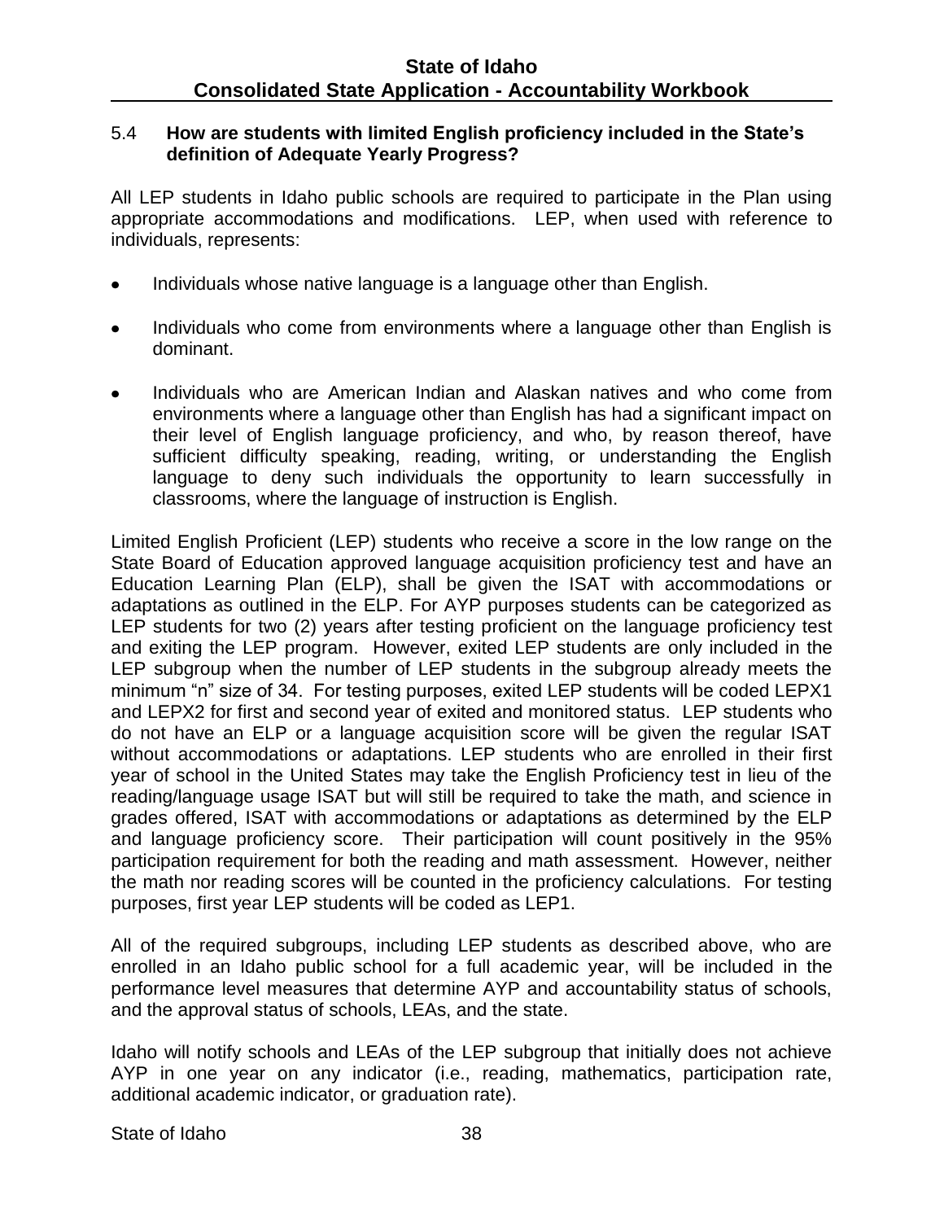### 5.4 **How are students with limited English proficiency included in the State's definition of Adequate Yearly Progress?**

All LEP students in Idaho public schools are required to participate in the Plan using appropriate accommodations and modifications. LEP, when used with reference to individuals, represents:

- Individuals whose native language is a language other than English.
- Individuals who come from environments where a language other than English is dominant.
- Individuals who are American Indian and Alaskan natives and who come from environments where a language other than English has had a significant impact on their level of English language proficiency, and who, by reason thereof, have sufficient difficulty speaking, reading, writing, or understanding the English language to deny such individuals the opportunity to learn successfully in classrooms, where the language of instruction is English.

Limited English Proficient (LEP) students who receive a score in the low range on the State Board of Education approved language acquisition proficiency test and have an Education Learning Plan (ELP), shall be given the ISAT with accommodations or adaptations as outlined in the ELP. For AYP purposes students can be categorized as LEP students for two (2) years after testing proficient on the language proficiency test and exiting the LEP program. However, exited LEP students are only included in the LEP subgroup when the number of LEP students in the subgroup already meets the minimum "n" size of 34. For testing purposes, exited LEP students will be coded LEPX1 and LEPX2 for first and second year of exited and monitored status. LEP students who do not have an ELP or a language acquisition score will be given the regular ISAT without accommodations or adaptations. LEP students who are enrolled in their first year of school in the United States may take the English Proficiency test in lieu of the reading/language usage ISAT but will still be required to take the math, and science in grades offered, ISAT with accommodations or adaptations as determined by the ELP and language proficiency score. Their participation will count positively in the 95% participation requirement for both the reading and math assessment. However, neither the math nor reading scores will be counted in the proficiency calculations. For testing purposes, first year LEP students will be coded as LEP1.

All of the required subgroups, including LEP students as described above, who are enrolled in an Idaho public school for a full academic year, will be included in the performance level measures that determine AYP and accountability status of schools, and the approval status of schools, LEAs, and the state.

Idaho will notify schools and LEAs of the LEP subgroup that initially does not achieve AYP in one year on any indicator (i.e., reading, mathematics, participation rate, additional academic indicator, or graduation rate).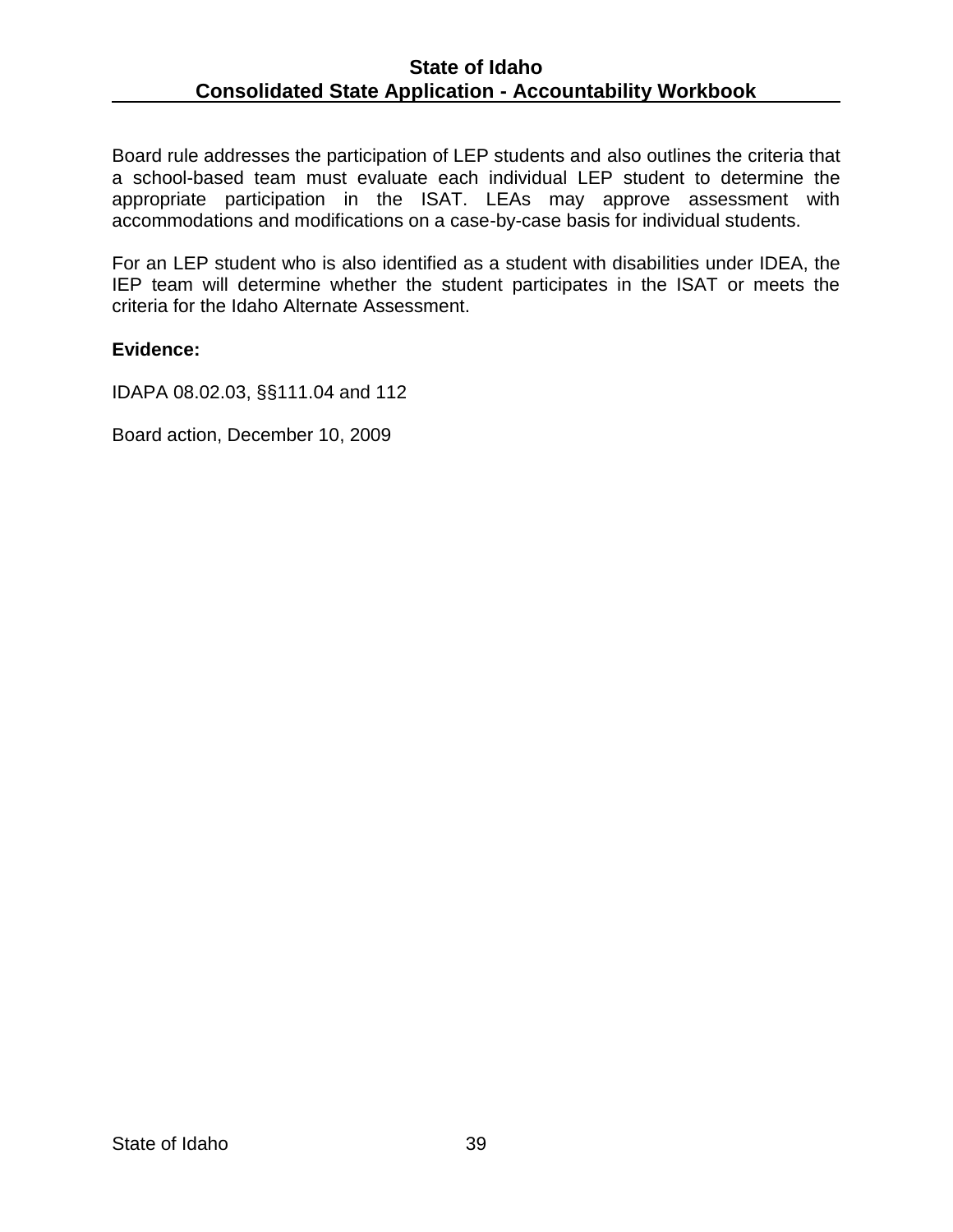Board rule addresses the participation of LEP students and also outlines the criteria that a school-based team must evaluate each individual LEP student to determine the appropriate participation in the ISAT. LEAs may approve assessment with accommodations and modifications on a case-by-case basis for individual students.

For an LEP student who is also identified as a student with disabilities under IDEA, the IEP team will determine whether the student participates in the ISAT or meets the criteria for the Idaho Alternate Assessment.

**Evidence:**

IDAPA 08.02.03, §§111.04 and 112

Board action, December 10, 2009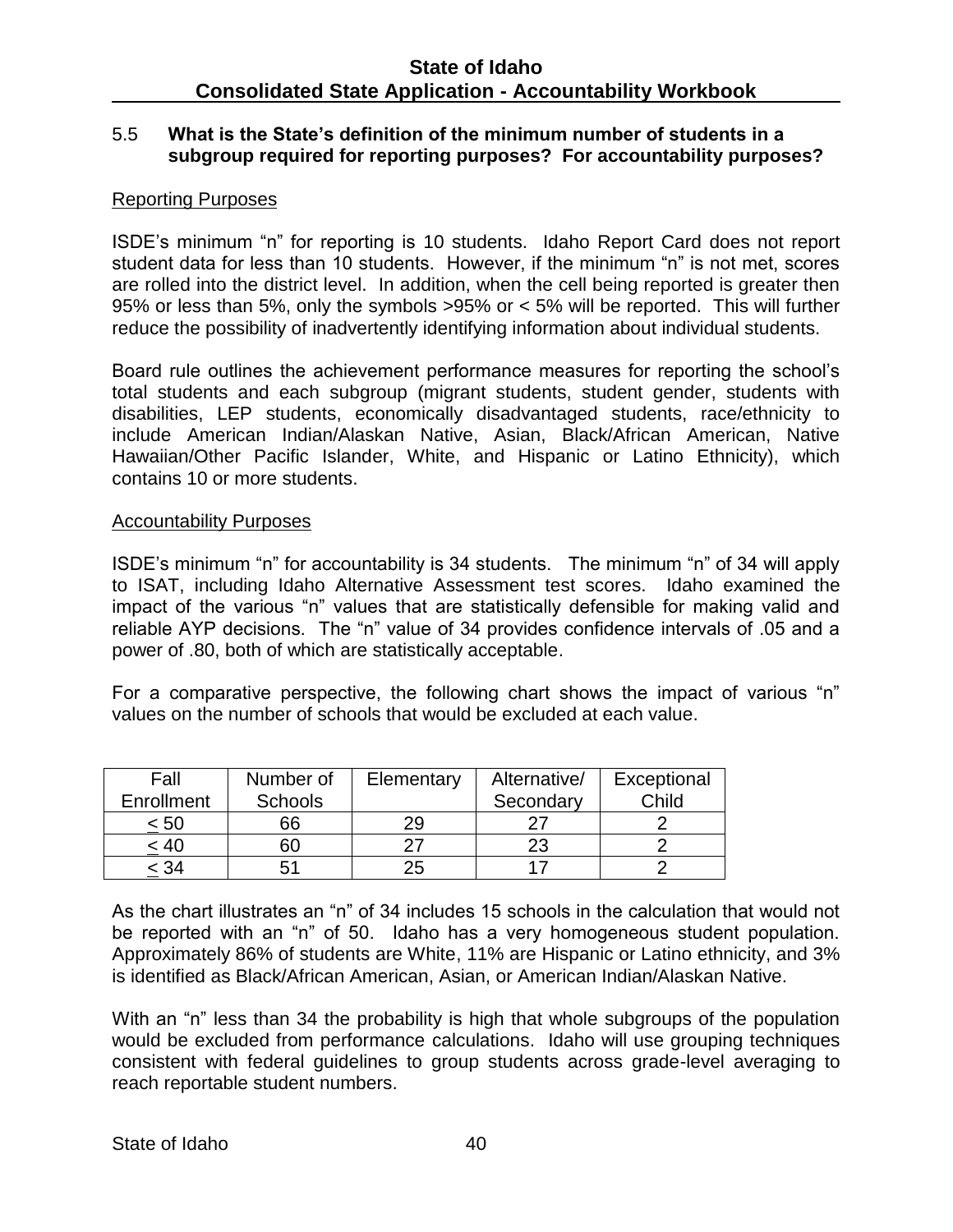5.5 **What is the State's definition of the minimum number of students in a subgroup required for reporting purposes? For accountability purposes?**

Reporting Purposes

ISDE's minimum "n" for reporting is 10 students. Idaho Report Card does not report student data for less than 10 students. However, if the minimum "n" is not met, scores are rolled into the district level. In addition, when the cell being reported is greater then 95% or less than 5%, only the symbols >95% or < 5% will be reported. This will further reduce the possibility of inadvertently identifying information about individual students.

Board rule outlines the achievement performance measures for reporting the school's total students and each subgroup (migrant students, student gender, students with disabilities, LEP students, economically disadvantaged students, race/ethnicity to include American Indian/Alaskan Native, Asian, Black/African American, Native Hawaiian/Other Pacific Islander, White, and Hispanic or Latino Ethnicity), which contains 10 or more students.

Accountability Purposes

ISDE's minimum "n" for accountability is 34 students. The minimum "n" of 34 will apply to ISAT, including Idaho Alternative Assessment test scores. Idaho examined the impact of the various "n" values that are statistically defensible for making valid and reliable AYP decisions. The "n" value of 34 provides confidence intervals of .05 and a power of .80, both of which are statistically acceptable.

For a comparative perspective, the following chart shows the impact of various "n" values on the number of schools that would be excluded at each value.

| Fall Enrollment | Number of Schools | Elementary | Alternative/ Secondary | Exceptional Child |
|---|---|---|---|---|
| ≤ 50 | 66 | 29 | 27 | 2 |
| ≤ 40 | 60 | 27 | 23 | 2 |
| ≤ 34 | 51 | 25 | 17 | 2 |

As the chart illustrates an "n" of 34 includes 15 schools in the calculation that would not be reported with an "n" of 50. Idaho has a very homogeneous student population. Approximately 86% of students are White, 11% are Hispanic or Latino ethnicity, and 3% is identified as Black/African American, Asian, or American Indian/Alaskan Native.

With an "n" less than 34 the probability is high that whole subgroups of the population would be excluded from performance calculations. Idaho will use grouping techniques consistent with federal guidelines to group students across grade-level averaging to reach reportable student numbers.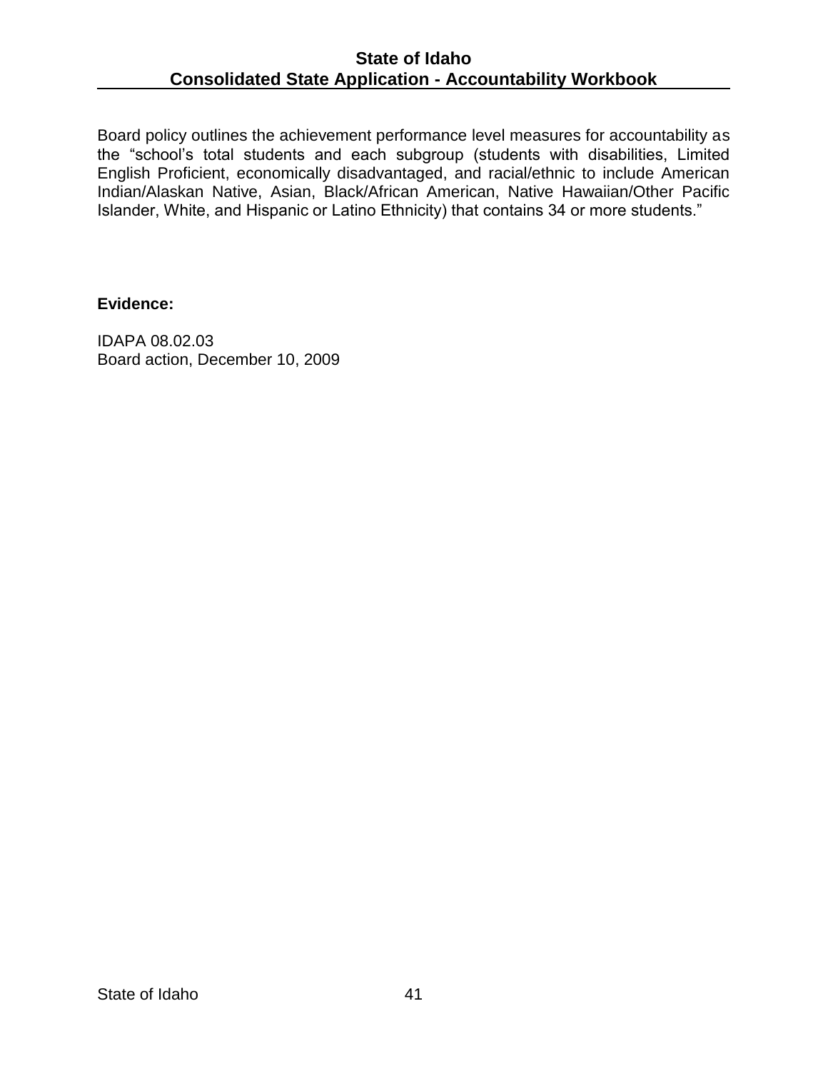Board policy outlines the achievement performance level measures for accountability as the “school’s total students and each subgroup (students with disabilities, Limited English Proficient, economically disadvantaged, and racial/ethnic to include American Indian/Alaskan Native, Asian, Black/African American, Native Hawaiian/Other Pacific Islander, White, and Hispanic or Latino Ethnicity) that contains 34 or more students.”

**Evidence:**

IDAPA 08.02.03
Board action, December 10, 2009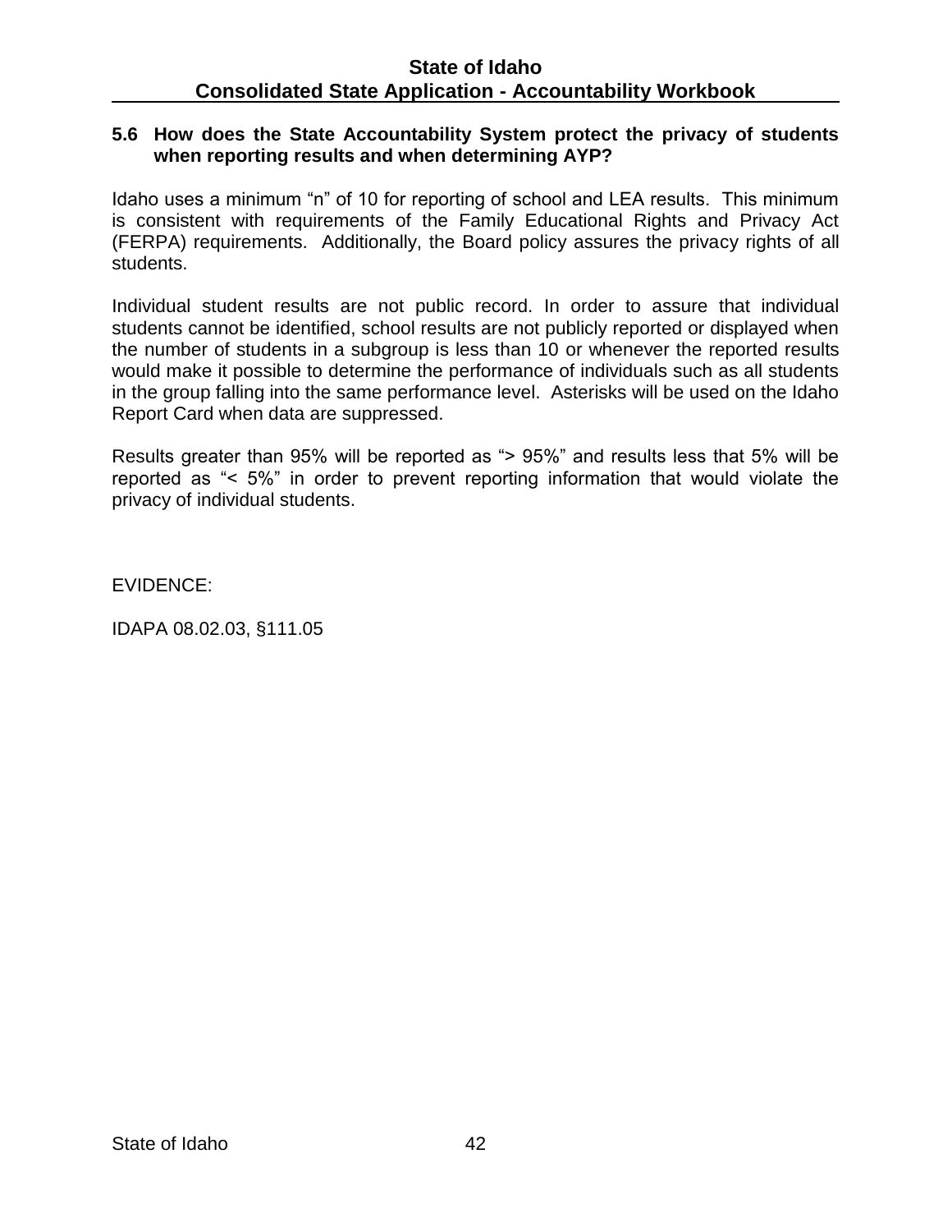## 5.6 How does the State Accountability System protect the privacy of students when reporting results and when determining AYP?

Idaho uses a minimum "n" of 10 for reporting of school and LEA results. This minimum is consistent with requirements of the Family Educational Rights and Privacy Act (FERPA) requirements. Additionally, the Board policy assures the privacy rights of all students.

Individual student results are not public record. In order to assure that individual students cannot be identified, school results are not publicly reported or displayed when the number of students in a subgroup is less than 10 or whenever the reported results would make it possible to determine the performance of individuals such as all students in the group falling into the same performance level. Asterisks will be used on the Idaho Report Card when data are suppressed.

Results greater than 95% will be reported as "> 95%" and results less that 5% will be reported as "< 5%" in order to prevent reporting information that would violate the privacy of individual students.

EVIDENCE:

IDAPA 08.02.03, §111.05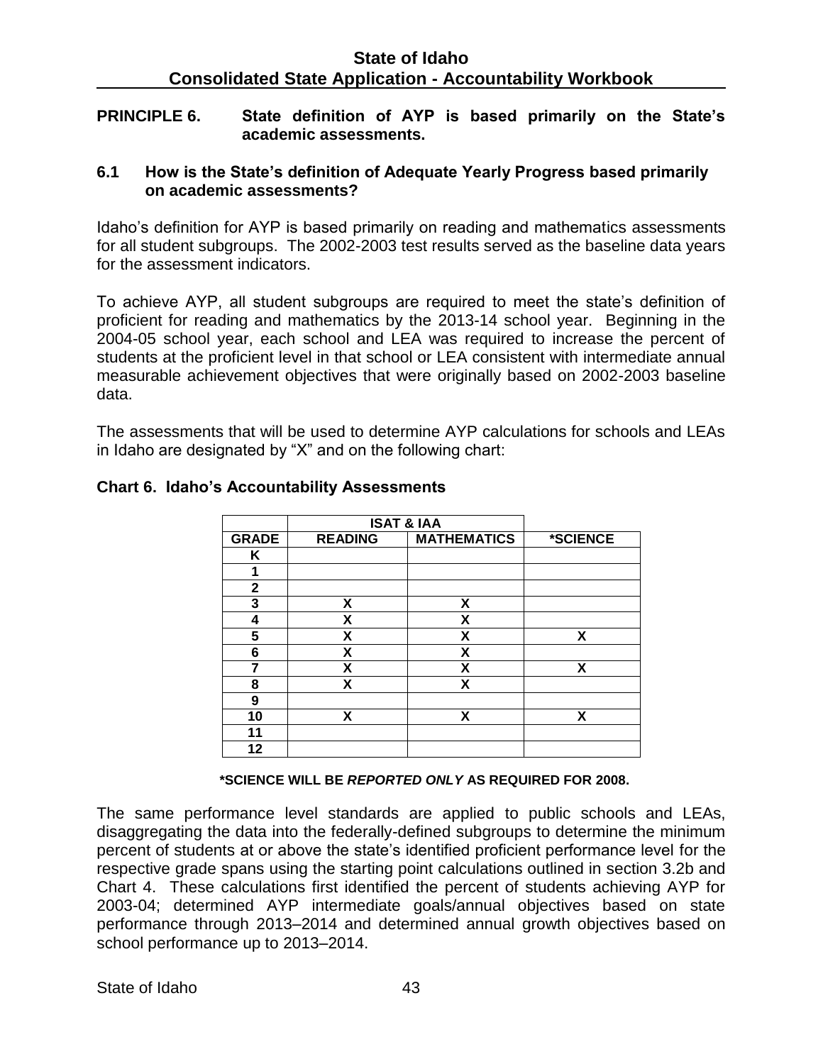**PRINCIPLE 6. State definition of AYP is based primarily on the State's academic assessments.**

### 6.1 How is the State's definition of Adequate Yearly Progress based primarily on academic assessments?

Idaho's definition for AYP is based primarily on reading and mathematics assessments for all student subgroups. The 2002-2003 test results served as the baseline data years for the assessment indicators.

To achieve AYP, all student subgroups are required to meet the state's definition of proficient for reading and mathematics by the 2013-14 school year. Beginning in the 2004-05 school year, each school and LEA was required to increase the percent of students at the proficient level in that school or LEA consistent with intermediate annual measurable achievement objectives that were originally based on 2002-2003 baseline data.

The assessments that will be used to determine AYP calculations for schools and LEAs in Idaho are designated by "X" and on the following chart:

**Chart 6. Idaho's Accountability Assessments**

| | ISAT & IAA | | |
|---|---|---|---|
| **GRADE** | **READING** | **MATHEMATICS** | **\*SCIENCE** |
| K | | | |
| 1 | | | |
| 2 | | | |
| 3 | X | X | |
| 4 | X | X | |
| 5 | X | X | X |
| 6 | X | X | |
| 7 | X | X | X |
| 8 | X | X | |
| 9 | | | |
| 10 | X | X | X |
| 11 | | | |
| 12 | | | |

**\*SCIENCE WILL BE *REPORTED ONLY* AS REQUIRED FOR 2008.**

The same performance level standards are applied to public schools and LEAs, disaggregating the data into the federally-defined subgroups to determine the minimum percent of students at or above the state's identified proficient performance level for the respective grade spans using the starting point calculations outlined in section 3.2b and Chart 4. These calculations first identified the percent of students achieving AYP for 2003-04; determined AYP intermediate goals/annual objectives based on state performance through 2013–2014 and determined annual growth objectives based on school performance up to 2013–2014.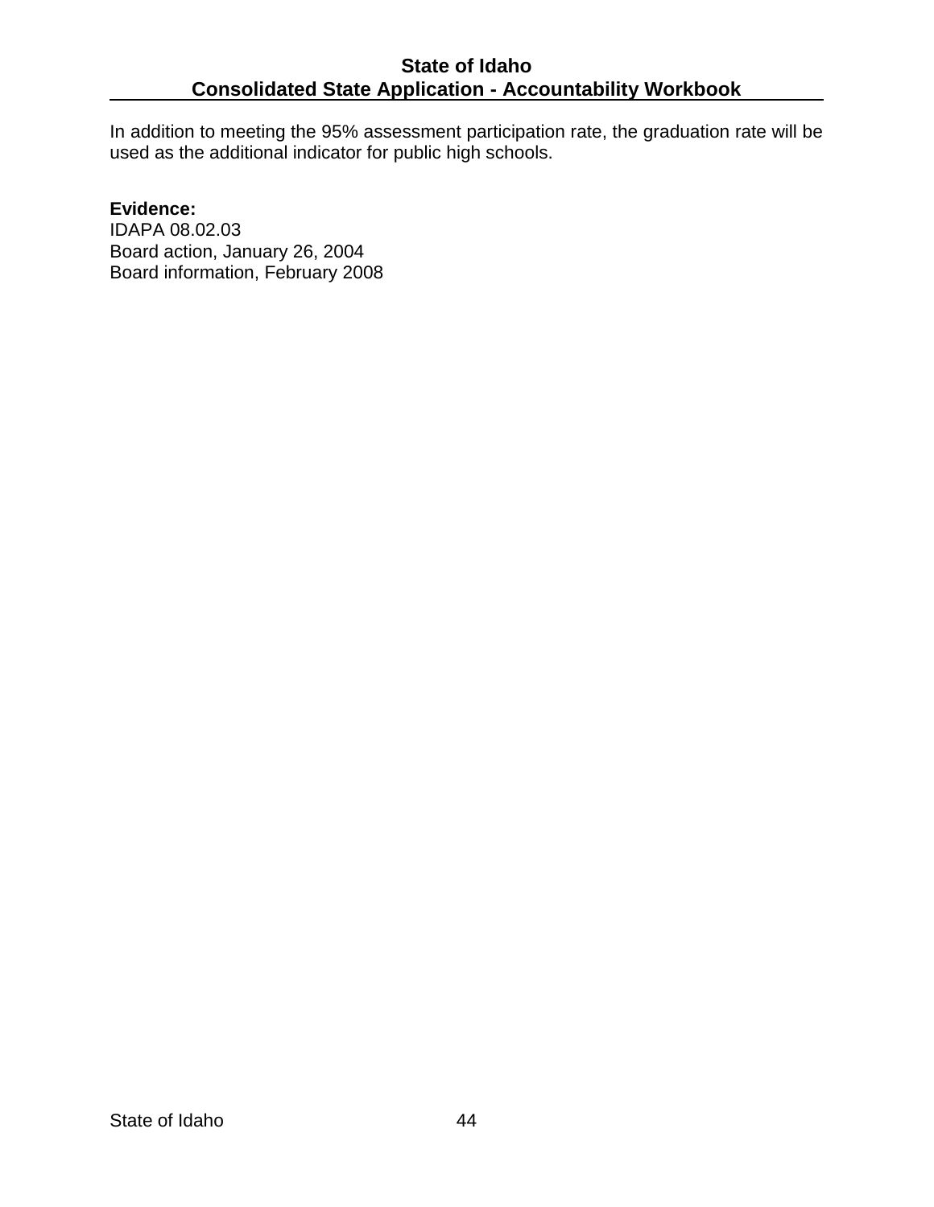In addition to meeting the 95% assessment participation rate, the graduation rate will be used as the additional indicator for public high schools.

**Evidence:**
IDAPA 08.02.03
Board action, January 26, 2004
Board information, February 2008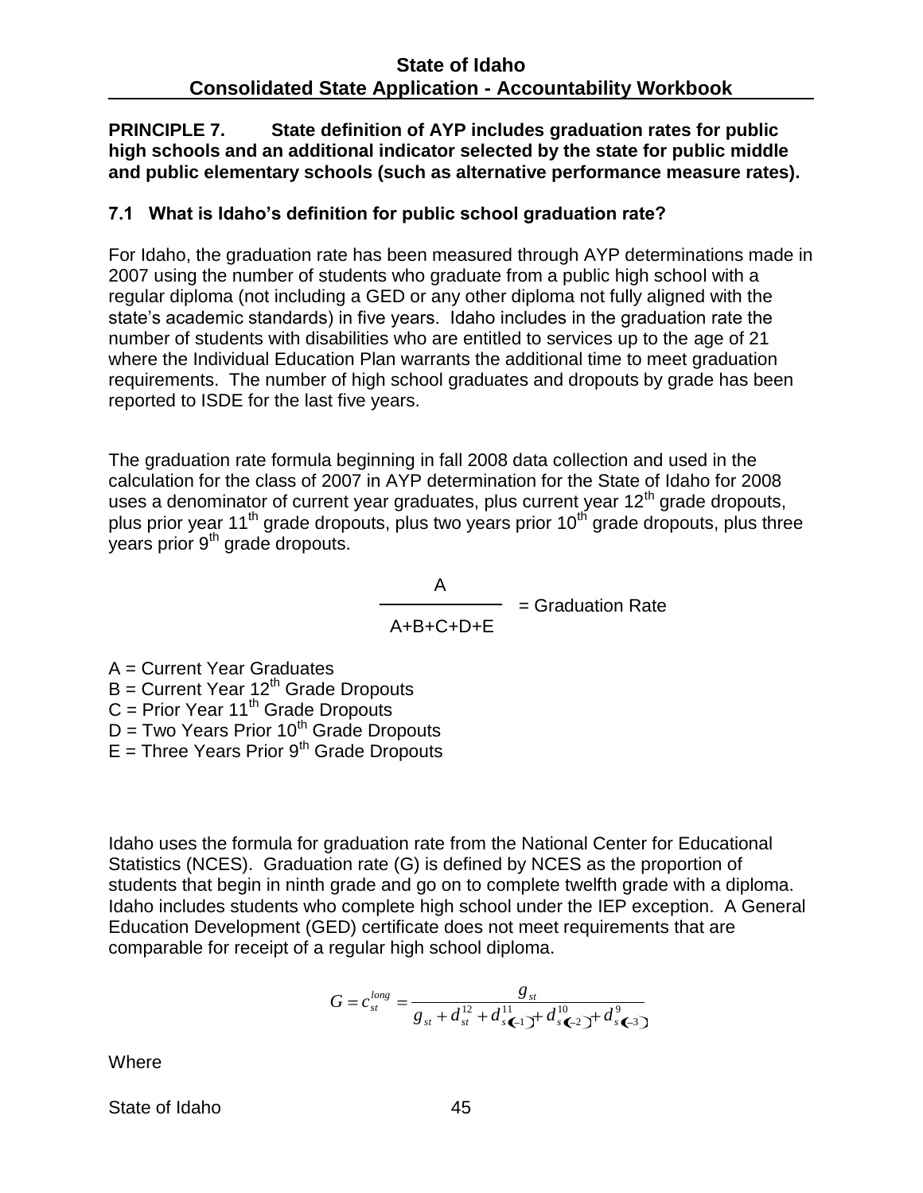**PRINCIPLE 7. State definition of AYP includes graduation rates for public high schools and an additional indicator selected by the state for public middle and public elementary schools (such as alternative performance measure rates).**

### 7.1 What is Idaho's definition for public school graduation rate?

For Idaho, the graduation rate has been measured through AYP determinations made in 2007 using the number of students who graduate from a public high school with a regular diploma (not including a GED or any other diploma not fully aligned with the state's academic standards) in five years. Idaho includes in the graduation rate the number of students with disabilities who are entitled to services up to the age of 21 where the Individual Education Plan warrants the additional time to meet graduation requirements. The number of high school graduates and dropouts by grade has been reported to ISDE for the last five years.

The graduation rate formula beginning in fall 2008 data collection and used in the calculation for the class of 2007 in AYP determination for the State of Idaho for 2008 uses a denominator of current year graduates, plus current year 12th grade dropouts, plus prior year 11th grade dropouts, plus two years prior 10th grade dropouts, plus three years prior 9th grade dropouts.

$$\frac{A}{A+B+C+D+E} = \text{Graduation Rate}$$

A = Current Year Graduates
B = Current Year 12th Grade Dropouts
C = Prior Year 11th Grade Dropouts
D = Two Years Prior 10th Grade Dropouts
E = Three Years Prior 9th Grade Dropouts

Idaho uses the formula for graduation rate from the National Center for Educational Statistics (NCES). Graduation rate (G) is defined by NCES as the proportion of students that begin in ninth grade and go on to complete twelfth grade with a diploma. Idaho includes students who complete high school under the IEP exception. A General Education Development (GED) certificate does not meet requirements that are comparable for receipt of a regular high school diploma.

$$G = c_{st}^{long} = \frac{g_{st}}{g_{st} + d_{st}^{12} + d_{s(t-1)}^{11} + d_{s(t-2)}^{10} + d_{s(t-3)}^{9}}$$

Where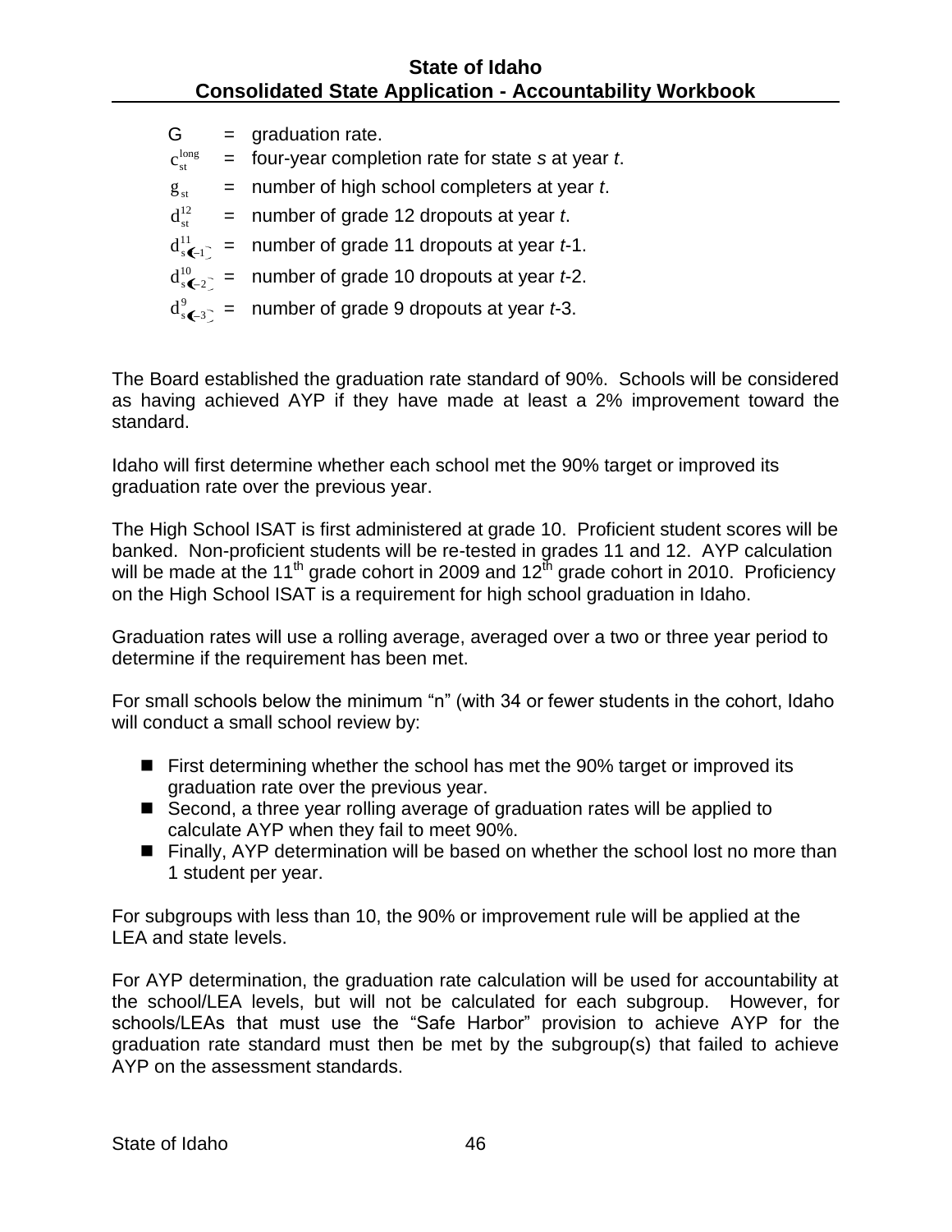G = graduation rate.

$c_{st}^{long}$ = four-year completion rate for state *s* at year *t*.

$g_{st}$ = number of high school completers at year *t*.

$d_{st}^{12}$ = number of grade 12 dropouts at year *t*.

$d_{s(t-1)}^{11}$ = number of grade 11 dropouts at year *t*-1.

$d_{s(t-2)}^{10}$ = number of grade 10 dropouts at year *t*-2.

$d_{s(t-3)}^{9}$ = number of grade 9 dropouts at year *t*-3.

The Board established the graduation rate standard of 90%. Schools will be considered as having achieved AYP if they have made at least a 2% improvement toward the standard.

Idaho will first determine whether each school met the 90% target or improved its graduation rate over the previous year.

The High School ISAT is first administered at grade 10. Proficient student scores will be banked. Non-proficient students will be re-tested in grades 11 and 12. AYP calculation will be made at the 11th grade cohort in 2009 and 12th grade cohort in 2010. Proficiency on the High School ISAT is a requirement for high school graduation in Idaho.

Graduation rates will use a rolling average, averaged over a two or three year period to determine if the requirement has been met.

For small schools below the minimum "n" (with 34 or fewer students in the cohort, Idaho will conduct a small school review by:

- First determining whether the school has met the 90% target or improved its graduation rate over the previous year.
- Second, a three year rolling average of graduation rates will be applied to calculate AYP when they fail to meet 90%.
- Finally, AYP determination will be based on whether the school lost no more than 1 student per year.

For subgroups with less than 10, the 90% or improvement rule will be applied at the LEA and state levels.

For AYP determination, the graduation rate calculation will be used for accountability at the school/LEA levels, but will not be calculated for each subgroup. However, for schools/LEAs that must use the "Safe Harbor" provision to achieve AYP for the graduation rate standard must then be met by the subgroup(s) that failed to achieve AYP on the assessment standards.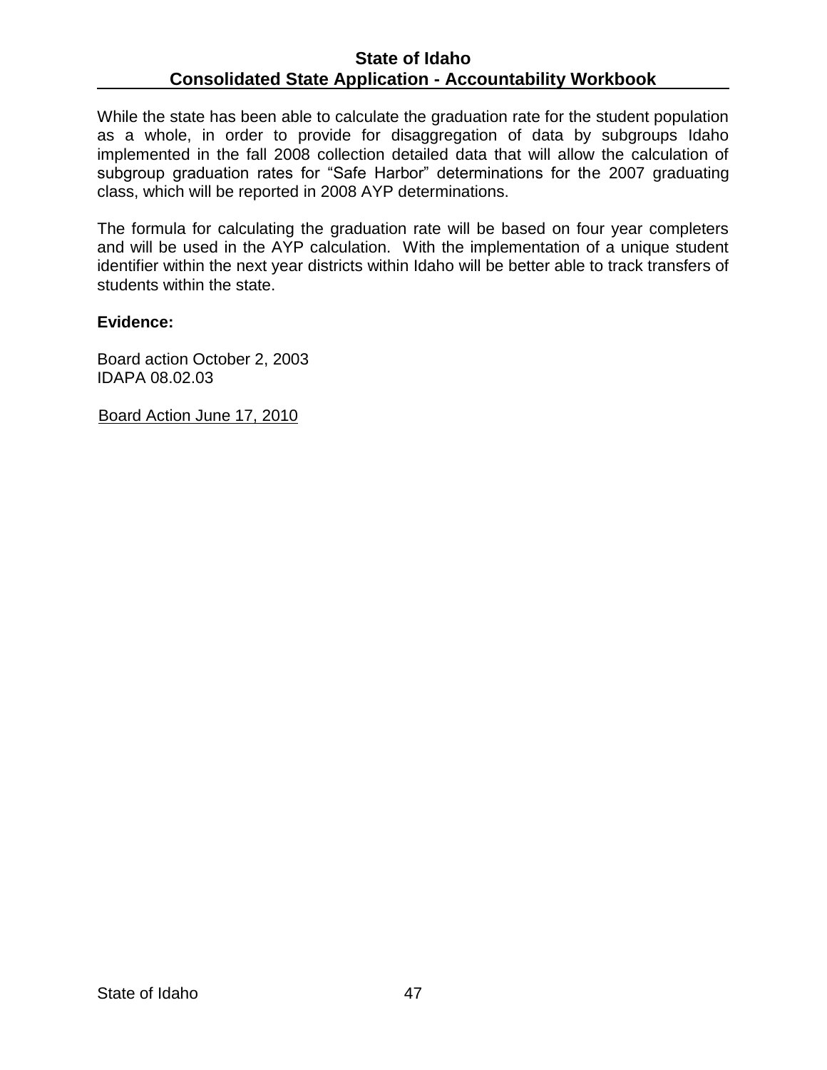While the state has been able to calculate the graduation rate for the student population as a whole, in order to provide for disaggregation of data by subgroups Idaho implemented in the fall 2008 collection detailed data that will allow the calculation of subgroup graduation rates for “Safe Harbor” determinations for the 2007 graduating class, which will be reported in 2008 AYP determinations.

The formula for calculating the graduation rate will be based on four year completers and will be used in the AYP calculation. With the implementation of a unique student identifier within the next year districts within Idaho will be better able to track transfers of students within the state.

**Evidence:**

Board action October 2, 2003
IDAPA 08.02.03

Board Action June 17, 2010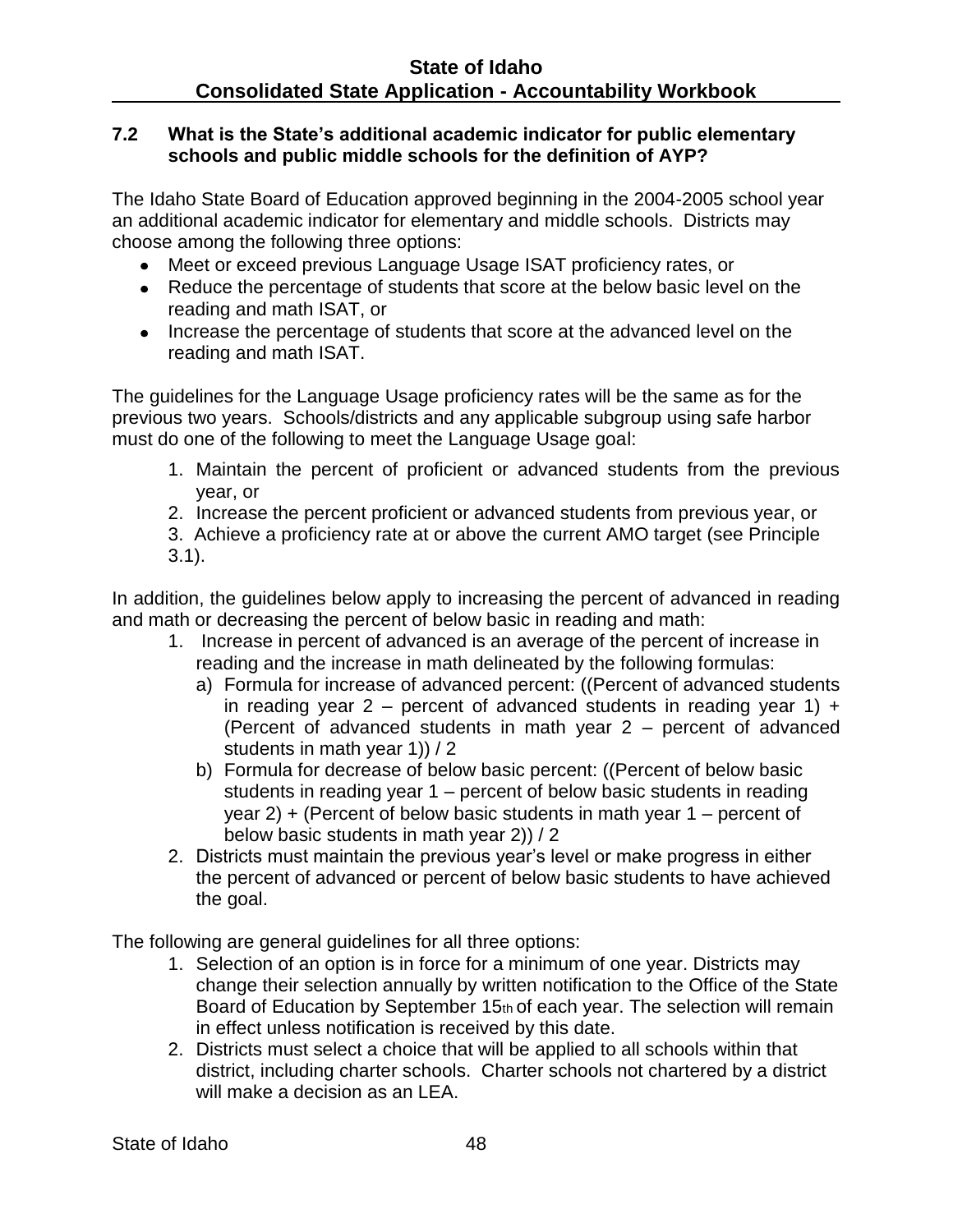### 7.2 What is the State's additional academic indicator for public elementary schools and public middle schools for the definition of AYP?

The Idaho State Board of Education approved beginning in the 2004-2005 school year an additional academic indicator for elementary and middle schools. Districts may choose among the following three options:

- Meet or exceed previous Language Usage ISAT proficiency rates, or
- Reduce the percentage of students that score at the below basic level on the reading and math ISAT, or
- Increase the percentage of students that score at the advanced level on the reading and math ISAT.

The guidelines for the Language Usage proficiency rates will be the same as for the previous two years. Schools/districts and any applicable subgroup using safe harbor must do one of the following to meet the Language Usage goal:

1. Maintain the percent of proficient or advanced students from the previous year, or
2. Increase the percent proficient or advanced students from previous year, or
3. Achieve a proficiency rate at or above the current AMO target (see Principle 3.1).

In addition, the guidelines below apply to increasing the percent of advanced in reading and math or decreasing the percent of below basic in reading and math:

1. Increase in percent of advanced is an average of the percent of increase in reading and the increase in math delineated by the following formulas:
   a) Formula for increase of advanced percent: ((Percent of advanced students in reading year 2 – percent of advanced students in reading year 1) + (Percent of advanced students in math year 2 – percent of advanced students in math year 1)) / 2
   b) Formula for decrease of below basic percent: ((Percent of below basic students in reading year 1 – percent of below basic students in reading year 2) + (Percent of below basic students in math year 1 – percent of below basic students in math year 2)) / 2
2. Districts must maintain the previous year's level or make progress in either the percent of advanced or percent of below basic students to have achieved the goal.

The following are general guidelines for all three options:

1. Selection of an option is in force for a minimum of one year. Districts may change their selection annually by written notification to the Office of the State Board of Education by September 15th of each year. The selection will remain in effect unless notification is received by this date.
2. Districts must select a choice that will be applied to all schools within that district, including charter schools. Charter schools not chartered by a district will make a decision as an LEA.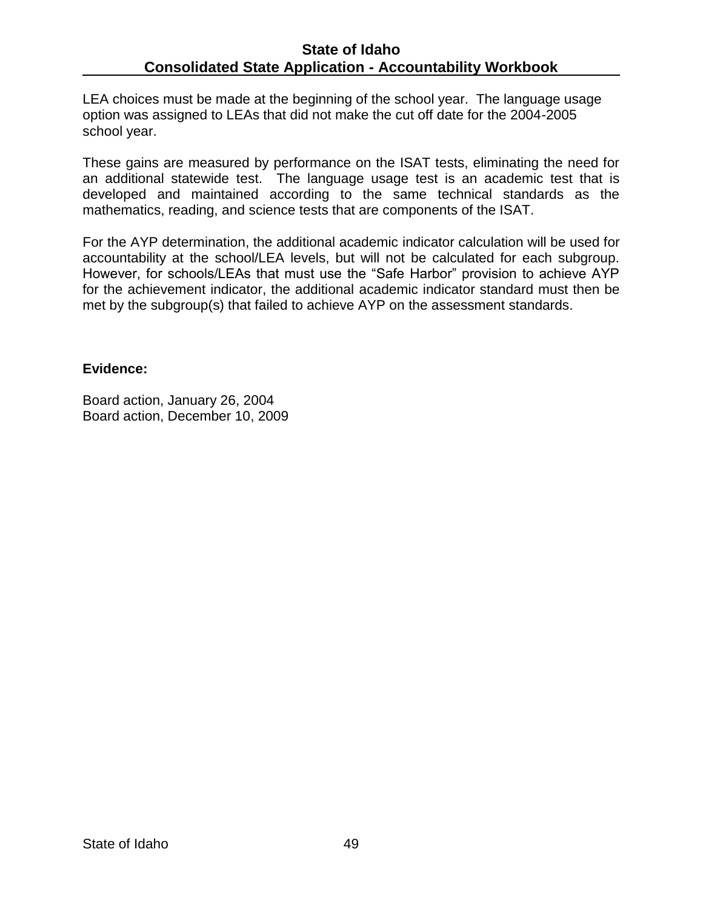LEA choices must be made at the beginning of the school year. The language usage option was assigned to LEAs that did not make the cut off date for the 2004-2005 school year.

These gains are measured by performance on the ISAT tests, eliminating the need for an additional statewide test. The language usage test is an academic test that is developed and maintained according to the same technical standards as the mathematics, reading, and science tests that are components of the ISAT.

For the AYP determination, the additional academic indicator calculation will be used for accountability at the school/LEA levels, but will not be calculated for each subgroup. However, for schools/LEAs that must use the "Safe Harbor" provision to achieve AYP for the achievement indicator, the additional academic indicator standard must then be met by the subgroup(s) that failed to achieve AYP on the assessment standards.

**Evidence:**

Board action, January 26, 2004
Board action, December 10, 2009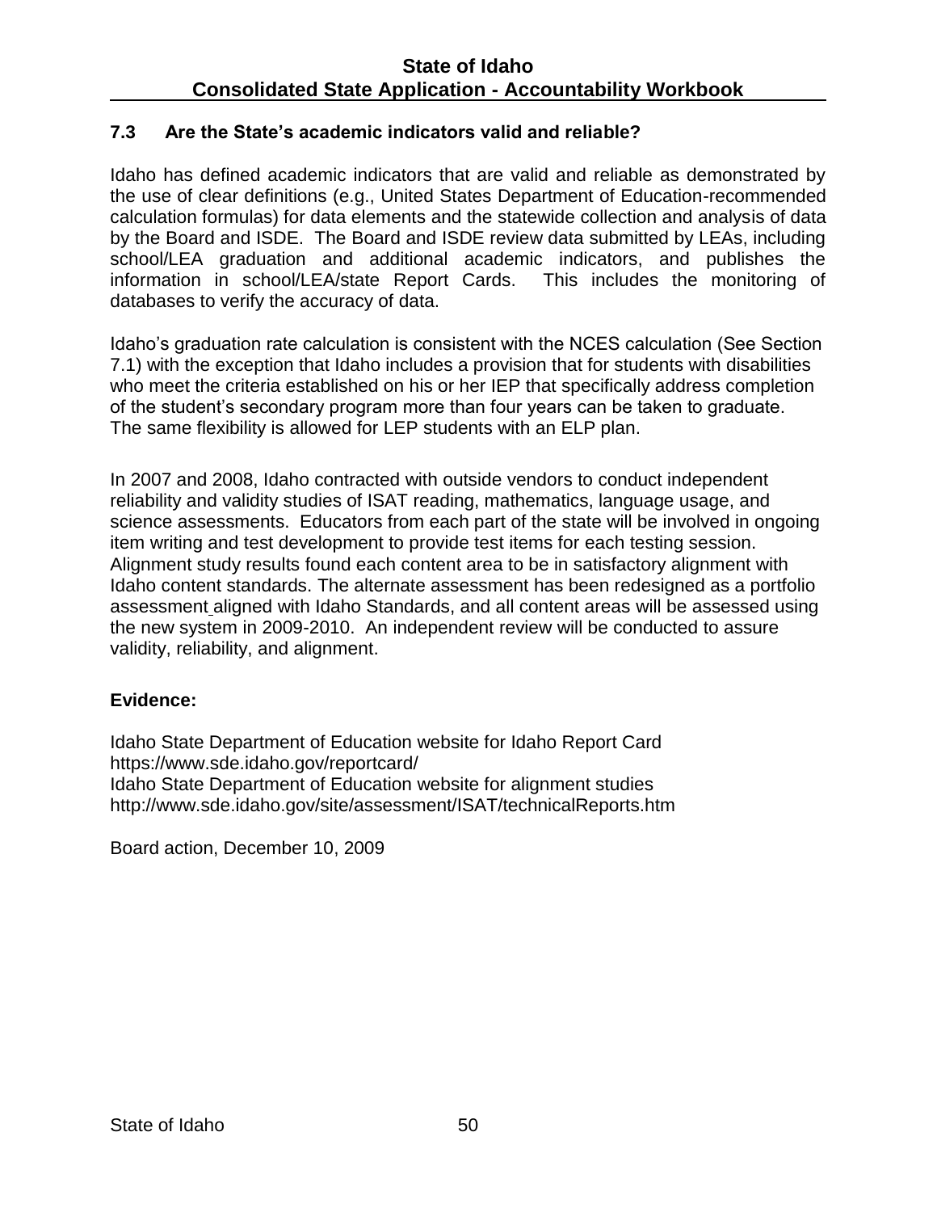### 7.3 Are the State's academic indicators valid and reliable?

Idaho has defined academic indicators that are valid and reliable as demonstrated by the use of clear definitions (e.g., United States Department of Education-recommended calculation formulas) for data elements and the statewide collection and analysis of data by the Board and ISDE. The Board and ISDE review data submitted by LEAs, including school/LEA graduation and additional academic indicators, and publishes the information in school/LEA/state Report Cards. This includes the monitoring of databases to verify the accuracy of data.

Idaho's graduation rate calculation is consistent with the NCES calculation (See Section 7.1) with the exception that Idaho includes a provision that for students with disabilities who meet the criteria established on his or her IEP that specifically address completion of the student's secondary program more than four years can be taken to graduate. The same flexibility is allowed for LEP students with an ELP plan.

In 2007 and 2008, Idaho contracted with outside vendors to conduct independent reliability and validity studies of ISAT reading, mathematics, language usage, and science assessments. Educators from each part of the state will be involved in ongoing item writing and test development to provide test items for each testing session. Alignment study results found each content area to be in satisfactory alignment with Idaho content standards. The alternate assessment has been redesigned as a portfolio assessment aligned with Idaho Standards, and all content areas will be assessed using the new system in 2009-2010. An independent review will be conducted to assure validity, reliability, and alignment.

**Evidence:**

Idaho State Department of Education website for Idaho Report Card
https://www.sde.idaho.gov/reportcard/
Idaho State Department of Education website for alignment studies
http://www.sde.idaho.gov/site/assessment/ISAT/technicalReports.htm

Board action, December 10, 2009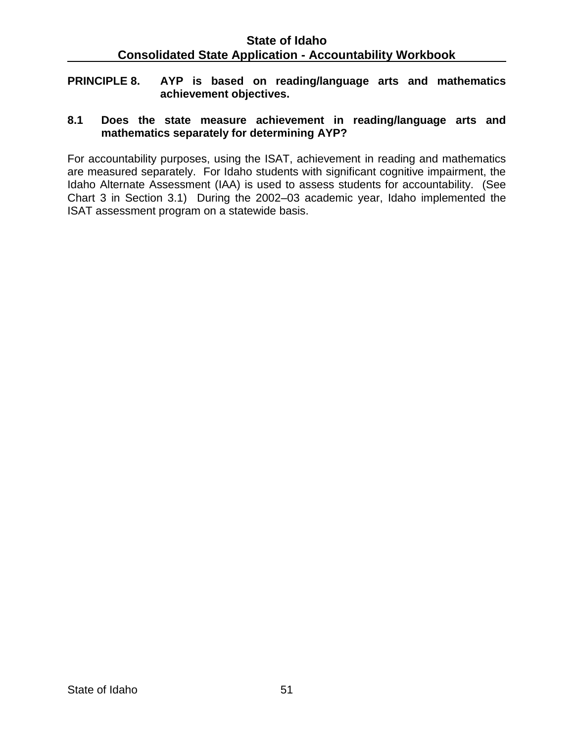## PRINCIPLE 8. AYP is based on reading/language arts and mathematics achievement objectives.

### 8.1 Does the state measure achievement in reading/language arts and mathematics separately for determining AYP?

For accountability purposes, using the ISAT, achievement in reading and mathematics are measured separately. For Idaho students with significant cognitive impairment, the Idaho Alternate Assessment (IAA) is used to assess students for accountability. (See Chart 3 in Section 3.1) During the 2002–03 academic year, Idaho implemented the ISAT assessment program on a statewide basis.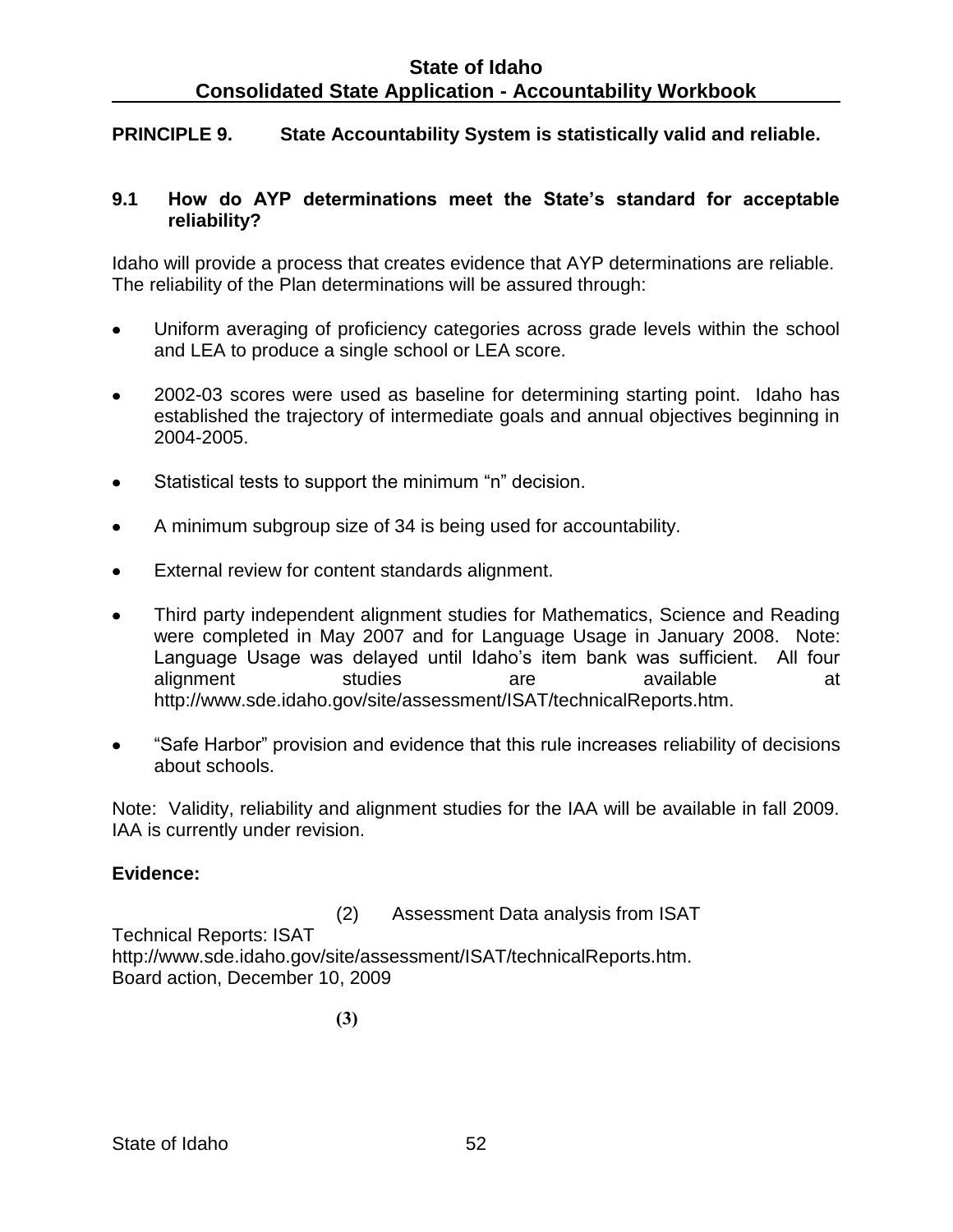## PRINCIPLE 9. State Accountability System is statistically valid and reliable.

### 9.1 How do AYP determinations meet the State's standard for acceptable reliability?

Idaho will provide a process that creates evidence that AYP determinations are reliable. The reliability of the Plan determinations will be assured through:

- Uniform averaging of proficiency categories across grade levels within the school and LEA to produce a single school or LEA score.
- 2002-03 scores were used as baseline for determining starting point. Idaho has established the trajectory of intermediate goals and annual objectives beginning in 2004-2005.
- Statistical tests to support the minimum "n" decision.
- A minimum subgroup size of 34 is being used for accountability.
- External review for content standards alignment.
- Third party independent alignment studies for Mathematics, Science and Reading were completed in May 2007 and for Language Usage in January 2008. Note: Language Usage was delayed until Idaho's item bank was sufficient. All four alignment studies are available at http://www.sde.idaho.gov/site/assessment/ISAT/technicalReports.htm.
- "Safe Harbor" provision and evidence that this rule increases reliability of decisions about schools.

Note: Validity, reliability and alignment studies for the IAA will be available in fall 2009. IAA is currently under revision.

**Evidence:**

(2) Assessment Data analysis from ISAT

Technical Reports: ISAT
http://www.sde.idaho.gov/site/assessment/ISAT/technicalReports.htm.
Board action, December 10, 2009

**(3)**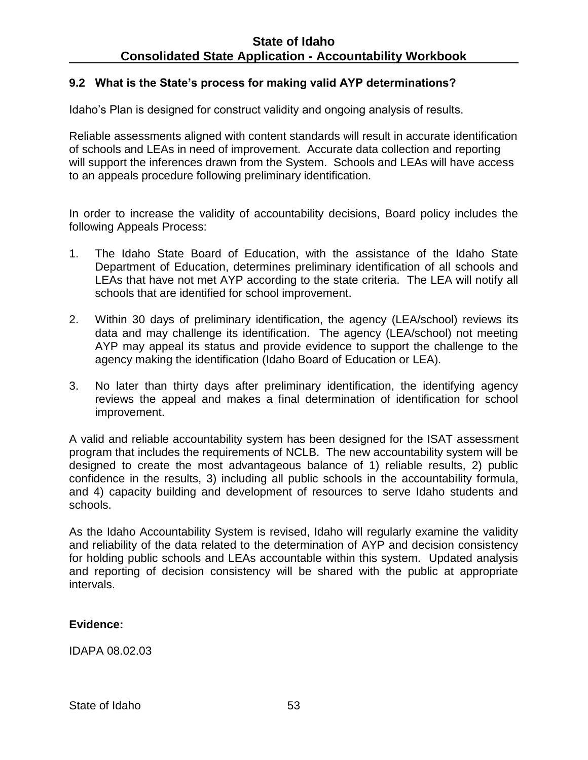### 9.2 What is the State's process for making valid AYP determinations?

Idaho's Plan is designed for construct validity and ongoing analysis of results.

Reliable assessments aligned with content standards will result in accurate identification of schools and LEAs in need of improvement. Accurate data collection and reporting will support the inferences drawn from the System. Schools and LEAs will have access to an appeals procedure following preliminary identification.

In order to increase the validity of accountability decisions, Board policy includes the following Appeals Process:

1. The Idaho State Board of Education, with the assistance of the Idaho State Department of Education, determines preliminary identification of all schools and LEAs that have not met AYP according to the state criteria. The LEA will notify all schools that are identified for school improvement.

2. Within 30 days of preliminary identification, the agency (LEA/school) reviews its data and may challenge its identification. The agency (LEA/school) not meeting AYP may appeal its status and provide evidence to support the challenge to the agency making the identification (Idaho Board of Education or LEA).

3. No later than thirty days after preliminary identification, the identifying agency reviews the appeal and makes a final determination of identification for school improvement.

A valid and reliable accountability system has been designed for the ISAT assessment program that includes the requirements of NCLB. The new accountability system will be designed to create the most advantageous balance of 1) reliable results, 2) public confidence in the results, 3) including all public schools in the accountability formula, and 4) capacity building and development of resources to serve Idaho students and schools.

As the Idaho Accountability System is revised, Idaho will regularly examine the validity and reliability of the data related to the determination of AYP and decision consistency for holding public schools and LEAs accountable within this system. Updated analysis and reporting of decision consistency will be shared with the public at appropriate intervals.

**Evidence:**

IDAPA 08.02.03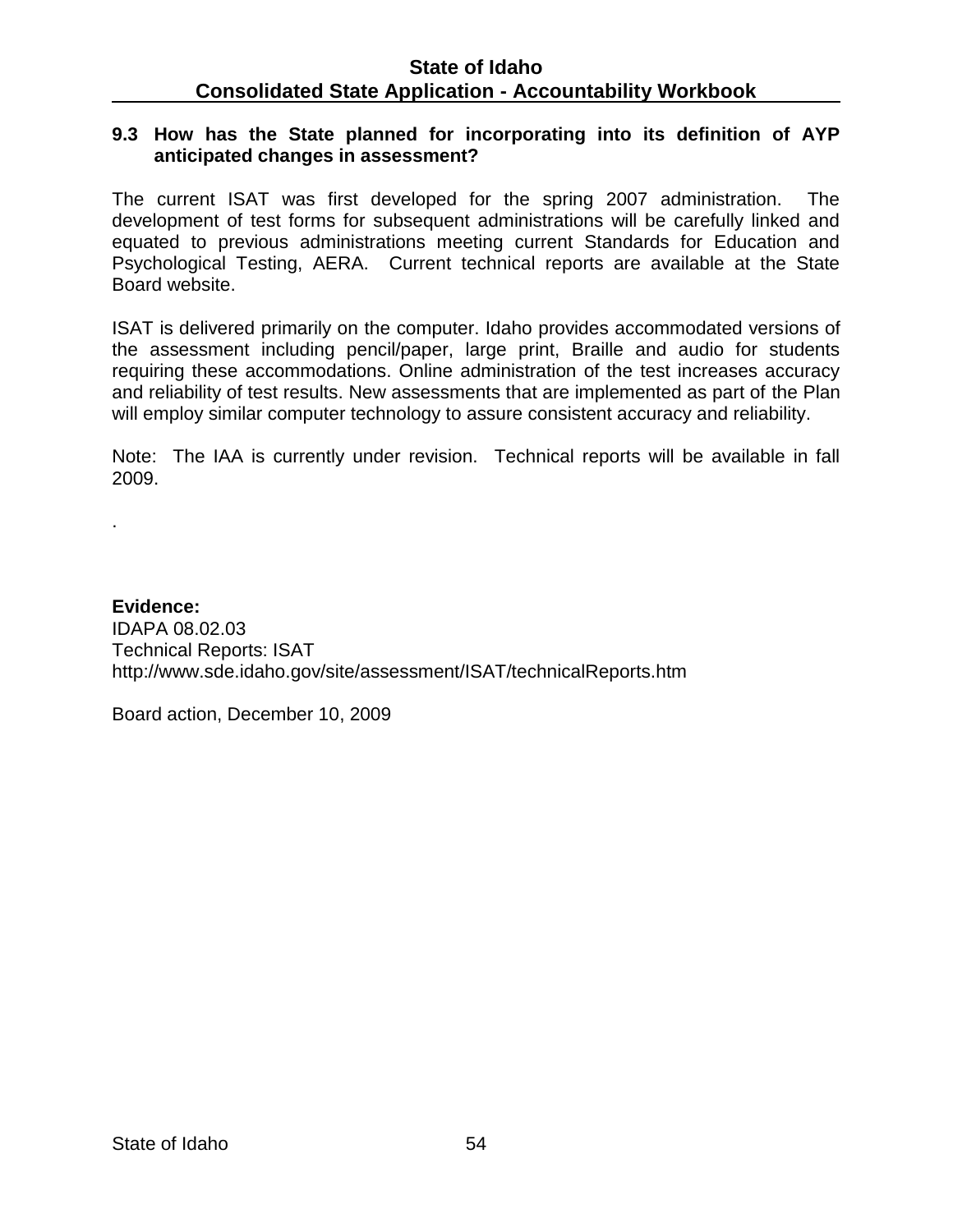**9.3 How has the State planned for incorporating into its definition of AYP anticipated changes in assessment?**

The current ISAT was first developed for the spring 2007 administration. The development of test forms for subsequent administrations will be carefully linked and equated to previous administrations meeting current Standards for Education and Psychological Testing, AERA. Current technical reports are available at the State Board website.

ISAT is delivered primarily on the computer. Idaho provides accommodated versions of the assessment including pencil/paper, large print, Braille and audio for students requiring these accommodations. Online administration of the test increases accuracy and reliability of test results. New assessments that are implemented as part of the Plan will employ similar computer technology to assure consistent accuracy and reliability.

Note: The IAA is currently under revision. Technical reports will be available in fall 2009.

.

**Evidence:**
IDAPA 08.02.03
Technical Reports: ISAT
http://www.sde.idaho.gov/site/assessment/ISAT/technicalReports.htm

Board action, December 10, 2009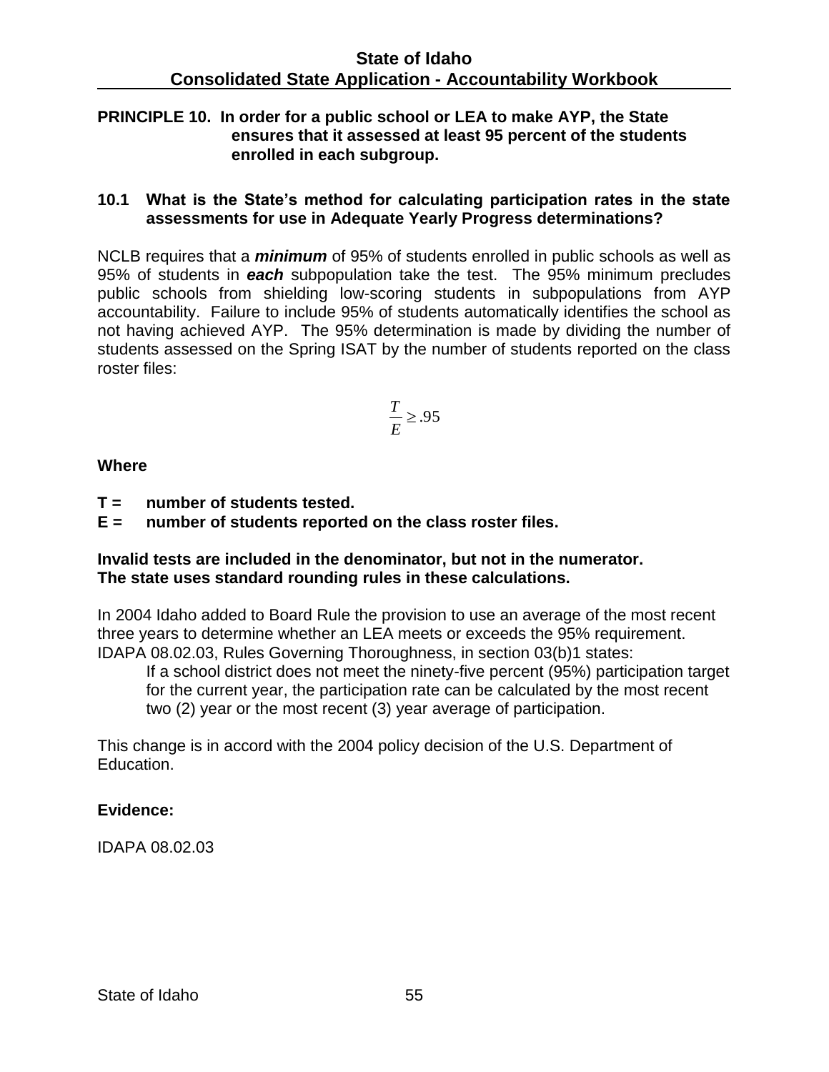**PRINCIPLE 10. In order for a public school or LEA to make AYP, the State ensures that it assessed at least 95 percent of the students enrolled in each subgroup.**

**10.1 What is the State's method for calculating participation rates in the state assessments for use in Adequate Yearly Progress determinations?**

NCLB requires that a ***minimum*** of 95% of students enrolled in public schools as well as 95% of students in ***each*** subpopulation take the test. The 95% minimum precludes public schools from shielding low-scoring students in subpopulations from AYP accountability. Failure to include 95% of students automatically identifies the school as not having achieved AYP. The 95% determination is made by dividing the number of students assessed on the Spring ISAT by the number of students reported on the class roster files:

$$\frac{T}{E} \geq .95$$

**Where**

**T = number of students tested.**
**E = number of students reported on the class roster files.**

**Invalid tests are included in the denominator, but not in the numerator.**
**The state uses standard rounding rules in these calculations.**

In 2004 Idaho added to Board Rule the provision to use an average of the most recent three years to determine whether an LEA meets or exceeds the 95% requirement. IDAPA 08.02.03, Rules Governing Thoroughness, in section 03(b)1 states:

> If a school district does not meet the ninety-five percent (95%) participation target for the current year, the participation rate can be calculated by the most recent two (2) year or the most recent (3) year average of participation.

This change is in accord with the 2004 policy decision of the U.S. Department of Education.

**Evidence:**

IDAPA 08.02.03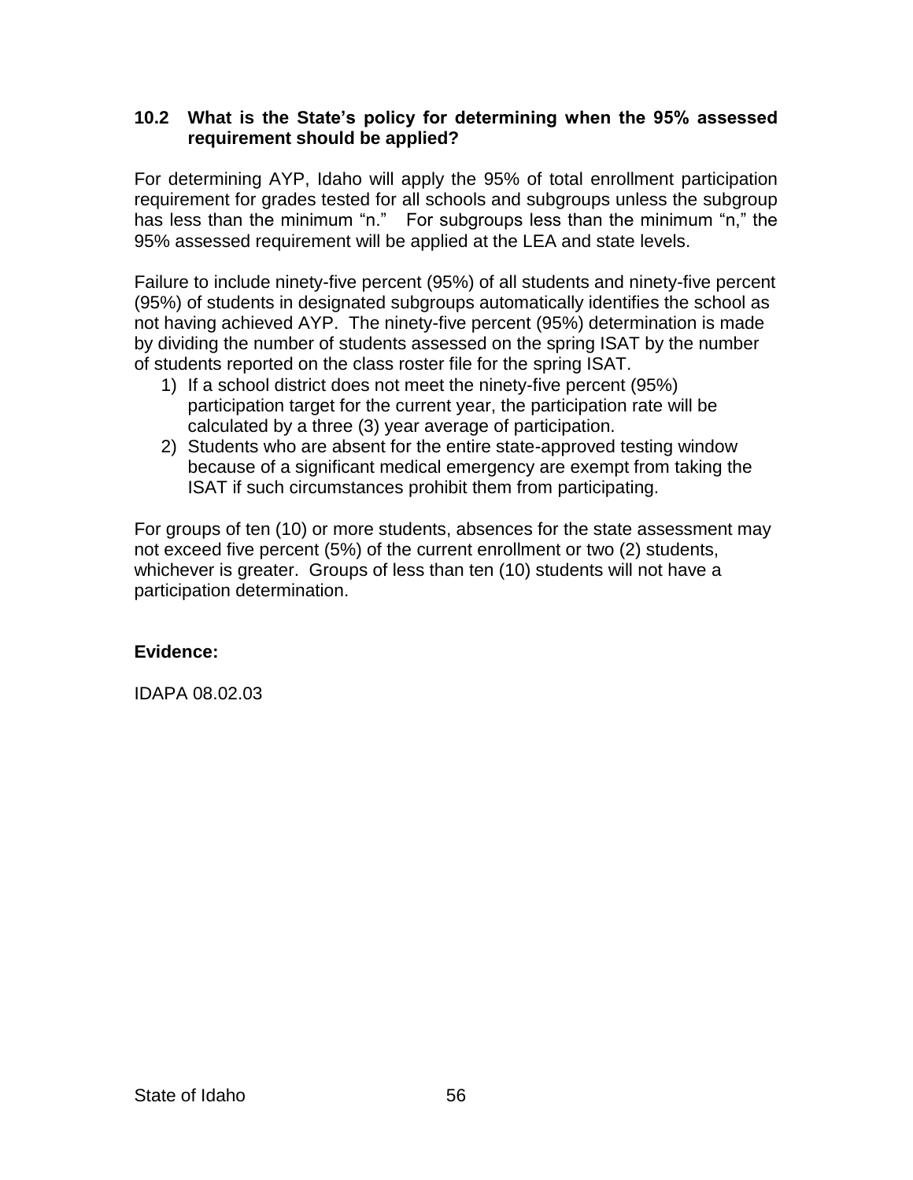### 10.2 What is the State's policy for determining when the 95% assessed requirement should be applied?

For determining AYP, Idaho will apply the 95% of total enrollment participation requirement for grades tested for all schools and subgroups unless the subgroup has less than the minimum "n." For subgroups less than the minimum "n," the 95% assessed requirement will be applied at the LEA and state levels.

Failure to include ninety-five percent (95%) of all students and ninety-five percent (95%) of students in designated subgroups automatically identifies the school as not having achieved AYP. The ninety-five percent (95%) determination is made by dividing the number of students assessed on the spring ISAT by the number of students reported on the class roster file for the spring ISAT.

1) If a school district does not meet the ninety-five percent (95%) participation target for the current year, the participation rate will be calculated by a three (3) year average of participation.
2) Students who are absent for the entire state-approved testing window because of a significant medical emergency are exempt from taking the ISAT if such circumstances prohibit them from participating.

For groups of ten (10) or more students, absences for the state assessment may not exceed five percent (5%) of the current enrollment or two (2) students, whichever is greater. Groups of less than ten (10) students will not have a participation determination.

**Evidence:**

IDAPA 08.02.03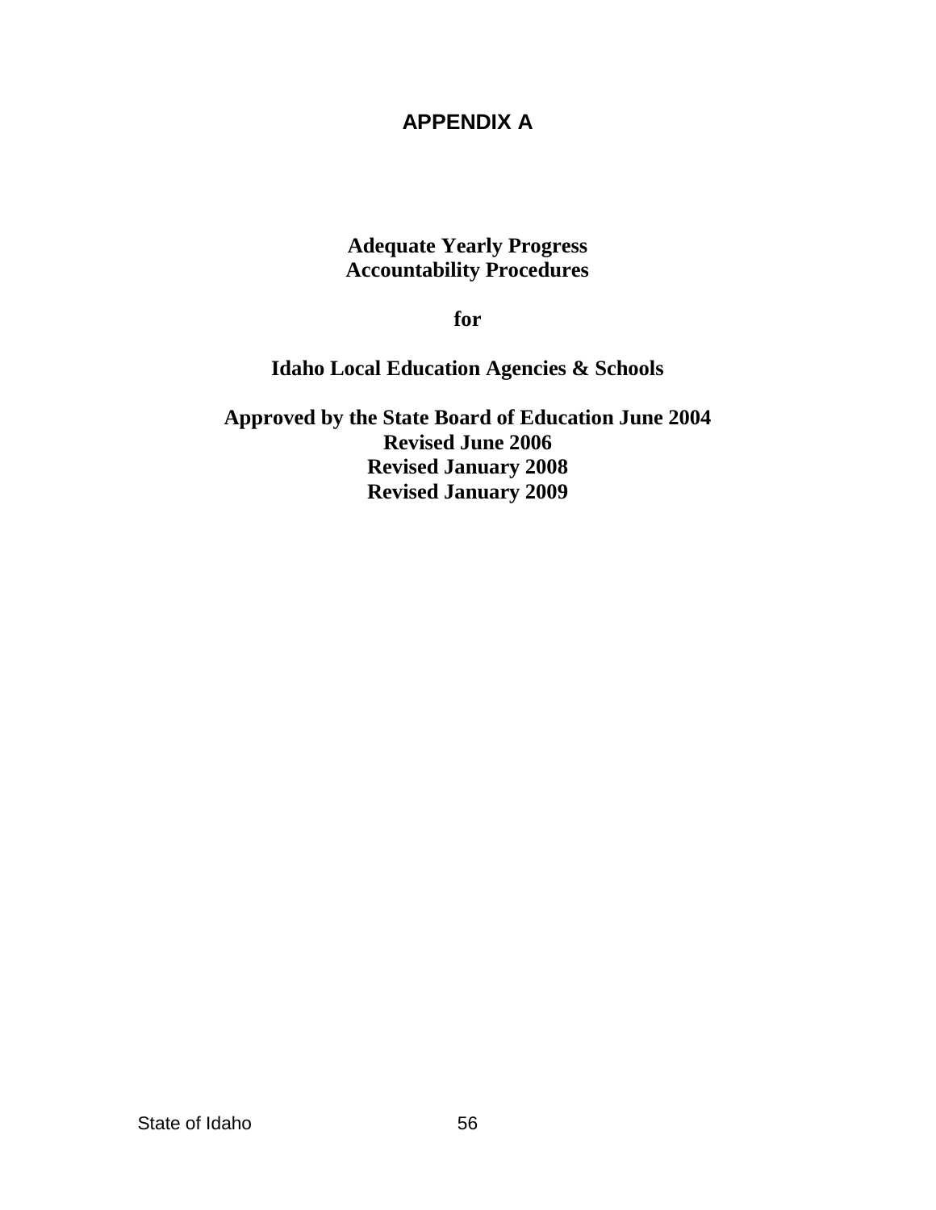# APPENDIX A

**Adequate Yearly Progress**
**Accountability Procedures**

**for**

**Idaho Local Education Agencies & Schools**

**Approved by the State Board of Education June 2004**
**Revised June 2006**
**Revised January 2008**
**Revised January 2009**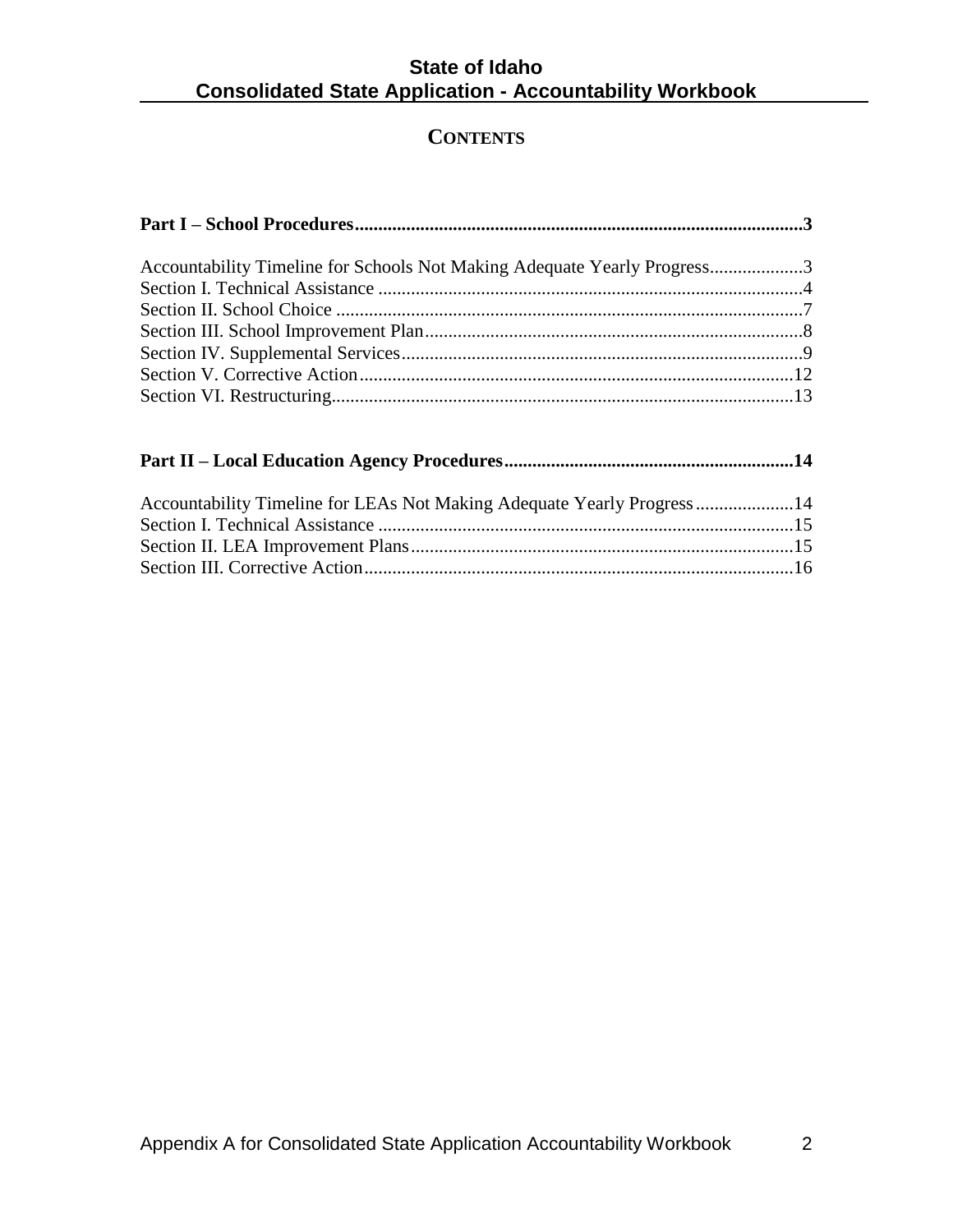## CONTENTS

**Part I – School Procedures................................................................................................3**

Accountability Timeline for Schools Not Making Adequate Yearly Progress....................3
Section I. Technical Assistance ..........................................................................................4
Section II. School Choice ...................................................................................................7
Section III. School Improvement Plan................................................................................8
Section IV. Supplemental Services.....................................................................................9
Section V. Corrective Action.............................................................................................12
Section VI. Restructuring..................................................................................................13

**Part II – Local Education Agency Procedures.............................................................14**

Accountability Timeline for LEAs Not Making Adequate Yearly Progress.....................14
Section I. Technical Assistance .........................................................................................15
Section II. LEA Improvement Plans..................................................................................15
Section III. Corrective Action............................................................................................16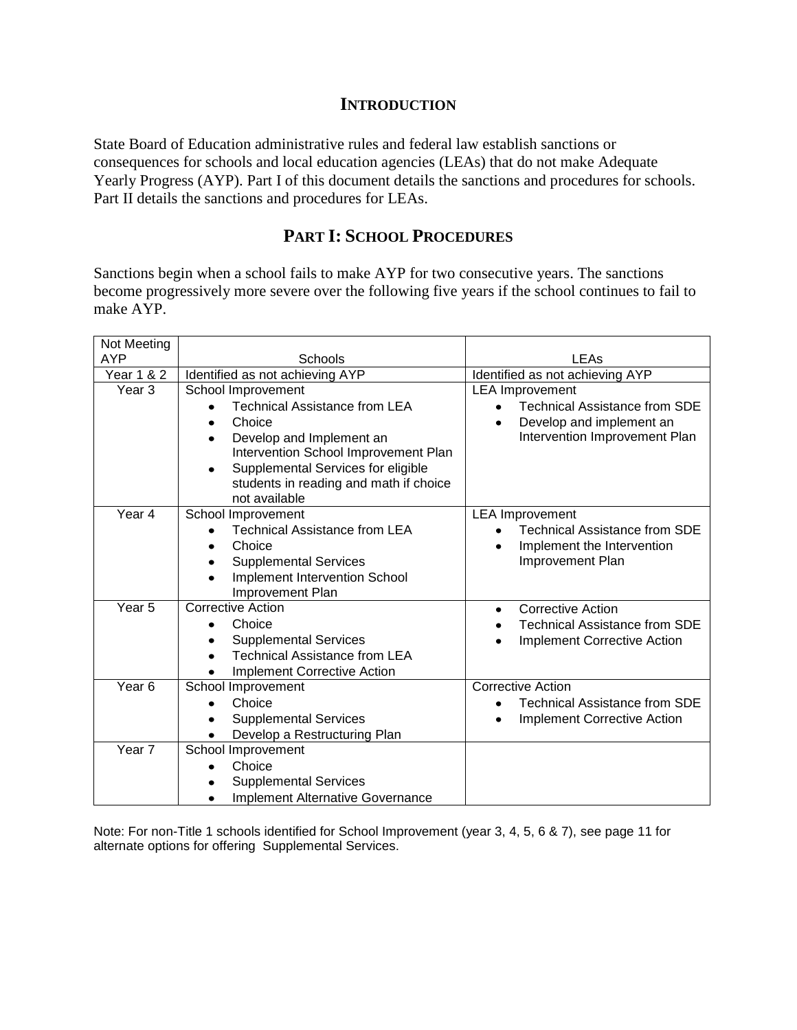## INTRODUCTION

State Board of Education administrative rules and federal law establish sanctions or consequences for schools and local education agencies (LEAs) that do not make Adequate Yearly Progress (AYP). Part I of this document details the sanctions and procedures for schools. Part II details the sanctions and procedures for LEAs.

## PART I: SCHOOL PROCEDURES

Sanctions begin when a school fails to make AYP for two consecutive years. The sanctions become progressively more severe over the following five years if the school continues to fail to make AYP.

| Not Meeting AYP | Schools | LEAs |
|---|---|---|
| Year 1 & 2 | Identified as not achieving AYP | Identified as not achieving AYP |
| Year 3 | School Improvement<br>• Technical Assistance from LEA<br>• Choice<br>• Develop and Implement an Intervention School Improvement Plan<br>• Supplemental Services for eligible students in reading and math if choice not available | LEA Improvement<br>• Technical Assistance from SDE<br>• Develop and implement an Intervention Improvement Plan |
| Year 4 | School Improvement<br>• Technical Assistance from LEA<br>• Choice<br>• Supplemental Services<br>• Implement Intervention School Improvement Plan | LEA Improvement<br>• Technical Assistance from SDE<br>• Implement the Intervention Improvement Plan |
| Year 5 | Corrective Action<br>• Choice<br>• Supplemental Services<br>• Technical Assistance from LEA<br>• Implement Corrective Action | • Corrective Action<br>• Technical Assistance from SDE<br>• Implement Corrective Action |
| Year 6 | School Improvement<br>• Choice<br>• Supplemental Services<br>• Develop a Restructuring Plan | Corrective Action<br>• Technical Assistance from SDE<br>• Implement Corrective Action |
| Year 7 | School Improvement<br>• Choice<br>• Supplemental Services<br>• Implement Alternative Governance | |

Note: For non-Title 1 schools identified for School Improvement (year 3, 4, 5, 6 & 7), see page 11 for alternate options for offering Supplemental Services.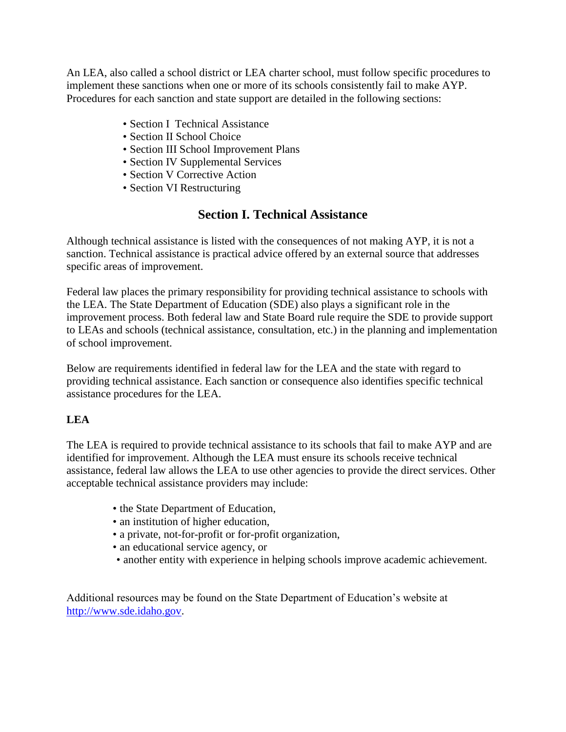An LEA, also called a school district or LEA charter school, must follow specific procedures to implement these sanctions when one or more of its schools consistently fail to make AYP. Procedures for each sanction and state support are detailed in the following sections:

- Section I Technical Assistance
- Section II School Choice
- Section III School Improvement Plans
- Section IV Supplemental Services
- Section V Corrective Action
- Section VI Restructuring

## Section I. Technical Assistance

Although technical assistance is listed with the consequences of not making AYP, it is not a sanction. Technical assistance is practical advice offered by an external source that addresses specific areas of improvement.

Federal law places the primary responsibility for providing technical assistance to schools with the LEA. The State Department of Education (SDE) also plays a significant role in the improvement process. Both federal law and State Board rule require the SDE to provide support to LEAs and schools (technical assistance, consultation, etc.) in the planning and implementation of school improvement.

Below are requirements identified in federal law for the LEA and the state with regard to providing technical assistance. Each sanction or consequence also identifies specific technical assistance procedures for the LEA.

**LEA**

The LEA is required to provide technical assistance to its schools that fail to make AYP and are identified for improvement. Although the LEA must ensure its schools receive technical assistance, federal law allows the LEA to use other agencies to provide the direct services. Other acceptable technical assistance providers may include:

- the State Department of Education,
- an institution of higher education,
- a private, not-for-profit or for-profit organization,
- an educational service agency, or
- another entity with experience in helping schools improve academic achievement.

Additional resources may be found on the State Department of Education's website at http://www.sde.idaho.gov.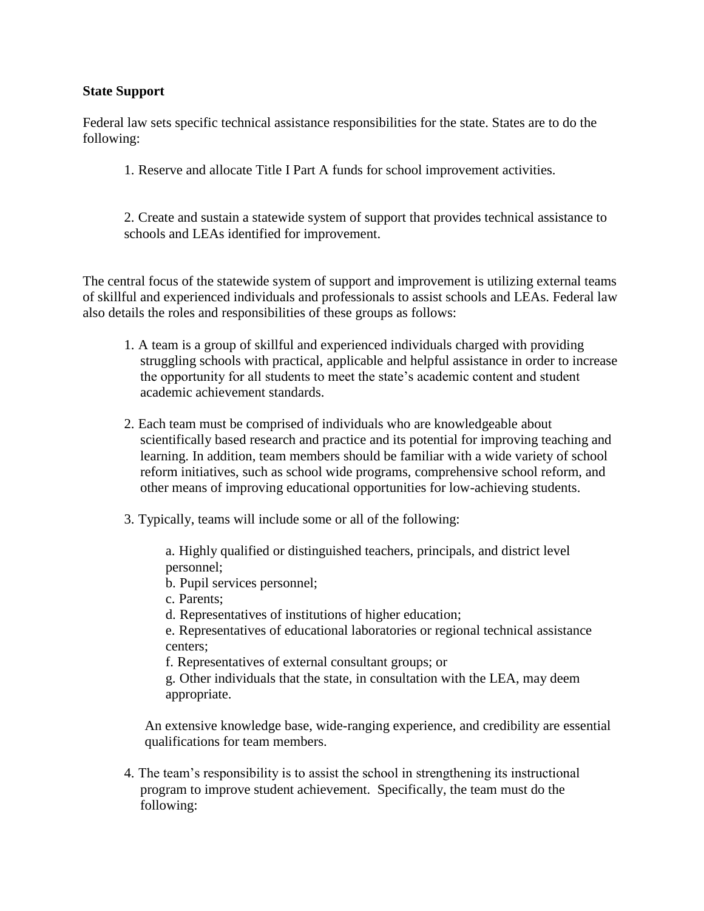**State Support**

Federal law sets specific technical assistance responsibilities for the state. States are to do the following:

1. Reserve and allocate Title I Part A funds for school improvement activities.

2. Create and sustain a statewide system of support that provides technical assistance to schools and LEAs identified for improvement.

The central focus of the statewide system of support and improvement is utilizing external teams of skillful and experienced individuals and professionals to assist schools and LEAs. Federal law also details the roles and responsibilities of these groups as follows:

1. A team is a group of skillful and experienced individuals charged with providing struggling schools with practical, applicable and helpful assistance in order to increase the opportunity for all students to meet the state's academic content and student academic achievement standards.

2. Each team must be comprised of individuals who are knowledgeable about scientifically based research and practice and its potential for improving teaching and learning. In addition, team members should be familiar with a wide variety of school reform initiatives, such as school wide programs, comprehensive school reform, and other means of improving educational opportunities for low-achieving students.

3. Typically, teams will include some or all of the following:

   a. Highly qualified or distinguished teachers, principals, and district level personnel;
   b. Pupil services personnel;
   c. Parents;
   d. Representatives of institutions of higher education;
   e. Representatives of educational laboratories or regional technical assistance centers;
   f. Representatives of external consultant groups; or
   g. Other individuals that the state, in consultation with the LEA, may deem appropriate.

   An extensive knowledge base, wide-ranging experience, and credibility are essential qualifications for team members.

4. The team's responsibility is to assist the school in strengthening its instructional program to improve student achievement. Specifically, the team must do the following: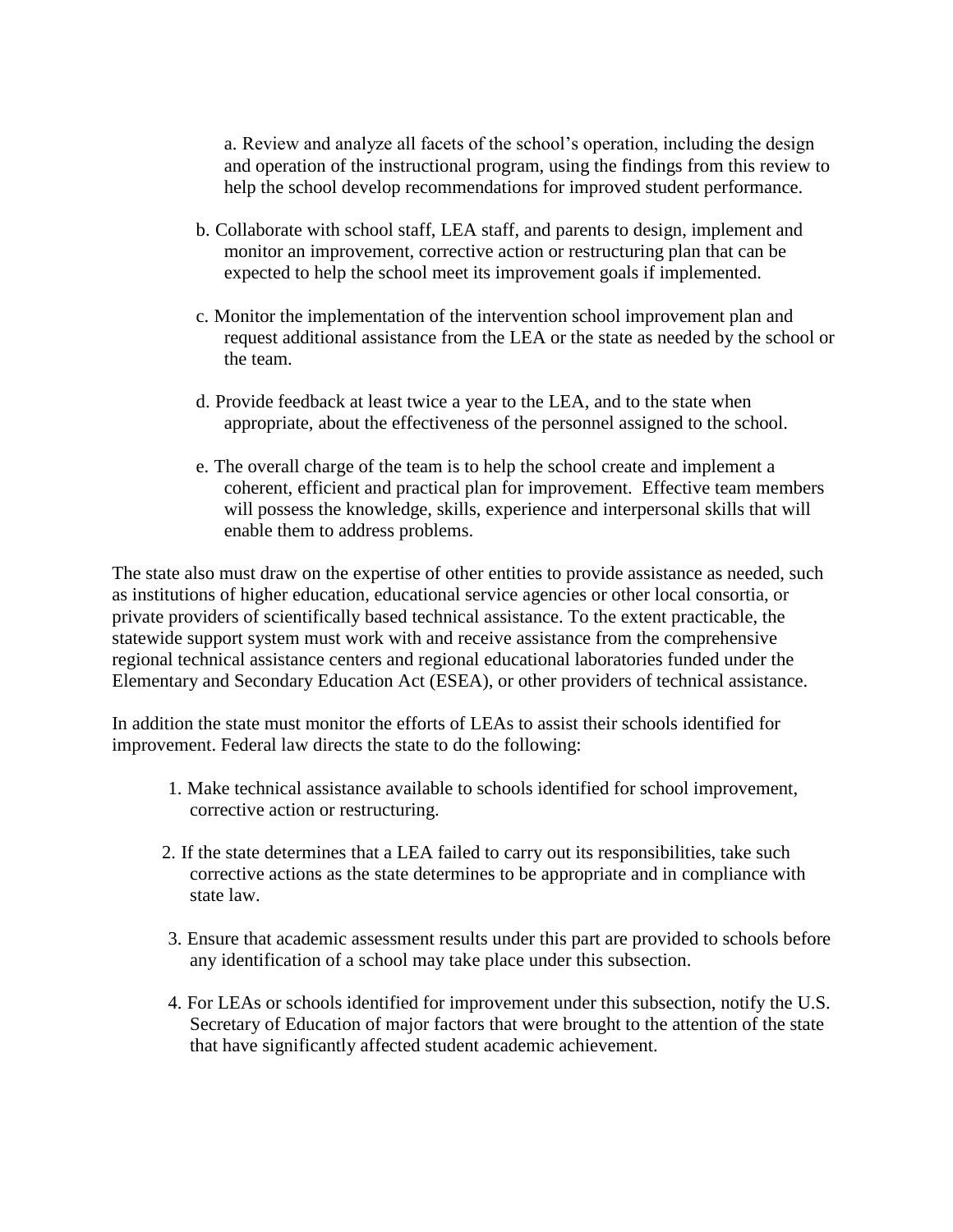a. Review and analyze all facets of the school's operation, including the design and operation of the instructional program, using the findings from this review to help the school develop recommendations for improved student performance.

b. Collaborate with school staff, LEA staff, and parents to design, implement and monitor an improvement, corrective action or restructuring plan that can be expected to help the school meet its improvement goals if implemented.

c. Monitor the implementation of the intervention school improvement plan and request additional assistance from the LEA or the state as needed by the school or the team.

d. Provide feedback at least twice a year to the LEA, and to the state when appropriate, about the effectiveness of the personnel assigned to the school.

e. The overall charge of the team is to help the school create and implement a coherent, efficient and practical plan for improvement. Effective team members will possess the knowledge, skills, experience and interpersonal skills that will enable them to address problems.

The state also must draw on the expertise of other entities to provide assistance as needed, such as institutions of higher education, educational service agencies or other local consortia, or private providers of scientifically based technical assistance. To the extent practicable, the statewide support system must work with and receive assistance from the comprehensive regional technical assistance centers and regional educational laboratories funded under the Elementary and Secondary Education Act (ESEA), or other providers of technical assistance.

In addition the state must monitor the efforts of LEAs to assist their schools identified for improvement. Federal law directs the state to do the following:

1. Make technical assistance available to schools identified for school improvement, corrective action or restructuring.
2. If the state determines that a LEA failed to carry out its responsibilities, take such corrective actions as the state determines to be appropriate and in compliance with state law.
3. Ensure that academic assessment results under this part are provided to schools before any identification of a school may take place under this subsection.
4. For LEAs or schools identified for improvement under this subsection, notify the U.S. Secretary of Education of major factors that were brought to the attention of the state that have significantly affected student academic achievement.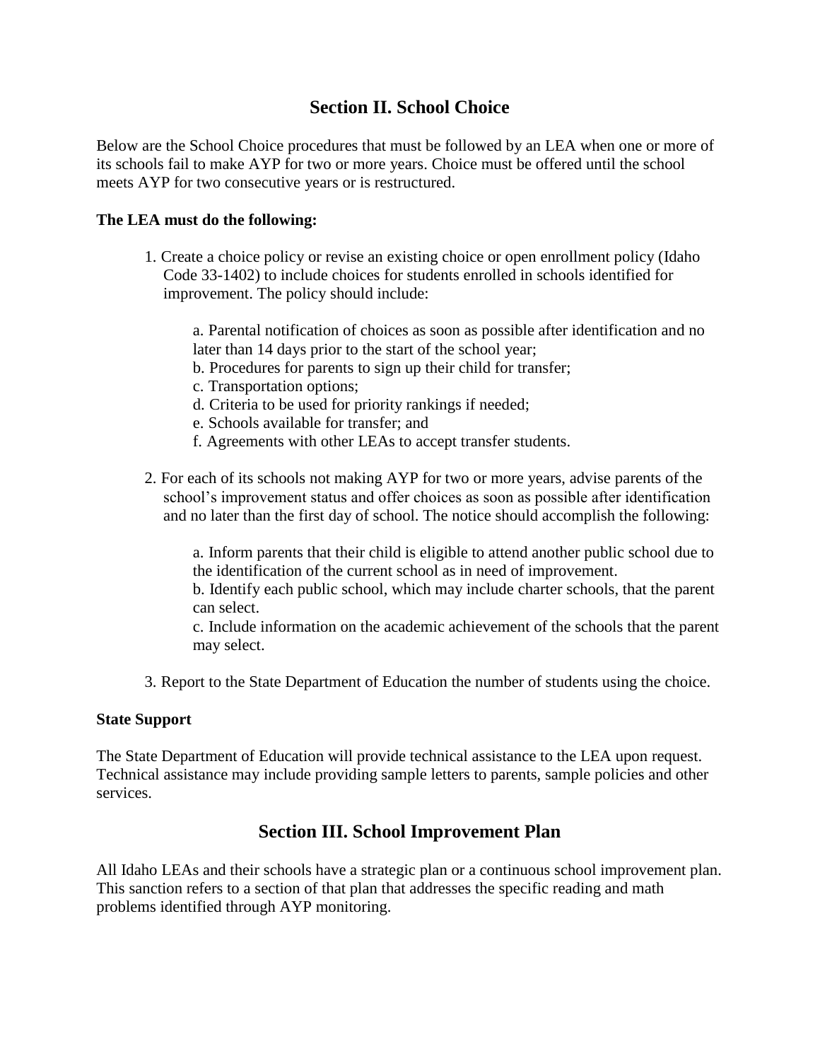## Section II. School Choice

Below are the School Choice procedures that must be followed by an LEA when one or more of its schools fail to make AYP for two or more years. Choice must be offered until the school meets AYP for two consecutive years or is restructured.

**The LEA must do the following:**

1. Create a choice policy or revise an existing choice or open enrollment policy (Idaho Code 33-1402) to include choices for students enrolled in schools identified for improvement. The policy should include:

    a. Parental notification of choices as soon as possible after identification and no later than 14 days prior to the start of the school year;
    b. Procedures for parents to sign up their child for transfer;
    c. Transportation options;
    d. Criteria to be used for priority rankings if needed;
    e. Schools available for transfer; and
    f. Agreements with other LEAs to accept transfer students.

2. For each of its schools not making AYP for two or more years, advise parents of the school's improvement status and offer choices as soon as possible after identification and no later than the first day of school. The notice should accomplish the following:

    a. Inform parents that their child is eligible to attend another public school due to the identification of the current school as in need of improvement.
    b. Identify each public school, which may include charter schools, that the parent can select.
    c. Include information on the academic achievement of the schools that the parent may select.

3. Report to the State Department of Education the number of students using the choice.

**State Support**

The State Department of Education will provide technical assistance to the LEA upon request. Technical assistance may include providing sample letters to parents, sample policies and other services.

## Section III. School Improvement Plan

All Idaho LEAs and their schools have a strategic plan or a continuous school improvement plan. This sanction refers to a section of that plan that addresses the specific reading and math problems identified through AYP monitoring.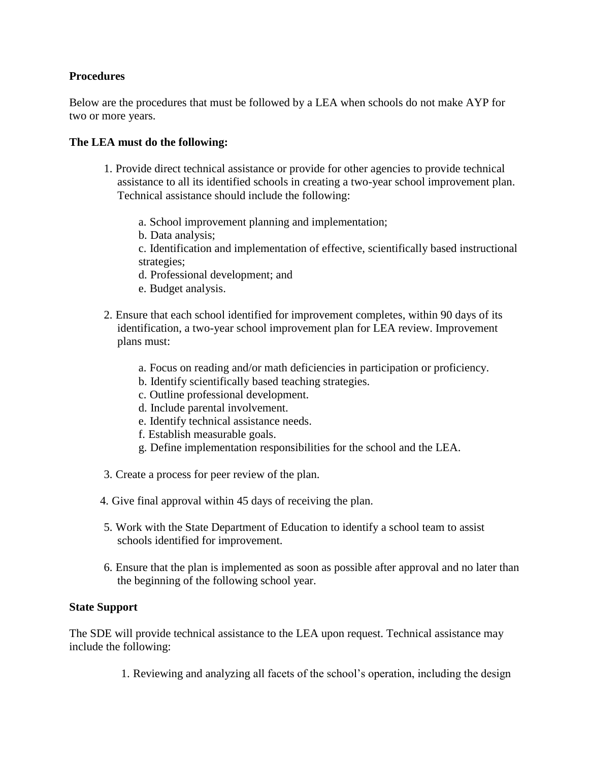**Procedures**

Below are the procedures that must be followed by a LEA when schools do not make AYP for two or more years.

**The LEA must do the following:**

1. Provide direct technical assistance or provide for other agencies to provide technical assistance to all its identified schools in creating a two-year school improvement plan. Technical assistance should include the following:

   a. School improvement planning and implementation;
   b. Data analysis;
   c. Identification and implementation of effective, scientifically based instructional strategies;
   d. Professional development; and
   e. Budget analysis.

2. Ensure that each school identified for improvement completes, within 90 days of its identification, a two-year school improvement plan for LEA review. Improvement plans must:

   a. Focus on reading and/or math deficiencies in participation or proficiency.
   b. Identify scientifically based teaching strategies.
   c. Outline professional development.
   d. Include parental involvement.
   e. Identify technical assistance needs.
   f. Establish measurable goals.
   g. Define implementation responsibilities for the school and the LEA.

3. Create a process for peer review of the plan.

4. Give final approval within 45 days of receiving the plan.

5. Work with the State Department of Education to identify a school team to assist schools identified for improvement.

6. Ensure that the plan is implemented as soon as possible after approval and no later than the beginning of the following school year.

**State Support**

The SDE will provide technical assistance to the LEA upon request. Technical assistance may include the following:

1. Reviewing and analyzing all facets of the school's operation, including the design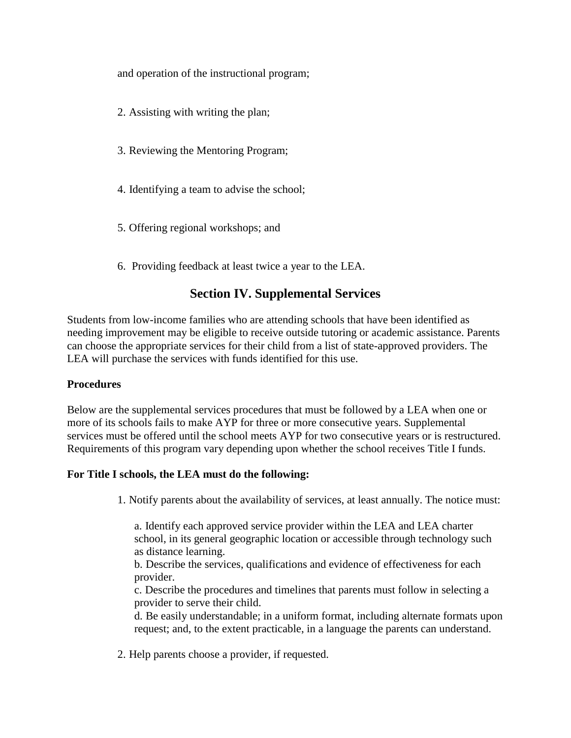and operation of the instructional program;

2. Assisting with writing the plan;

3. Reviewing the Mentoring Program;

4. Identifying a team to advise the school;

5. Offering regional workshops; and

6. Providing feedback at least twice a year to the LEA.

## Section IV. Supplemental Services

Students from low-income families who are attending schools that have been identified as needing improvement may be eligible to receive outside tutoring or academic assistance. Parents can choose the appropriate services for their child from a list of state-approved providers. The LEA will purchase the services with funds identified for this use.

**Procedures**

Below are the supplemental services procedures that must be followed by a LEA when one or more of its schools fails to make AYP for three or more consecutive years. Supplemental services must be offered until the school meets AYP for two consecutive years or is restructured. Requirements of this program vary depending upon whether the school receives Title I funds.

**For Title I schools, the LEA must do the following:**

1. Notify parents about the availability of services, at least annually. The notice must:

   a. Identify each approved service provider within the LEA and LEA charter school, in its general geographic location or accessible through technology such as distance learning.
   b. Describe the services, qualifications and evidence of effectiveness for each provider.
   c. Describe the procedures and timelines that parents must follow in selecting a provider to serve their child.
   d. Be easily understandable; in a uniform format, including alternate formats upon request; and, to the extent practicable, in a language the parents can understand.

2. Help parents choose a provider, if requested.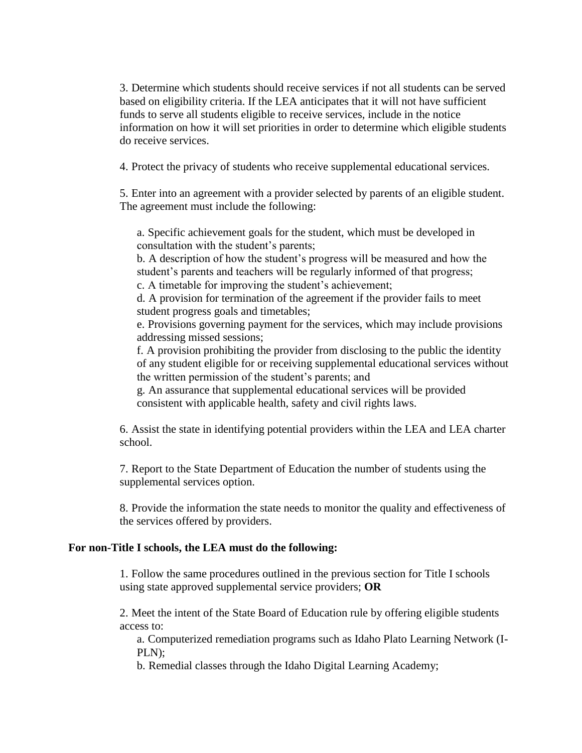3. Determine which students should receive services if not all students can be served based on eligibility criteria. If the LEA anticipates that it will not have sufficient funds to serve all students eligible to receive services, include in the notice information on how it will set priorities in order to determine which eligible students do receive services.

4. Protect the privacy of students who receive supplemental educational services.

5. Enter into an agreement with a provider selected by parents of an eligible student. The agreement must include the following:

   a. Specific achievement goals for the student, which must be developed in consultation with the student's parents;
   b. A description of how the student's progress will be measured and how the student's parents and teachers will be regularly informed of that progress;
   c. A timetable for improving the student's achievement;
   d. A provision for termination of the agreement if the provider fails to meet student progress goals and timetables;
   e. Provisions governing payment for the services, which may include provisions addressing missed sessions;
   f. A provision prohibiting the provider from disclosing to the public the identity of any student eligible for or receiving supplemental educational services without the written permission of the student's parents; and
   g. An assurance that supplemental educational services will be provided consistent with applicable health, safety and civil rights laws.

6. Assist the state in identifying potential providers within the LEA and LEA charter school.

7. Report to the State Department of Education the number of students using the supplemental services option.

8. Provide the information the state needs to monitor the quality and effectiveness of the services offered by providers.

**For non-Title I schools, the LEA must do the following:**

1. Follow the same procedures outlined in the previous section for Title I schools using state approved supplemental service providers; **OR**

2. Meet the intent of the State Board of Education rule by offering eligible students access to:
   a. Computerized remediation programs such as Idaho Plato Learning Network (I-PLN);
   b. Remedial classes through the Idaho Digital Learning Academy;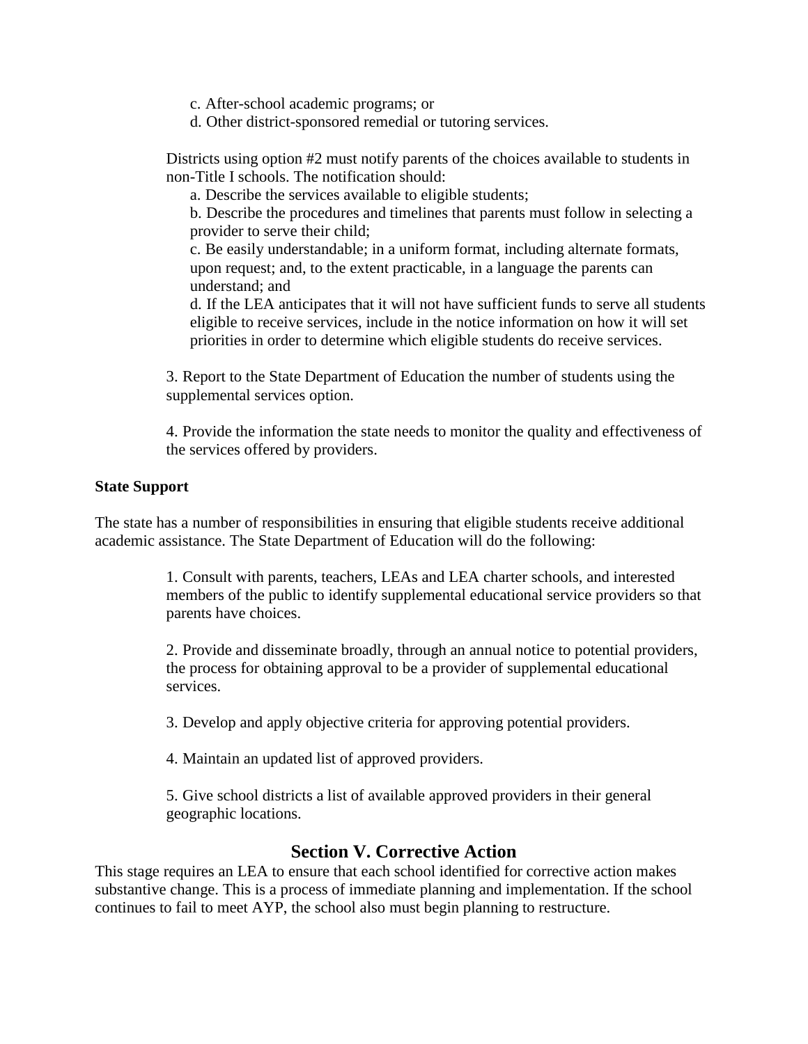c. After-school academic programs; or
d. Other district-sponsored remedial or tutoring services.

Districts using option #2 must notify parents of the choices available to students in non-Title I schools. The notification should:

a. Describe the services available to eligible students;
b. Describe the procedures and timelines that parents must follow in selecting a provider to serve their child;
c. Be easily understandable; in a uniform format, including alternate formats, upon request; and, to the extent practicable, in a language the parents can understand; and
d. If the LEA anticipates that it will not have sufficient funds to serve all students eligible to receive services, include in the notice information on how it will set priorities in order to determine which eligible students do receive services.

3. Report to the State Department of Education the number of students using the supplemental services option.

4. Provide the information the state needs to monitor the quality and effectiveness of the services offered by providers.

**State Support**

The state has a number of responsibilities in ensuring that eligible students receive additional academic assistance. The State Department of Education will do the following:

1. Consult with parents, teachers, LEAs and LEA charter schools, and interested members of the public to identify supplemental educational service providers so that parents have choices.

2. Provide and disseminate broadly, through an annual notice to potential providers, the process for obtaining approval to be a provider of supplemental educational services.

3. Develop and apply objective criteria for approving potential providers.

4. Maintain an updated list of approved providers.

5. Give school districts a list of available approved providers in their general geographic locations.

## Section V. Corrective Action

This stage requires an LEA to ensure that each school identified for corrective action makes substantive change. This is a process of immediate planning and implementation. If the school continues to fail to meet AYP, the school also must begin planning to restructure.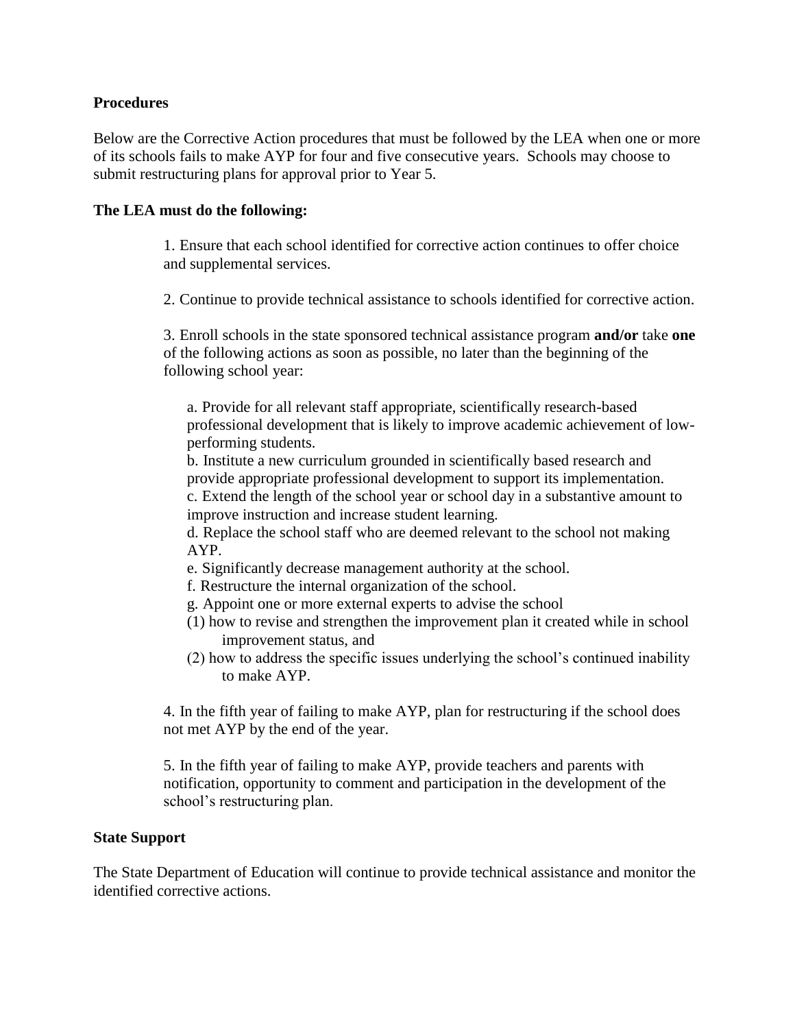**Procedures**

Below are the Corrective Action procedures that must be followed by the LEA when one or more of its schools fails to make AYP for four and five consecutive years. Schools may choose to submit restructuring plans for approval prior to Year 5.

**The LEA must do the following:**

1. Ensure that each school identified for corrective action continues to offer choice and supplemental services.

2. Continue to provide technical assistance to schools identified for corrective action.

3. Enroll schools in the state sponsored technical assistance program **and/or** take **one** of the following actions as soon as possible, no later than the beginning of the following school year:

   a. Provide for all relevant staff appropriate, scientifically research-based professional development that is likely to improve academic achievement of low-performing students.
   b. Institute a new curriculum grounded in scientifically based research and provide appropriate professional development to support its implementation.
   c. Extend the length of the school year or school day in a substantive amount to improve instruction and increase student learning.
   d. Replace the school staff who are deemed relevant to the school not making AYP.
   e. Significantly decrease management authority at the school.
   f. Restructure the internal organization of the school.
   g. Appoint one or more external experts to advise the school
   (1) how to revise and strengthen the improvement plan it created while in school improvement status, and
   (2) how to address the specific issues underlying the school's continued inability to make AYP.

4. In the fifth year of failing to make AYP, plan for restructuring if the school does not met AYP by the end of the year.

5. In the fifth year of failing to make AYP, provide teachers and parents with notification, opportunity to comment and participation in the development of the school's restructuring plan.

**State Support**

The State Department of Education will continue to provide technical assistance and monitor the identified corrective actions.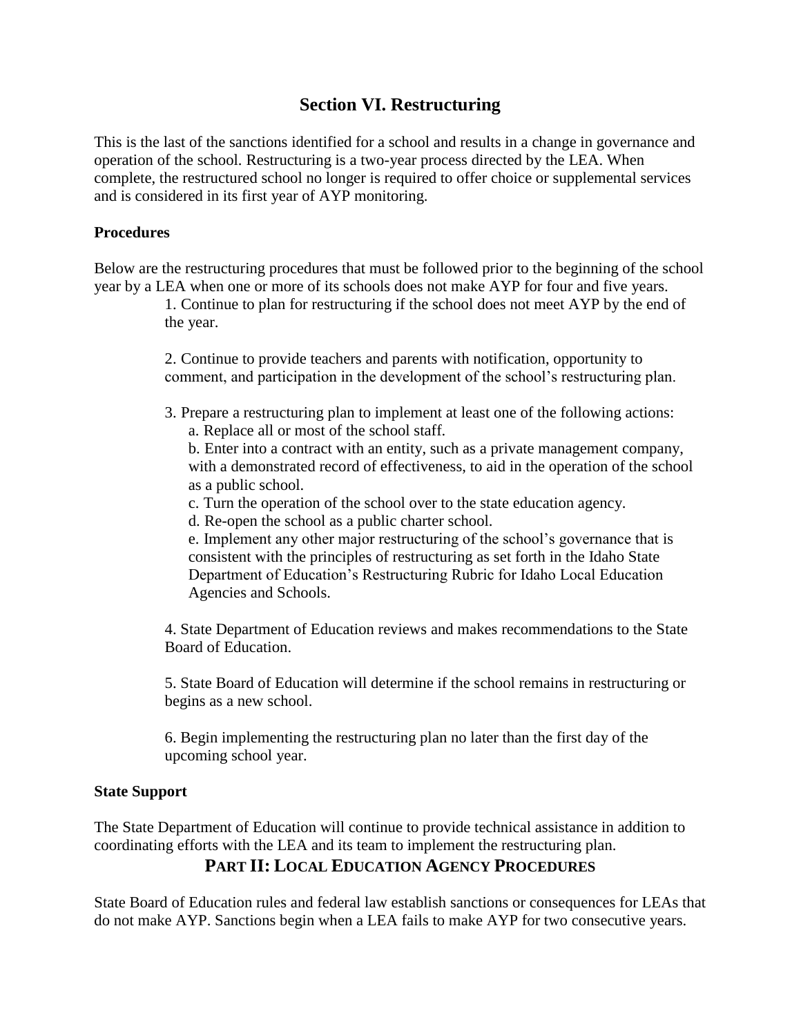## Section VI. Restructuring

This is the last of the sanctions identified for a school and results in a change in governance and operation of the school. Restructuring is a two-year process directed by the LEA. When complete, the restructured school no longer is required to offer choice or supplemental services and is considered in its first year of AYP monitoring.

**Procedures**

Below are the restructuring procedures that must be followed prior to the beginning of the school year by a LEA when one or more of its schools does not make AYP for four and five years.

1. Continue to plan for restructuring if the school does not meet AYP by the end of the year.

2. Continue to provide teachers and parents with notification, opportunity to comment, and participation in the development of the school's restructuring plan.

3. Prepare a restructuring plan to implement at least one of the following actions:
   a. Replace all or most of the school staff.
   b. Enter into a contract with an entity, such as a private management company, with a demonstrated record of effectiveness, to aid in the operation of the school as a public school.
   c. Turn the operation of the school over to the state education agency.
   d. Re-open the school as a public charter school.
   e. Implement any other major restructuring of the school's governance that is consistent with the principles of restructuring as set forth in the Idaho State Department of Education's Restructuring Rubric for Idaho Local Education Agencies and Schools.

4. State Department of Education reviews and makes recommendations to the State Board of Education.

5. State Board of Education will determine if the school remains in restructuring or begins as a new school.

6. Begin implementing the restructuring plan no later than the first day of the upcoming school year.

**State Support**

The State Department of Education will continue to provide technical assistance in addition to coordinating efforts with the LEA and its team to implement the restructuring plan.

# PART II: LOCAL EDUCATION AGENCY PROCEDURES

State Board of Education rules and federal law establish sanctions or consequences for LEAs that do not make AYP. Sanctions begin when a LEA fails to make AYP for two consecutive years.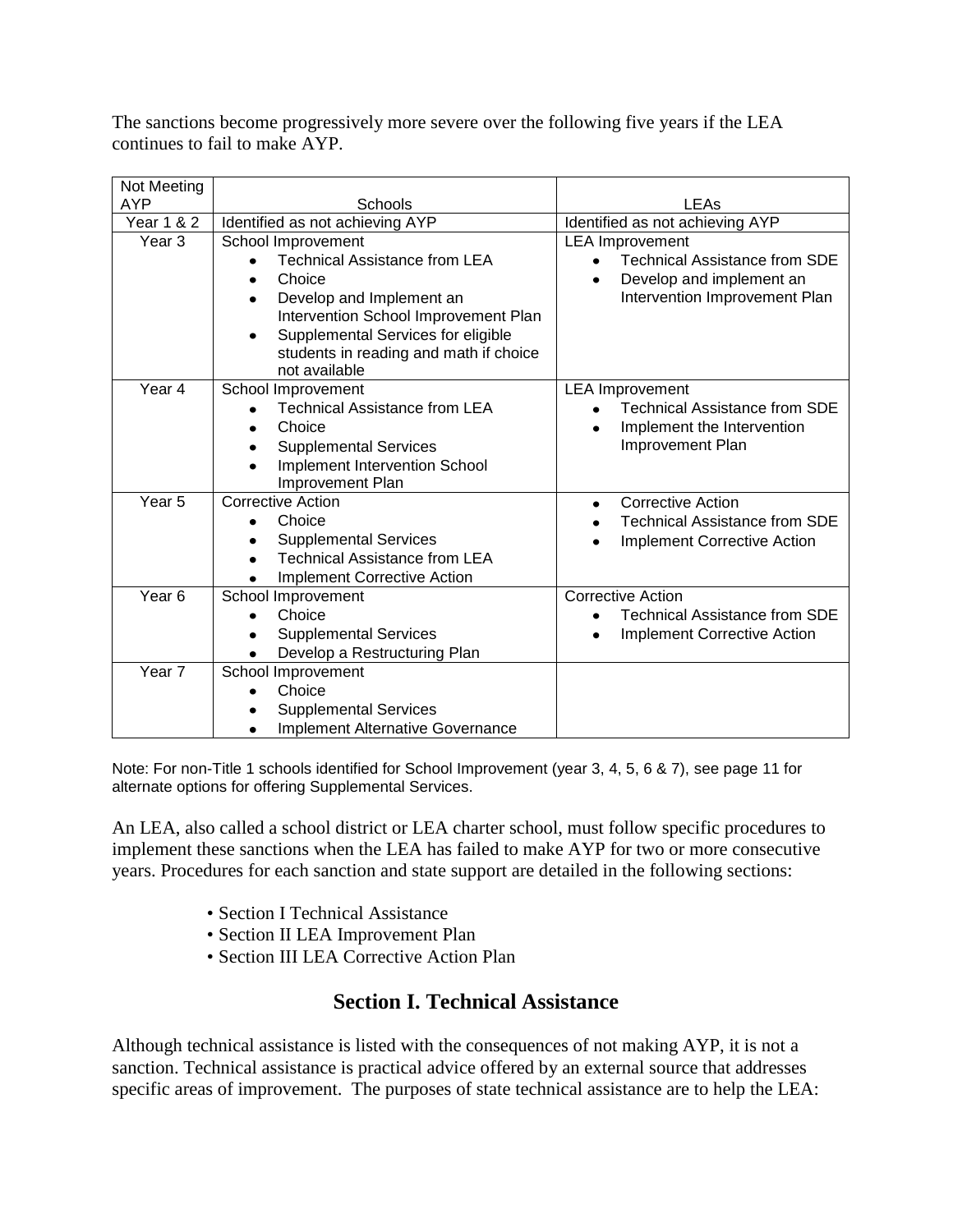The sanctions become progressively more severe over the following five years if the LEA continues to fail to make AYP.

| Not Meeting AYP | Schools | LEAs |
|---|---|---|
| Year 1 & 2 | Identified as not achieving AYP | Identified as not achieving AYP |
| Year 3 | School Improvement<br>• Technical Assistance from LEA<br>• Choice<br>• Develop and Implement an Intervention School Improvement Plan<br>• Supplemental Services for eligible students in reading and math if choice not available | LEA Improvement<br>• Technical Assistance from SDE<br>• Develop and implement an Intervention Improvement Plan |
| Year 4 | School Improvement<br>• Technical Assistance from LEA<br>• Choice<br>• Supplemental Services<br>• Implement Intervention School Improvement Plan | LEA Improvement<br>• Technical Assistance from SDE<br>• Implement the Intervention Improvement Plan |
| Year 5 | Corrective Action<br>• Choice<br>• Supplemental Services<br>• Technical Assistance from LEA<br>• Implement Corrective Action | • Corrective Action<br>• Technical Assistance from SDE<br>• Implement Corrective Action |
| Year 6 | School Improvement<br>• Choice<br>• Supplemental Services<br>• Develop a Restructuring Plan | Corrective Action<br>• Technical Assistance from SDE<br>• Implement Corrective Action |
| Year 7 | School Improvement<br>• Choice<br>• Supplemental Services<br>• Implement Alternative Governance | |

Note: For non-Title 1 schools identified for School Improvement (year 3, 4, 5, 6 & 7), see page 11 for alternate options for offering Supplemental Services.

An LEA, also called a school district or LEA charter school, must follow specific procedures to implement these sanctions when the LEA has failed to make AYP for two or more consecutive years. Procedures for each sanction and state support are detailed in the following sections:

- Section I Technical Assistance
- Section II LEA Improvement Plan
- Section III LEA Corrective Action Plan

## Section I. Technical Assistance

Although technical assistance is listed with the consequences of not making AYP, it is not a sanction. Technical assistance is practical advice offered by an external source that addresses specific areas of improvement. The purposes of state technical assistance are to help the LEA: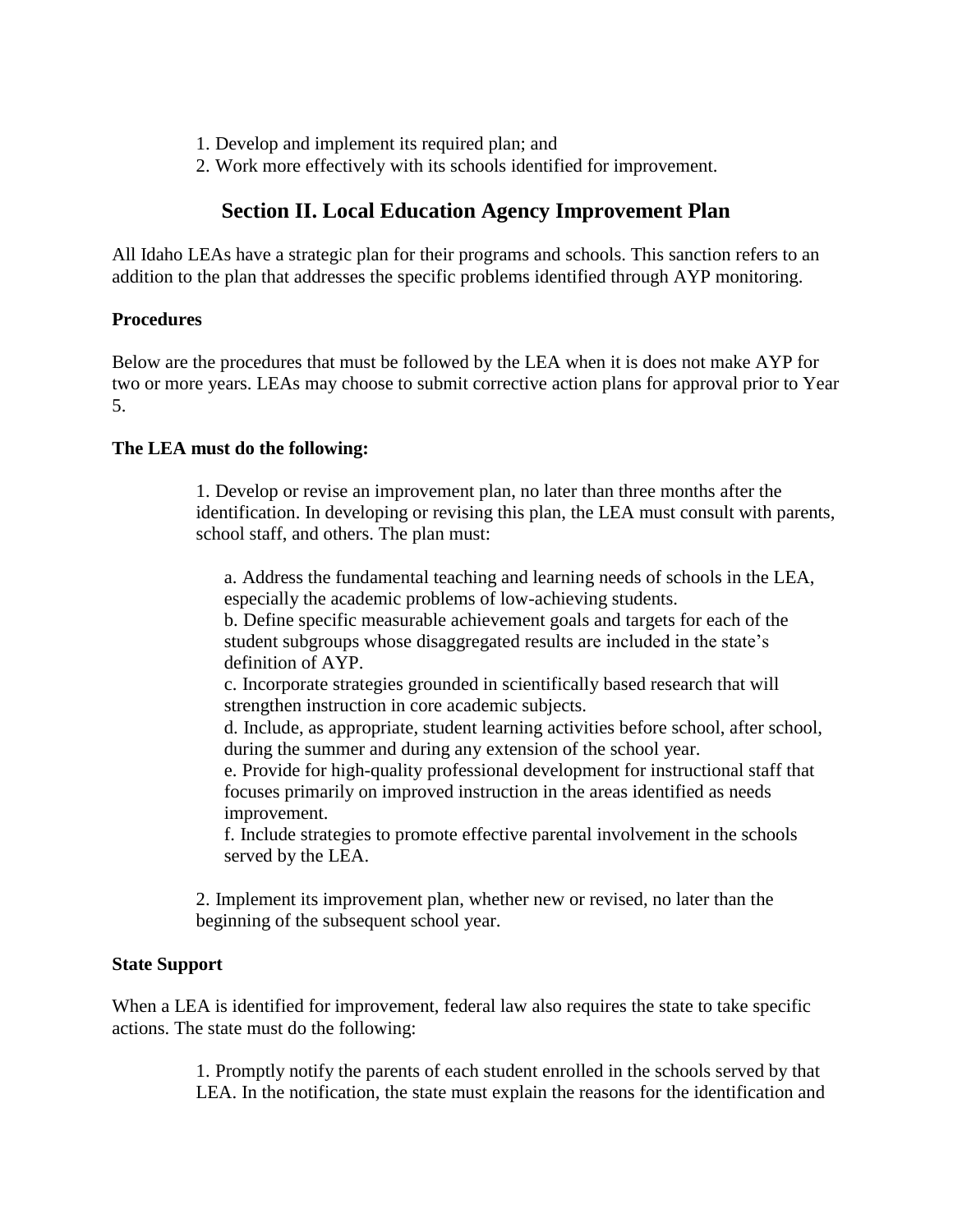1. Develop and implement its required plan; and
2. Work more effectively with its schools identified for improvement.

## Section II. Local Education Agency Improvement Plan

All Idaho LEAs have a strategic plan for their programs and schools. This sanction refers to an addition to the plan that addresses the specific problems identified through AYP monitoring.

**Procedures**

Below are the procedures that must be followed by the LEA when it is does not make AYP for two or more years. LEAs may choose to submit corrective action plans for approval prior to Year 5.

**The LEA must do the following:**

1. Develop or revise an improvement plan, no later than three months after the identification. In developing or revising this plan, the LEA must consult with parents, school staff, and others. The plan must:

   a. Address the fundamental teaching and learning needs of schools in the LEA, especially the academic problems of low-achieving students.
   b. Define specific measurable achievement goals and targets for each of the student subgroups whose disaggregated results are included in the state's definition of AYP.
   c. Incorporate strategies grounded in scientifically based research that will strengthen instruction in core academic subjects.
   d. Include, as appropriate, student learning activities before school, after school, during the summer and during any extension of the school year.
   e. Provide for high-quality professional development for instructional staff that focuses primarily on improved instruction in the areas identified as needs improvement.
   f. Include strategies to promote effective parental involvement in the schools served by the LEA.

2. Implement its improvement plan, whether new or revised, no later than the beginning of the subsequent school year.

**State Support**

When a LEA is identified for improvement, federal law also requires the state to take specific actions. The state must do the following:

1. Promptly notify the parents of each student enrolled in the schools served by that LEA. In the notification, the state must explain the reasons for the identification and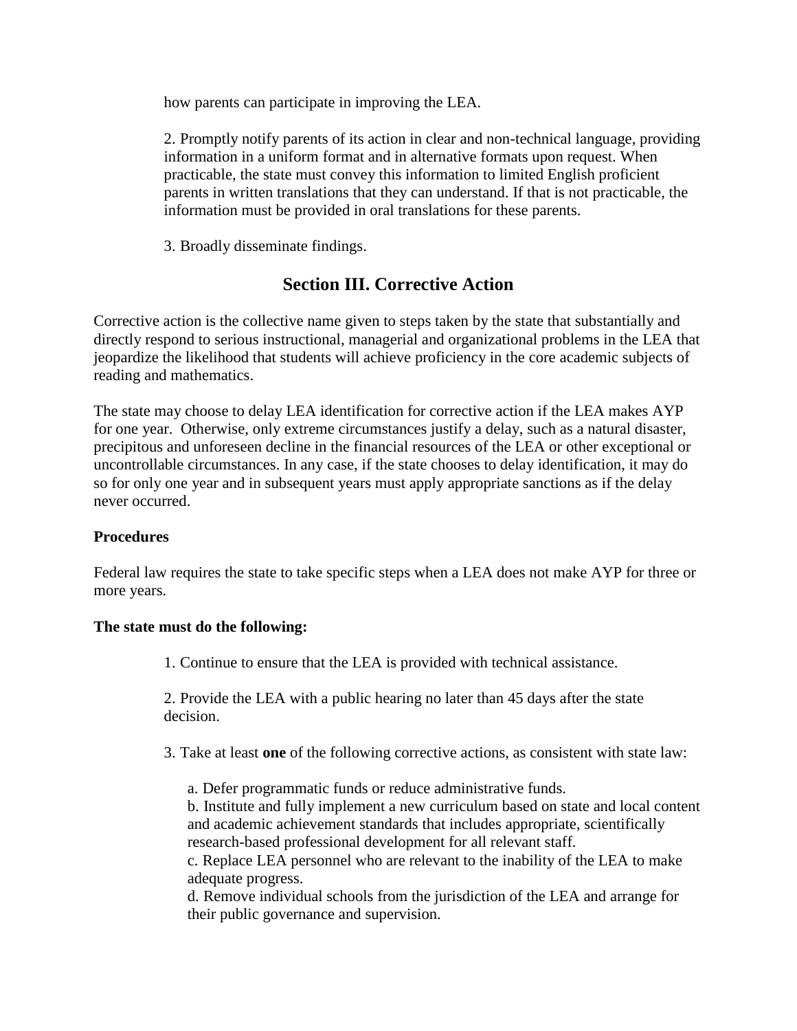how parents can participate in improving the LEA.

2. Promptly notify parents of its action in clear and non-technical language, providing information in a uniform format and in alternative formats upon request. When practicable, the state must convey this information to limited English proficient parents in written translations that they can understand. If that is not practicable, the information must be provided in oral translations for these parents.

3. Broadly disseminate findings.

## Section III. Corrective Action

Corrective action is the collective name given to steps taken by the state that substantially and directly respond to serious instructional, managerial and organizational problems in the LEA that jeopardize the likelihood that students will achieve proficiency in the core academic subjects of reading and mathematics.

The state may choose to delay LEA identification for corrective action if the LEA makes AYP for one year. Otherwise, only extreme circumstances justify a delay, such as a natural disaster, precipitous and unforeseen decline in the financial resources of the LEA or other exceptional or uncontrollable circumstances. In any case, if the state chooses to delay identification, it may do so for only one year and in subsequent years must apply appropriate sanctions as if the delay never occurred.

**Procedures**

Federal law requires the state to take specific steps when a LEA does not make AYP for three or more years.

**The state must do the following:**

1. Continue to ensure that the LEA is provided with technical assistance.

2. Provide the LEA with a public hearing no later than 45 days after the state decision.

3. Take at least **one** of the following corrective actions, as consistent with state law:

   a. Defer programmatic funds or reduce administrative funds.
   b. Institute and fully implement a new curriculum based on state and local content and academic achievement standards that includes appropriate, scientifically research-based professional development for all relevant staff.
   c. Replace LEA personnel who are relevant to the inability of the LEA to make adequate progress.
   d. Remove individual schools from the jurisdiction of the LEA and arrange for their public governance and supervision.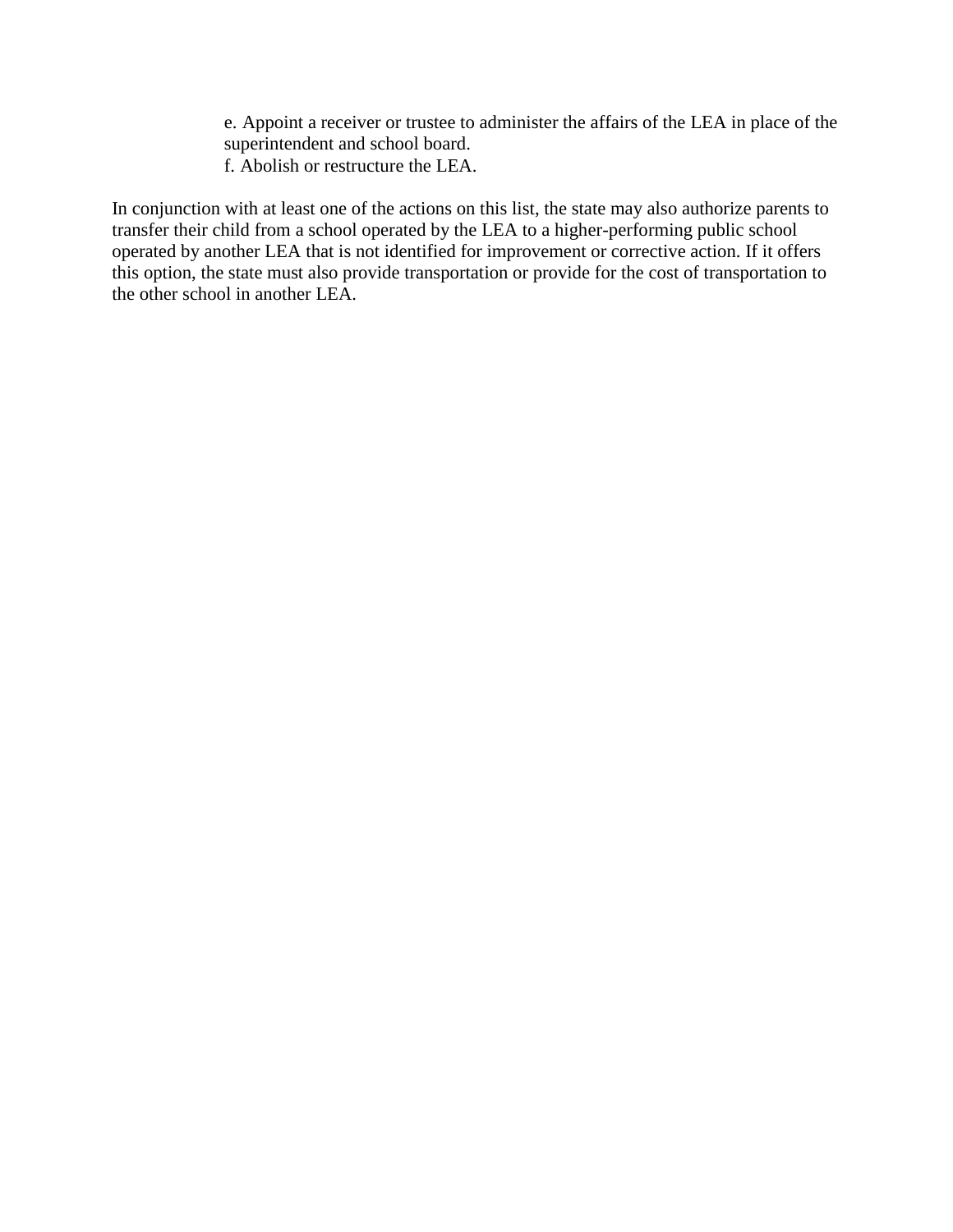e. Appoint a receiver or trustee to administer the affairs of the LEA in place of the superintendent and school board.

f. Abolish or restructure the LEA.

In conjunction with at least one of the actions on this list, the state may also authorize parents to transfer their child from a school operated by the LEA to a higher-performing public school operated by another LEA that is not identified for improvement or corrective action. If it offers this option, the state must also provide transportation or provide for the cost of transportation to the other school in another LEA.